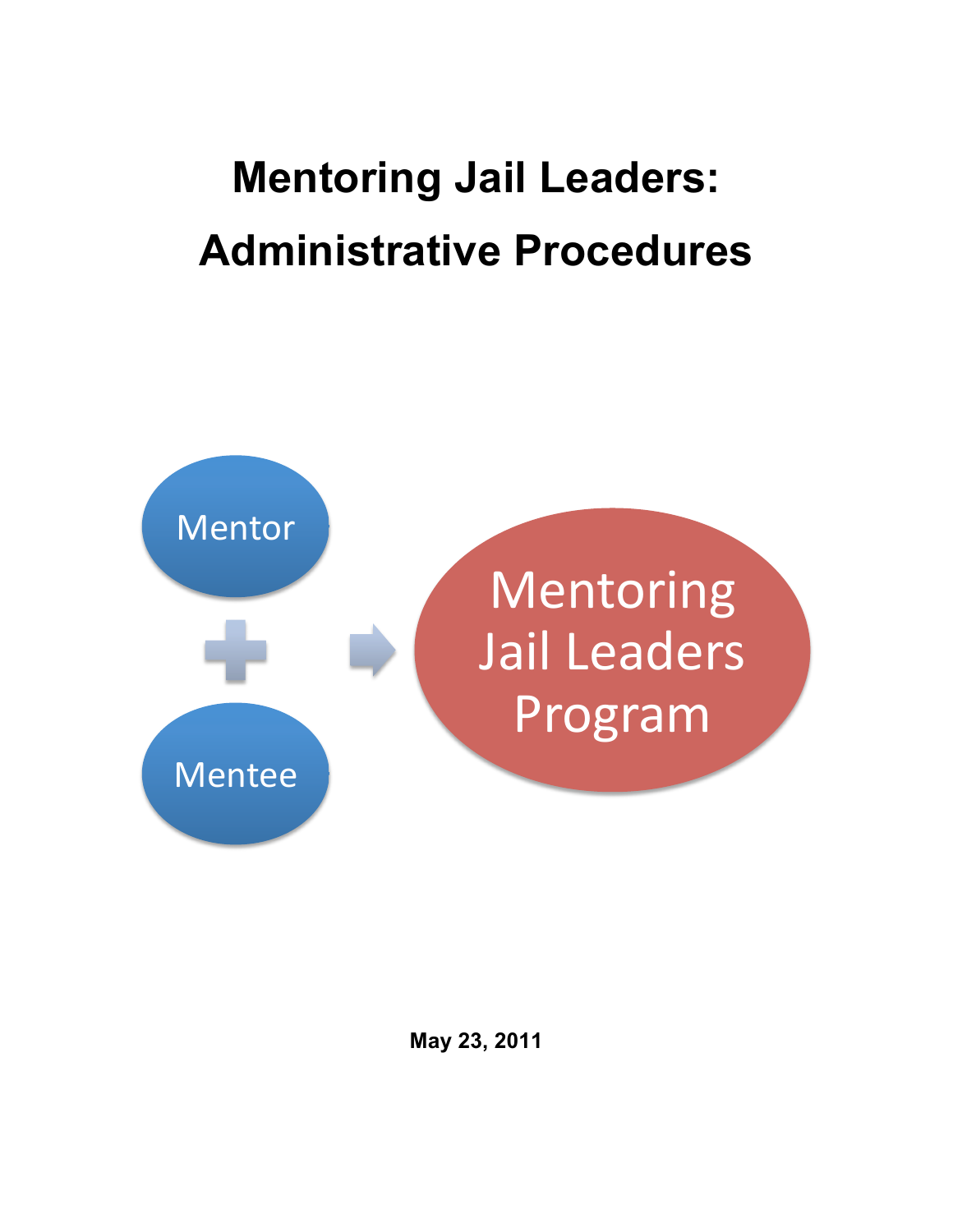# Mentoring Jail Leaders: Administrative Procedures

Mentor

Mentee

Mentoring Jail Leaders Program

**May 23, 2011**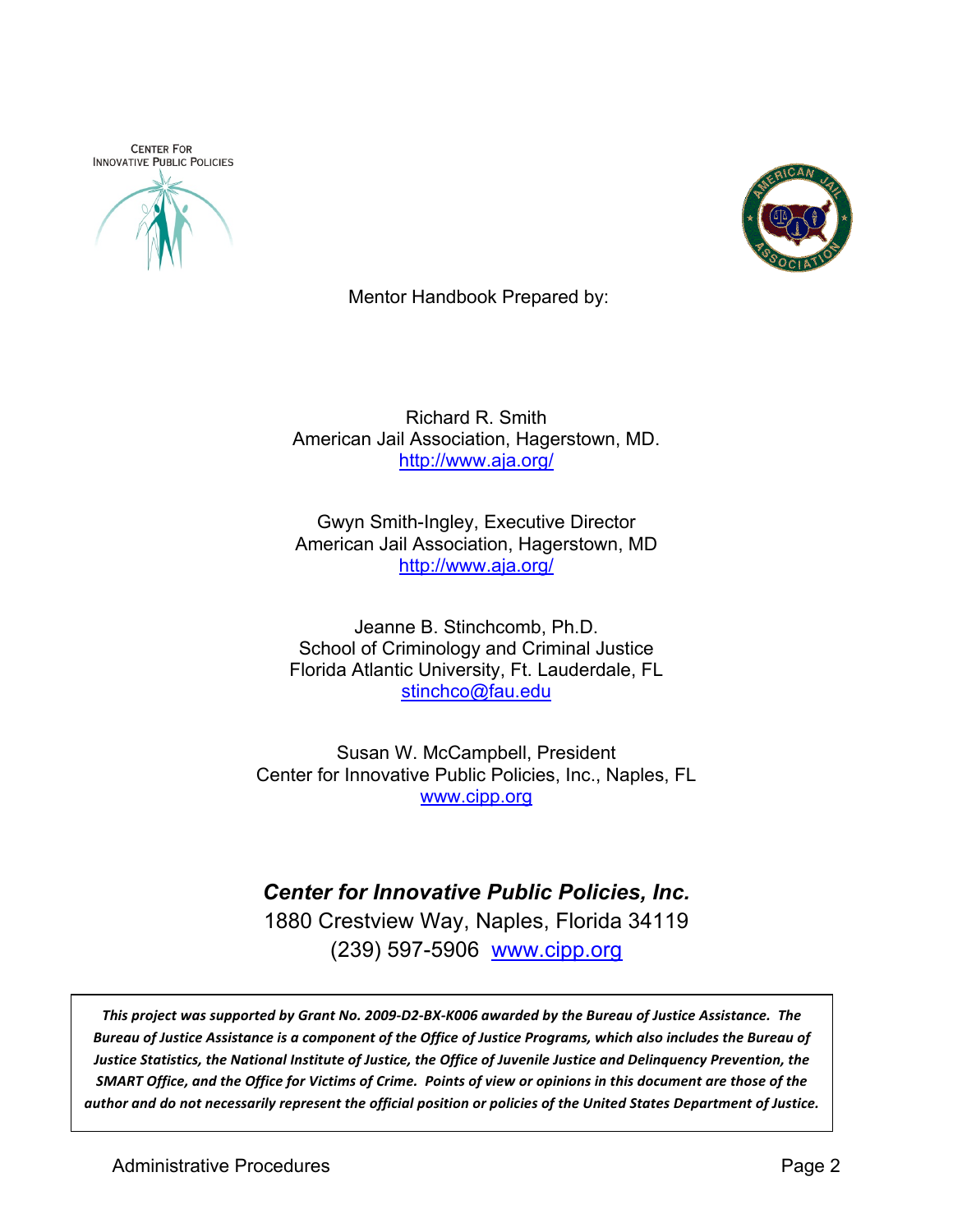CENTER FOR INNOVATIVE PUBLIC POLICIES

Mentor Handbook Prepared by:

Richard R. Smith
American Jail Association, Hagerstown, MD.
http://www.aja.org/

Gwyn Smith-Ingley, Executive Director
American Jail Association, Hagerstown, MD
http://www.aja.org/

Jeanne B. Stinchcomb, Ph.D.
School of Criminology and Criminal Justice
Florida Atlantic University, Ft. Lauderdale, FL
stinchco@fau.edu

Susan W. McCampbell, President
Center for Innovative Public Policies, Inc., Naples, FL
www.cipp.org

***Center for Innovative Public Policies, Inc.***
1880 Crestview Way, Naples, Florida 34119
(239) 597-5906 www.cipp.org

***This project was supported by Grant No. 2009-D2-BX-K006 awarded by the Bureau of Justice Assistance. The Bureau of Justice Assistance is a component of the Office of Justice Programs, which also includes the Bureau of Justice Statistics, the National Institute of Justice, the Office of Juvenile Justice and Delinquency Prevention, the SMART Office, and the Office for Victims of Crime. Points of view or opinions in this document are those of the author and do not necessarily represent the official position or policies of the United States Department of Justice.***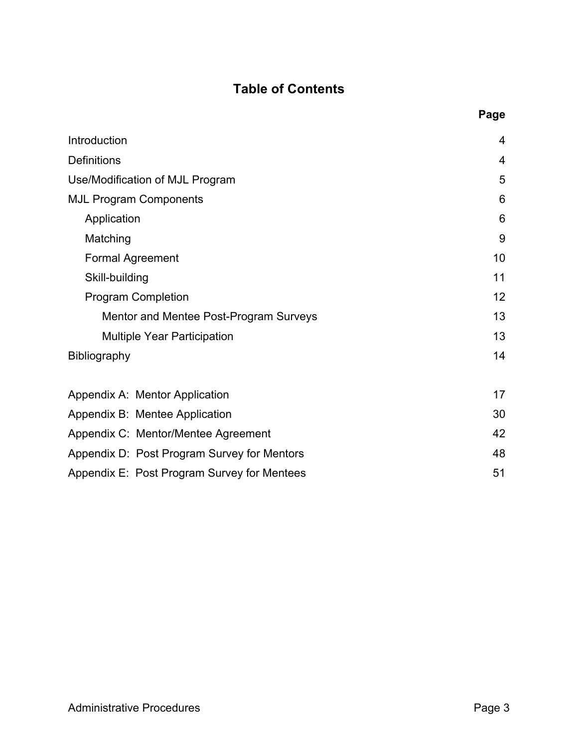# Table of Contents

| | Page |
|---|---|
| Introduction | 4 |
| Definitions | 4 |
| Use/Modification of MJL Program | 5 |
| MJL Program Components | 6 |
| Application | 6 |
| Matching | 9 |
| Formal Agreement | 10 |
| Skill-building | 11 |
| Program Completion | 12 |
| Mentor and Mentee Post-Program Surveys | 13 |
| Multiple Year Participation | 13 |
| Bibliography | 14 |
| Appendix A: Mentor Application | 17 |
| Appendix B: Mentee Application | 30 |
| Appendix C: Mentor/Mentee Agreement | 42 |
| Appendix D: Post Program Survey for Mentors | 48 |
| Appendix E: Post Program Survey for Mentees | 51 |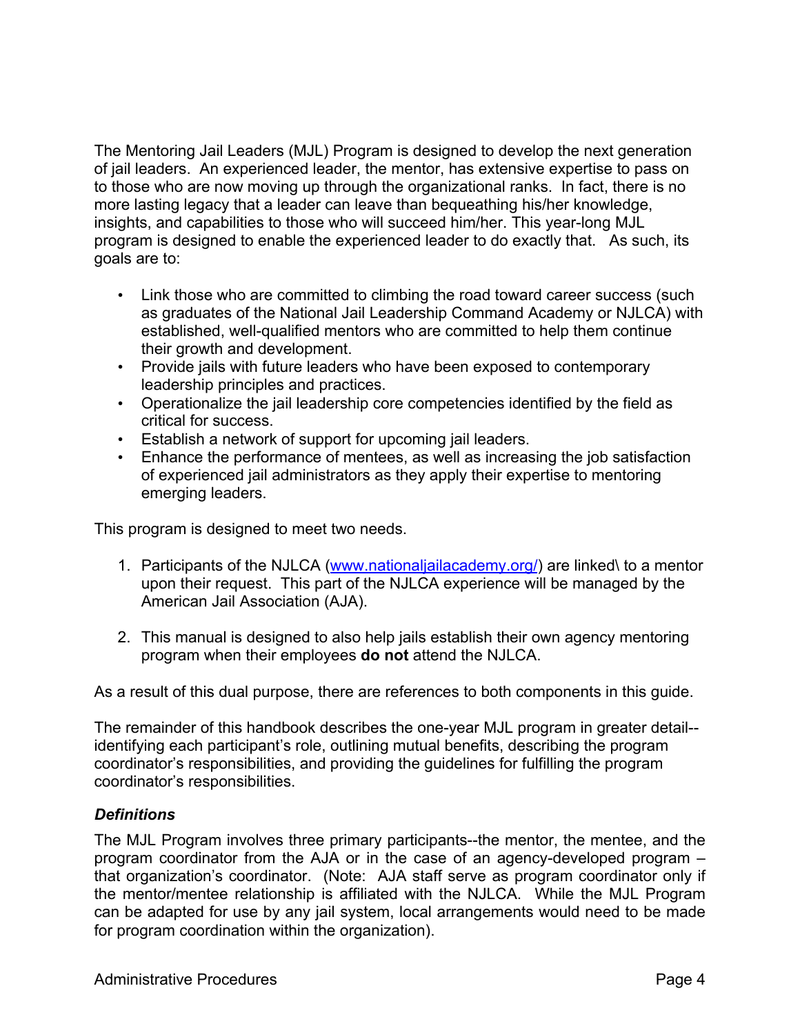The Mentoring Jail Leaders (MJL) Program is designed to develop the next generation of jail leaders. An experienced leader, the mentor, has extensive expertise to pass on to those who are now moving up through the organizational ranks. In fact, there is no more lasting legacy that a leader can leave than bequeathing his/her knowledge, insights, and capabilities to those who will succeed him/her. This year-long MJL program is designed to enable the experienced leader to do exactly that. As such, its goals are to:

- Link those who are committed to climbing the road toward career success (such as graduates of the National Jail Leadership Command Academy or NJLCA) with established, well-qualified mentors who are committed to help them continue their growth and development.
- Provide jails with future leaders who have been exposed to contemporary leadership principles and practices.
- Operationalize the jail leadership core competencies identified by the field as critical for success.
- Establish a network of support for upcoming jail leaders.
- Enhance the performance of mentees, as well as increasing the job satisfaction of experienced jail administrators as they apply their expertise to mentoring emerging leaders.

This program is designed to meet two needs.

1. Participants of the NJLCA ([www.nationaljailacademy.org/](www.nationaljailacademy.org/)) are linked\ to a mentor upon their request. This part of the NJLCA experience will be managed by the American Jail Association (AJA).

2. This manual is designed to also help jails establish their own agency mentoring program when their employees **do not** attend the NJLCA.

As a result of this dual purpose, there are references to both components in this guide.

The remainder of this handbook describes the one-year MJL program in greater detail--identifying each participant's role, outlining mutual benefits, describing the program coordinator's responsibilities, and providing the guidelines for fulfilling the program coordinator's responsibilities.

### *Definitions*

The MJL Program involves three primary participants--the mentor, the mentee, and the program coordinator from the AJA or in the case of an agency-developed program – that organization's coordinator. (Note: AJA staff serve as program coordinator only if the mentor/mentee relationship is affiliated with the NJLCA. While the MJL Program can be adapted for use by any jail system, local arrangements would need to be made for program coordination within the organization).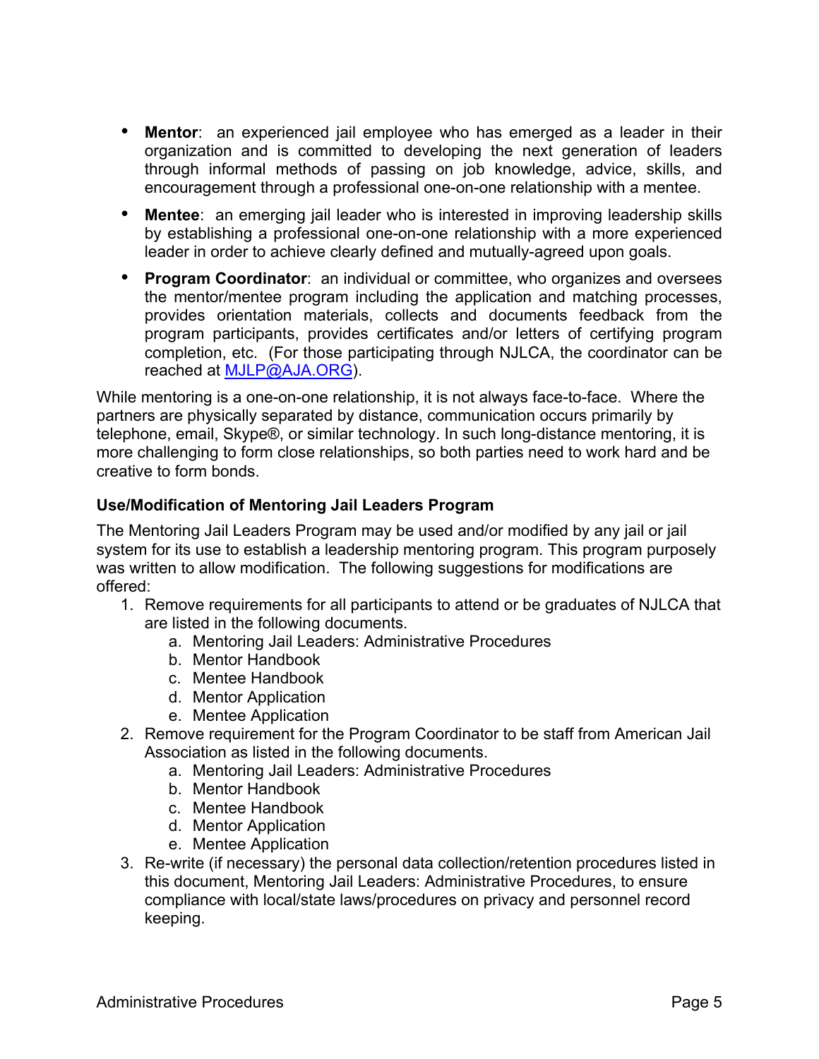- **Mentor**: an experienced jail employee who has emerged as a leader in their organization and is committed to developing the next generation of leaders through informal methods of passing on job knowledge, advice, skills, and encouragement through a professional one-on-one relationship with a mentee.
- **Mentee**: an emerging jail leader who is interested in improving leadership skills by establishing a professional one-on-one relationship with a more experienced leader in order to achieve clearly defined and mutually-agreed upon goals.
- **Program Coordinator**: an individual or committee, who organizes and oversees the mentor/mentee program including the application and matching processes, provides orientation materials, collects and documents feedback from the program participants, provides certificates and/or letters of certifying program completion, etc. (For those participating through NJLCA, the coordinator can be reached at MJLP@AJA.ORG).

While mentoring is a one-on-one relationship, it is not always face-to-face. Where the partners are physically separated by distance, communication occurs primarily by telephone, email, Skype®, or similar technology. In such long-distance mentoring, it is more challenging to form close relationships, so both parties need to work hard and be creative to form bonds.

### Use/Modification of Mentoring Jail Leaders Program

The Mentoring Jail Leaders Program may be used and/or modified by any jail or jail system for its use to establish a leadership mentoring program. This program purposely was written to allow modification. The following suggestions for modifications are offered:

1. Remove requirements for all participants to attend or be graduates of NJLCA that are listed in the following documents.
   a. Mentoring Jail Leaders: Administrative Procedures
   b. Mentor Handbook
   c. Mentee Handbook
   d. Mentor Application
   e. Mentee Application
2. Remove requirement for the Program Coordinator to be staff from American Jail Association as listed in the following documents.
   a. Mentoring Jail Leaders: Administrative Procedures
   b. Mentor Handbook
   c. Mentee Handbook
   d. Mentor Application
   e. Mentee Application
3. Re-write (if necessary) the personal data collection/retention procedures listed in this document, Mentoring Jail Leaders: Administrative Procedures, to ensure compliance with local/state laws/procedures on privacy and personnel record keeping.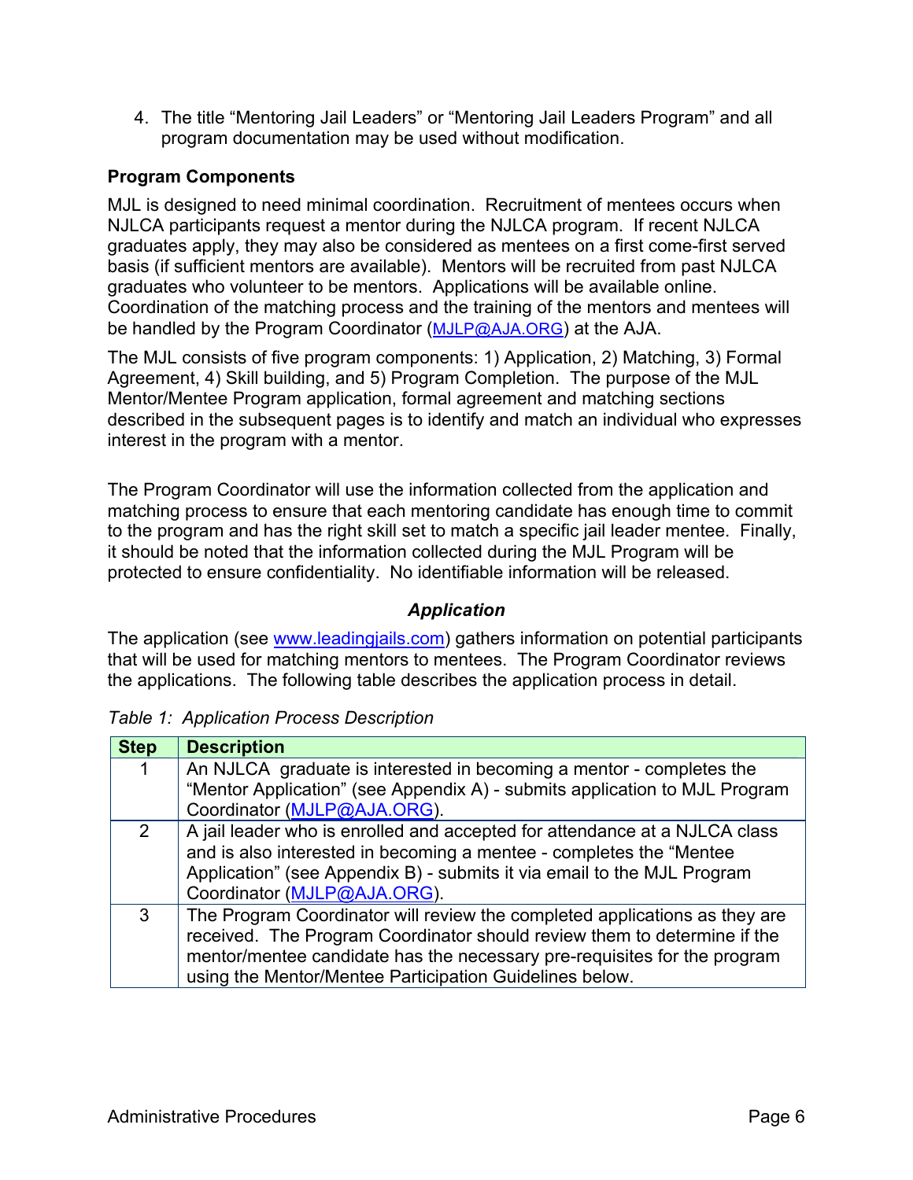4. The title "Mentoring Jail Leaders" or "Mentoring Jail Leaders Program" and all program documentation may be used without modification.

### Program Components

MJL is designed to need minimal coordination. Recruitment of mentees occurs when NJLCA participants request a mentor during the NJLCA program. If recent NJLCA graduates apply, they may also be considered as mentees on a first come-first served basis (if sufficient mentors are available). Mentors will be recruited from past NJLCA graduates who volunteer to be mentors. Applications will be available online. Coordination of the matching process and the training of the mentors and mentees will be handled by the Program Coordinator (MJLP@AJA.ORG) at the AJA.

The MJL consists of five program components: 1) Application, 2) Matching, 3) Formal Agreement, 4) Skill building, and 5) Program Completion. The purpose of the MJL Mentor/Mentee Program application, formal agreement and matching sections described in the subsequent pages is to identify and match an individual who expresses interest in the program with a mentor.

The Program Coordinator will use the information collected from the application and matching process to ensure that each mentoring candidate has enough time to commit to the program and has the right skill set to match a specific jail leader mentee. Finally, it should be noted that the information collected during the MJL Program will be protected to ensure confidentiality. No identifiable information will be released.

### *Application*

The application (see www.leadingjails.com) gathers information on potential participants that will be used for matching mentors to mentees. The Program Coordinator reviews the applications. The following table describes the application process in detail.

*Table 1: Application Process Description*

| Step | Description |
|---|---|
| 1 | An NJLCA graduate is interested in becoming a mentor - completes the "Mentor Application" (see Appendix A) - submits application to MJL Program Coordinator (MJLP@AJA.ORG). |
| 2 | A jail leader who is enrolled and accepted for attendance at a NJLCA class and is also interested in becoming a mentee - completes the "Mentee Application" (see Appendix B) - submits it via email to the MJL Program Coordinator (MJLP@AJA.ORG). |
| 3 | The Program Coordinator will review the completed applications as they are received. The Program Coordinator should review them to determine if the mentor/mentee candidate has the necessary pre-requisites for the program using the Mentor/Mentee Participation Guidelines below. |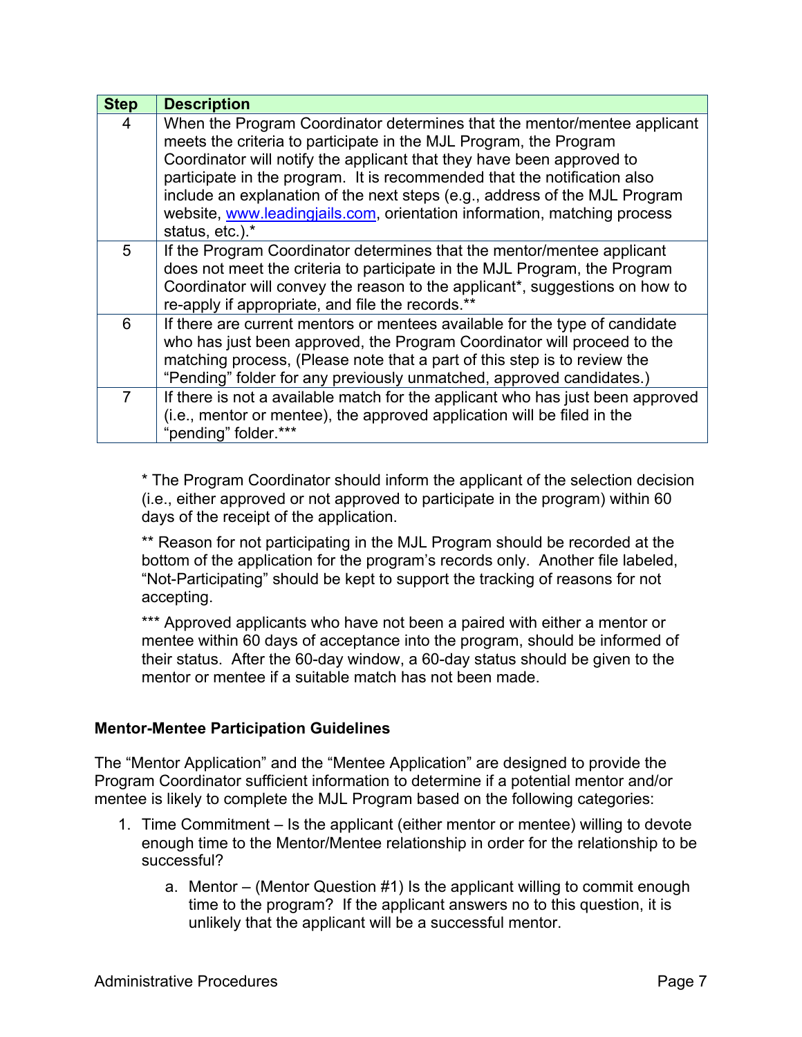| Step | Description |
|---|---|
| 4 | When the Program Coordinator determines that the mentor/mentee applicant meets the criteria to participate in the MJL Program, the Program Coordinator will notify the applicant that they have been approved to participate in the program. It is recommended that the notification also include an explanation of the next steps (e.g., address of the MJL Program website, www.leadingjails.com, orientation information, matching process status, etc.).* |
| 5 | If the Program Coordinator determines that the mentor/mentee applicant does not meet the criteria to participate in the MJL Program, the Program Coordinator will convey the reason to the applicant*, suggestions on how to re-apply if appropriate, and file the records.** |
| 6 | If there are current mentors or mentees available for the type of candidate who has just been approved, the Program Coordinator will proceed to the matching process, (Please note that a part of this step is to review the "Pending" folder for any previously unmatched, approved candidates.) |
| 7 | If there is not a available match for the applicant who has just been approved (i.e., mentor or mentee), the approved application will be filed in the "pending" folder.*** |

\* The Program Coordinator should inform the applicant of the selection decision (i.e., either approved or not approved to participate in the program) within 60 days of the receipt of the application.

** Reason for not participating in the MJL Program should be recorded at the bottom of the application for the program's records only. Another file labeled, "Not-Participating" should be kept to support the tracking of reasons for not accepting.

*** Approved applicants who have not been a paired with either a mentor or mentee within 60 days of acceptance into the program, should be informed of their status. After the 60-day window, a 60-day status should be given to the mentor or mentee if a suitable match has not been made.

**Mentor-Mentee Participation Guidelines**

The "Mentor Application" and the "Mentee Application" are designed to provide the Program Coordinator sufficient information to determine if a potential mentor and/or mentee is likely to complete the MJL Program based on the following categories:

1. Time Commitment – Is the applicant (either mentor or mentee) willing to devote enough time to the Mentor/Mentee relationship in order for the relationship to be successful?
    a. Mentor – (Mentor Question #1) Is the applicant willing to commit enough time to the program? If the applicant answers no to this question, it is unlikely that the applicant will be a successful mentor.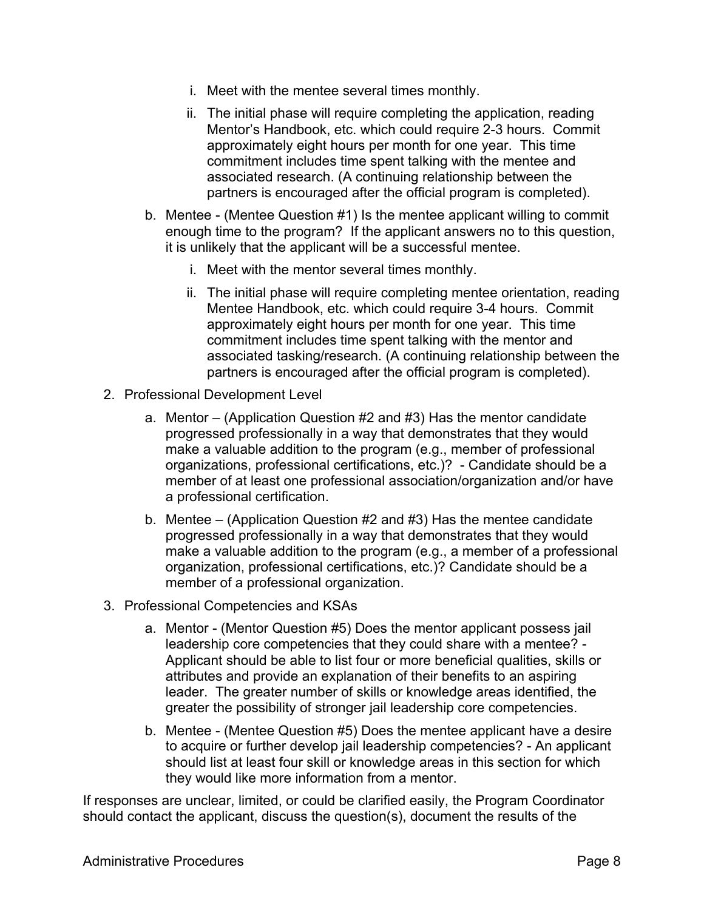i. Meet with the mentee several times monthly.

      ii. The initial phase will require completing the application, reading Mentor's Handbook, etc. which could require 2-3 hours. Commit approximately eight hours per month for one year. This time commitment includes time spent talking with the mentee and associated research. (A continuing relationship between the partners is encouraged after the official program is completed).

   b. Mentee - (Mentee Question #1) Is the mentee applicant willing to commit enough time to the program? If the applicant answers no to this question, it is unlikely that the applicant will be a successful mentee.

      i. Meet with the mentor several times monthly.

      ii. The initial phase will require completing mentee orientation, reading Mentee Handbook, etc. which could require 3-4 hours. Commit approximately eight hours per month for one year. This time commitment includes time spent talking with the mentor and associated tasking/research. (A continuing relationship between the partners is encouraged after the official program is completed).

2. Professional Development Level

   a. Mentor – (Application Question #2 and #3) Has the mentor candidate progressed professionally in a way that demonstrates that they would make a valuable addition to the program (e.g., member of professional organizations, professional certifications, etc.)? - Candidate should be a member of at least one professional association/organization and/or have a professional certification.

   b. Mentee – (Application Question #2 and #3) Has the mentee candidate progressed professionally in a way that demonstrates that they would make a valuable addition to the program (e.g., a member of a professional organization, professional certifications, etc.)? Candidate should be a member of a professional organization.

3. Professional Competencies and KSAs

   a. Mentor - (Mentor Question #5) Does the mentor applicant possess jail leadership core competencies that they could share with a mentee? - Applicant should be able to list four or more beneficial qualities, skills or attributes and provide an explanation of their benefits to an aspiring leader. The greater number of skills or knowledge areas identified, the greater the possibility of stronger jail leadership core competencies.

   b. Mentee - (Mentee Question #5) Does the mentee applicant have a desire to acquire or further develop jail leadership competencies? - An applicant should list at least four skill or knowledge areas in this section for which they would like more information from a mentor.

If responses are unclear, limited, or could be clarified easily, the Program Coordinator should contact the applicant, discuss the question(s), document the results of the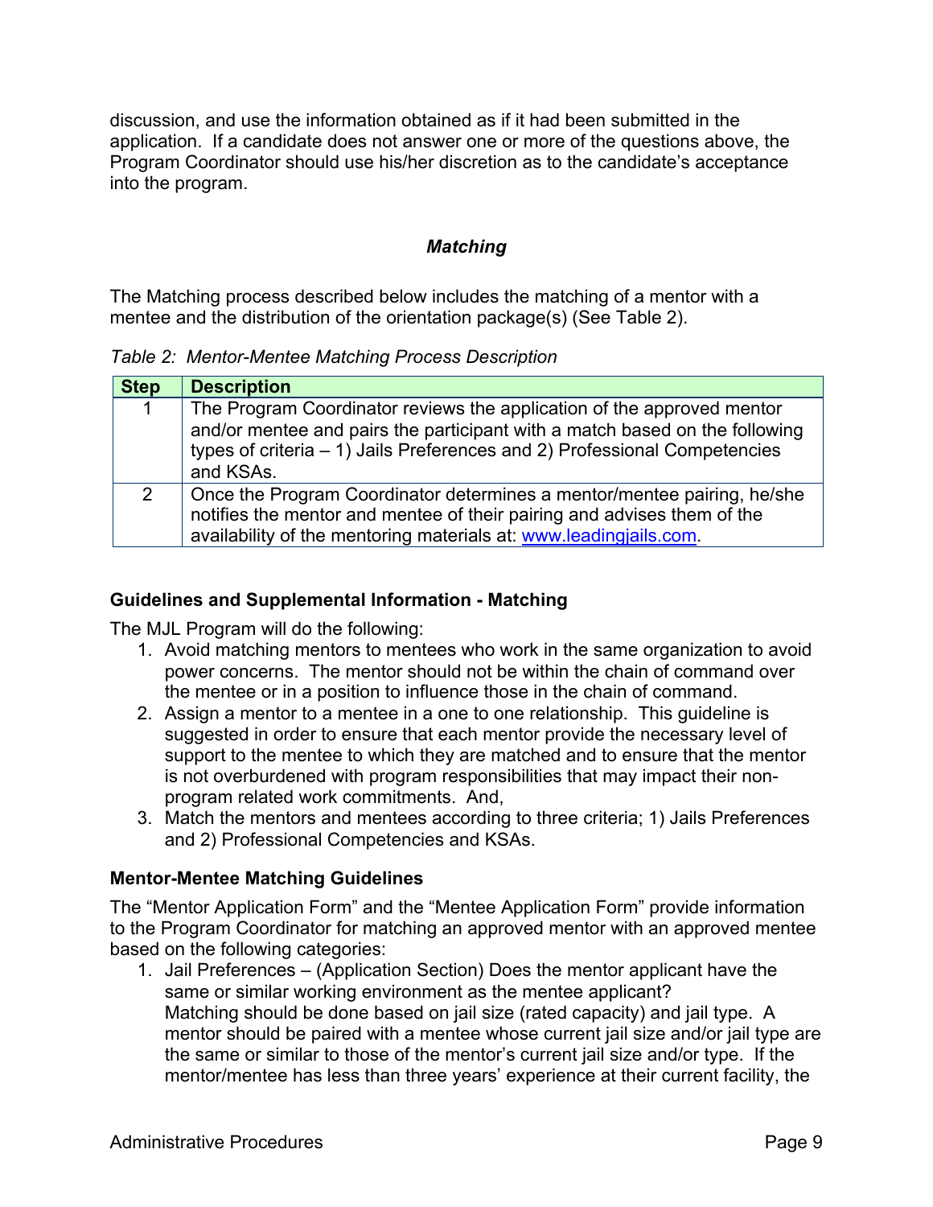discussion, and use the information obtained as if it had been submitted in the application. If a candidate does not answer one or more of the questions above, the Program Coordinator should use his/her discretion as to the candidate's acceptance into the program.

### *Matching*

The Matching process described below includes the matching of a mentor with a mentee and the distribution of the orientation package(s) (See Table 2).

*Table 2: Mentor-Mentee Matching Process Description*

| Step | Description |
|---|---|
| 1 | The Program Coordinator reviews the application of the approved mentor and/or mentee and pairs the participant with a match based on the following types of criteria – 1) Jails Preferences and 2) Professional Competencies and KSAs. |
| 2 | Once the Program Coordinator determines a mentor/mentee pairing, he/she notifies the mentor and mentee of their pairing and advises them of the availability of the mentoring materials at: [www.leadingjails.com](www.leadingjails.com). |

**Guidelines and Supplemental Information - Matching**

The MJL Program will do the following:

1. Avoid matching mentors to mentees who work in the same organization to avoid power concerns. The mentor should not be within the chain of command over the mentee or in a position to influence those in the chain of command.
2. Assign a mentor to a mentee in a one to one relationship. This guideline is suggested in order to ensure that each mentor provide the necessary level of support to the mentee to which they are matched and to ensure that the mentor is not overburdened with program responsibilities that may impact their non-program related work commitments. And,
3. Match the mentors and mentees according to three criteria; 1) Jails Preferences and 2) Professional Competencies and KSAs.

**Mentor-Mentee Matching Guidelines**

The "Mentor Application Form" and the "Mentee Application Form" provide information to the Program Coordinator for matching an approved mentor with an approved mentee based on the following categories:

1. Jail Preferences – (Application Section) Does the mentor applicant have the same or similar working environment as the mentee applicant?
   Matching should be done based on jail size (rated capacity) and jail type. A mentor should be paired with a mentee whose current jail size and/or jail type are the same or similar to those of the mentor's current jail size and/or type. If the mentor/mentee has less than three years' experience at their current facility, the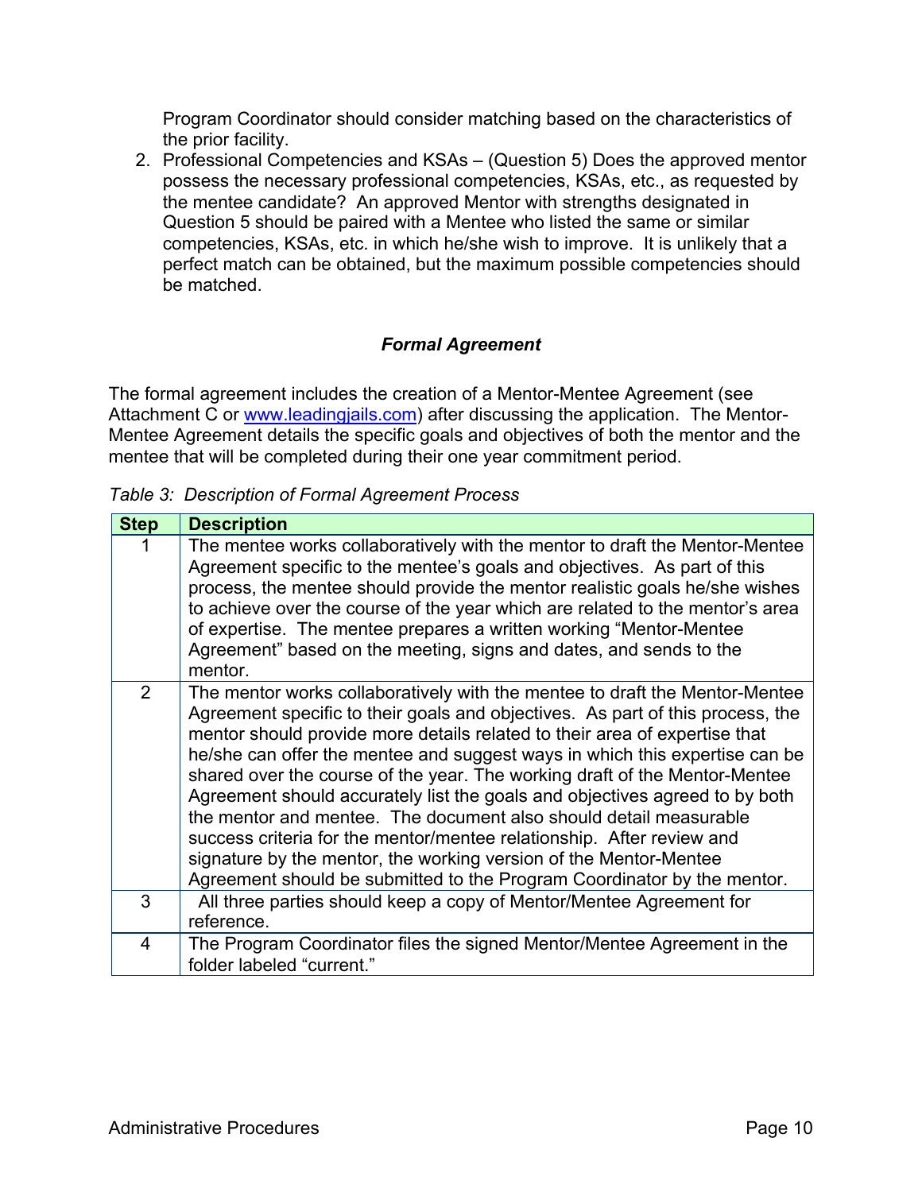Program Coordinator should consider matching based on the characteristics of the prior facility.

2. Professional Competencies and KSAs – (Question 5) Does the approved mentor possess the necessary professional competencies, KSAs, etc., as requested by the mentee candidate? An approved Mentor with strengths designated in Question 5 should be paired with a Mentee who listed the same or similar competencies, KSAs, etc. in which he/she wish to improve. It is unlikely that a perfect match can be obtained, but the maximum possible competencies should be matched.

### *Formal Agreement*

The formal agreement includes the creation of a Mentor-Mentee Agreement (see Attachment C or [www.leadingjails.com](www.leadingjails.com)) after discussing the application. The Mentor-Mentee Agreement details the specific goals and objectives of both the mentor and the mentee that will be completed during their one year commitment period.

*Table 3: Description of Formal Agreement Process*

| Step | Description |
| --- | --- |
| 1 | The mentee works collaboratively with the mentor to draft the Mentor-Mentee Agreement specific to the mentee's goals and objectives. As part of this process, the mentee should provide the mentor realistic goals he/she wishes to achieve over the course of the year which are related to the mentor's area of expertise. The mentee prepares a written working "Mentor-Mentee Agreement" based on the meeting, signs and dates, and sends to the mentor. |
| 2 | The mentor works collaboratively with the mentee to draft the Mentor-Mentee Agreement specific to their goals and objectives. As part of this process, the mentor should provide more details related to their area of expertise that he/she can offer the mentee and suggest ways in which this expertise can be shared over the course of the year. The working draft of the Mentor-Mentee Agreement should accurately list the goals and objectives agreed to by both the mentor and mentee. The document also should detail measurable success criteria for the mentor/mentee relationship. After review and signature by the mentor, the working version of the Mentor-Mentee Agreement should be submitted to the Program Coordinator by the mentor. |
| 3 | All three parties should keep a copy of Mentor/Mentee Agreement for reference. |
| 4 | The Program Coordinator files the signed Mentor/Mentee Agreement in the folder labeled "current." |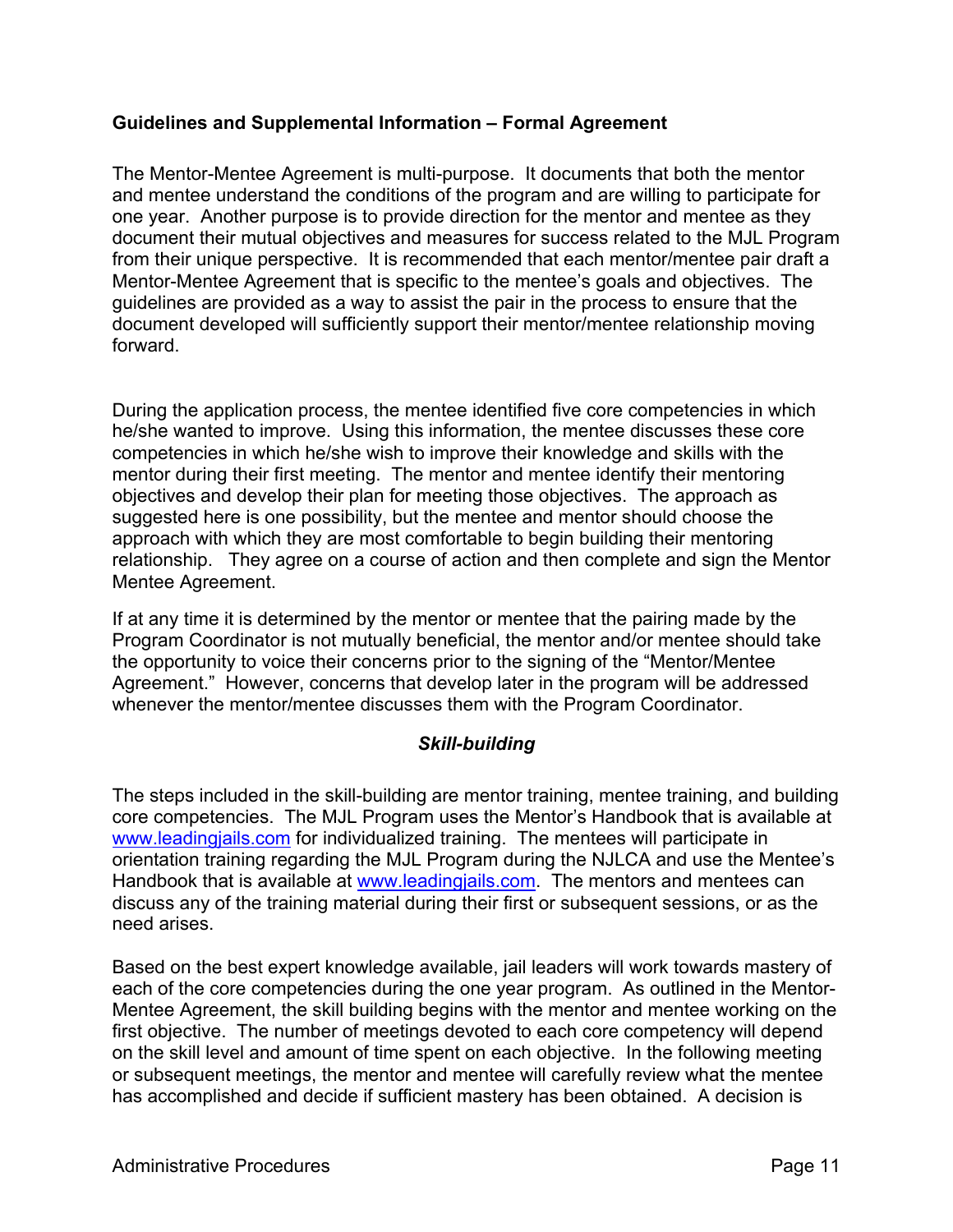**Guidelines and Supplemental Information – Formal Agreement**

The Mentor-Mentee Agreement is multi-purpose. It documents that both the mentor and mentee understand the conditions of the program and are willing to participate for one year. Another purpose is to provide direction for the mentor and mentee as they document their mutual objectives and measures for success related to the MJL Program from their unique perspective. It is recommended that each mentor/mentee pair draft a Mentor-Mentee Agreement that is specific to the mentee's goals and objectives. The guidelines are provided as a way to assist the pair in the process to ensure that the document developed will sufficiently support their mentor/mentee relationship moving forward.

During the application process, the mentee identified five core competencies in which he/she wanted to improve. Using this information, the mentee discusses these core competencies in which he/she wish to improve their knowledge and skills with the mentor during their first meeting. The mentor and mentee identify their mentoring objectives and develop their plan for meeting those objectives. The approach as suggested here is one possibility, but the mentee and mentor should choose the approach with which they are most comfortable to begin building their mentoring relationship. They agree on a course of action and then complete and sign the Mentor Mentee Agreement.

If at any time it is determined by the mentor or mentee that the pairing made by the Program Coordinator is not mutually beneficial, the mentor and/or mentee should take the opportunity to voice their concerns prior to the signing of the "Mentor/Mentee Agreement." However, concerns that develop later in the program will be addressed whenever the mentor/mentee discusses them with the Program Coordinator.

***Skill-building***

The steps included in the skill-building are mentor training, mentee training, and building core competencies. The MJL Program uses the Mentor's Handbook that is available at www.leadingjails.com for individualized training. The mentees will participate in orientation training regarding the MJL Program during the NJLCA and use the Mentee's Handbook that is available at www.leadingjails.com. The mentors and mentees can discuss any of the training material during their first or subsequent sessions, or as the need arises.

Based on the best expert knowledge available, jail leaders will work towards mastery of each of the core competencies during the one year program. As outlined in the Mentor-Mentee Agreement, the skill building begins with the mentor and mentee working on the first objective. The number of meetings devoted to each core competency will depend on the skill level and amount of time spent on each objective. In the following meeting or subsequent meetings, the mentor and mentee will carefully review what the mentee has accomplished and decide if sufficient mastery has been obtained. A decision is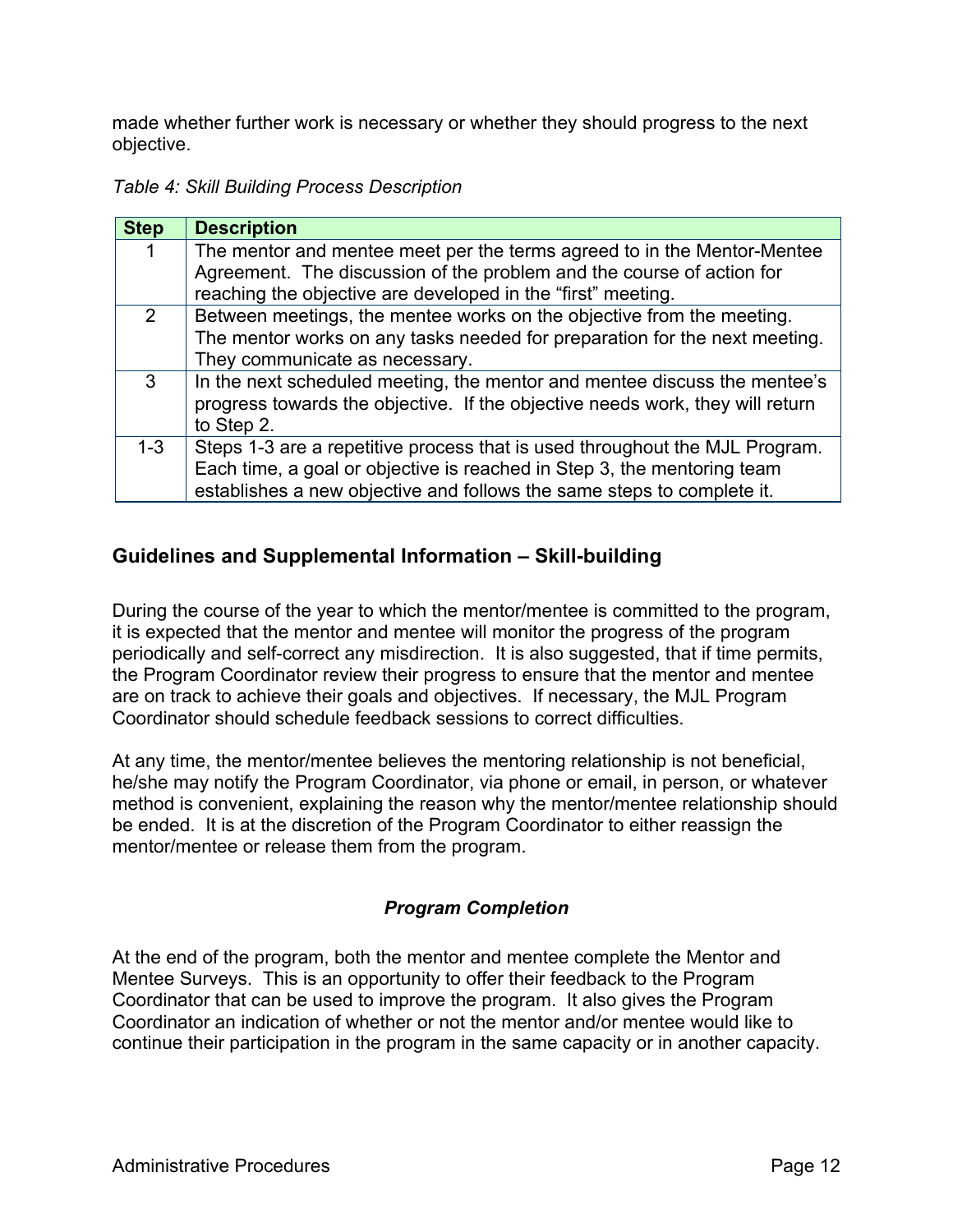made whether further work is necessary or whether they should progress to the next objective.

*Table 4: Skill Building Process Description*

| Step | Description |
|---|---|
| 1 | The mentor and mentee meet per the terms agreed to in the Mentor-Mentee Agreement. The discussion of the problem and the course of action for reaching the objective are developed in the "first" meeting. |
| 2 | Between meetings, the mentee works on the objective from the meeting. The mentor works on any tasks needed for preparation for the next meeting. They communicate as necessary. |
| 3 | In the next scheduled meeting, the mentor and mentee discuss the mentee's progress towards the objective. If the objective needs work, they will return to Step 2. |
| 1-3 | Steps 1-3 are a repetitive process that is used throughout the MJL Program. Each time, a goal or objective is reached in Step 3, the mentoring team establishes a new objective and follows the same steps to complete it. |

## Guidelines and Supplemental Information – Skill-building

During the course of the year to which the mentor/mentee is committed to the program, it is expected that the mentor and mentee will monitor the progress of the program periodically and self-correct any misdirection. It is also suggested, that if time permits, the Program Coordinator review their progress to ensure that the mentor and mentee are on track to achieve their goals and objectives. If necessary, the MJL Program Coordinator should schedule feedback sessions to correct difficulties.

At any time, the mentor/mentee believes the mentoring relationship is not beneficial, he/she may notify the Program Coordinator, via phone or email, in person, or whatever method is convenient, explaining the reason why the mentor/mentee relationship should be ended. It is at the discretion of the Program Coordinator to either reassign the mentor/mentee or release them from the program.

### *Program Completion*

At the end of the program, both the mentor and mentee complete the Mentor and Mentee Surveys. This is an opportunity to offer their feedback to the Program Coordinator that can be used to improve the program. It also gives the Program Coordinator an indication of whether or not the mentor and/or mentee would like to continue their participation in the program in the same capacity or in another capacity.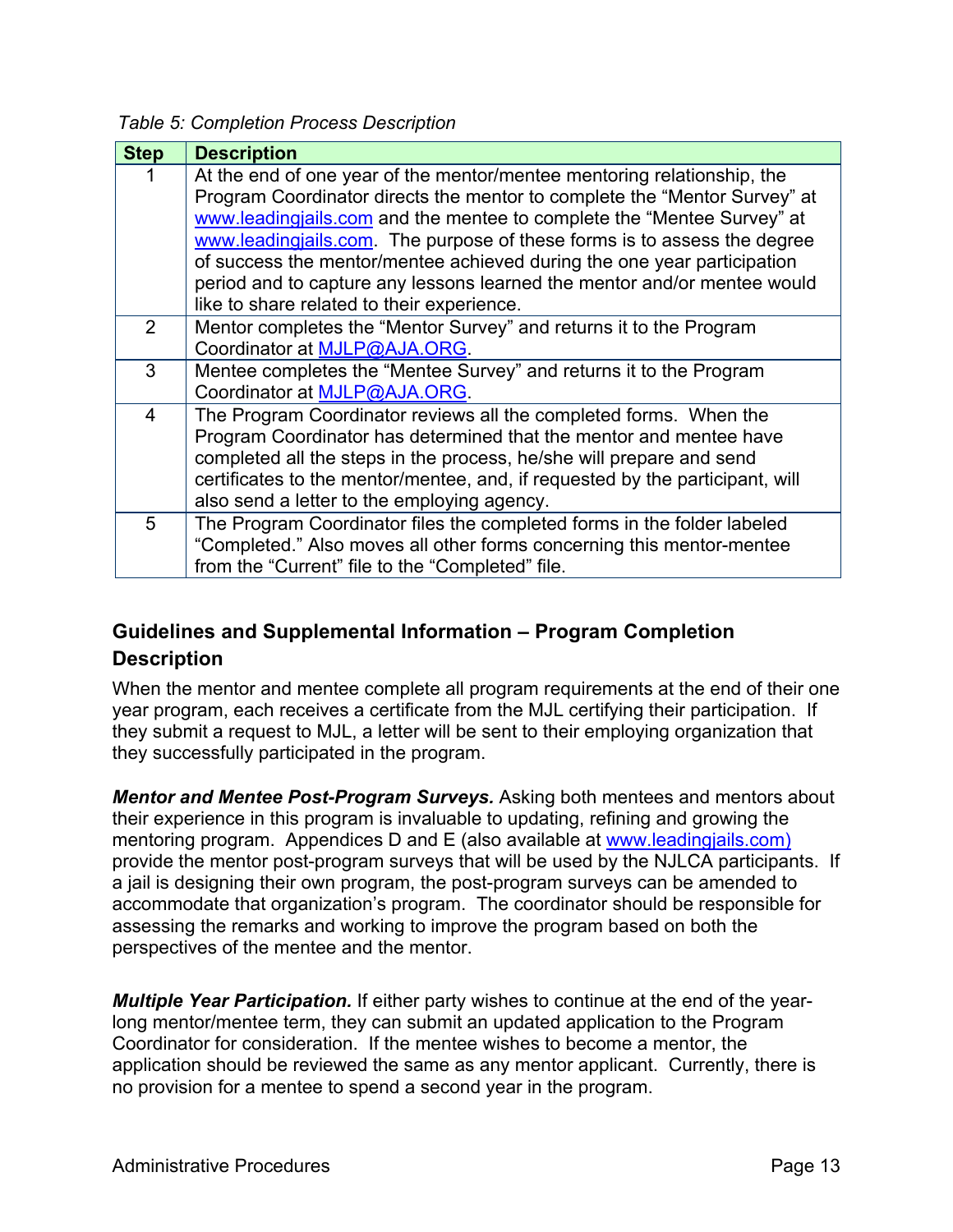*Table 5: Completion Process Description*

| Step | Description |
|---|---|
| 1 | At the end of one year of the mentor/mentee mentoring relationship, the Program Coordinator directs the mentor to complete the "Mentor Survey" at www.leadingjails.com and the mentee to complete the "Mentee Survey" at www.leadingjails.com. The purpose of these forms is to assess the degree of success the mentor/mentee achieved during the one year participation period and to capture any lessons learned the mentor and/or mentee would like to share related to their experience. |
| 2 | Mentor completes the "Mentor Survey" and returns it to the Program Coordinator at MJLP@AJA.ORG. |
| 3 | Mentee completes the "Mentee Survey" and returns it to the Program Coordinator at MJLP@AJA.ORG. |
| 4 | The Program Coordinator reviews all the completed forms. When the Program Coordinator has determined that the mentor and mentee have completed all the steps in the process, he/she will prepare and send certificates to the mentor/mentee, and, if requested by the participant, will also send a letter to the employing agency. |
| 5 | The Program Coordinator files the completed forms in the folder labeled "Completed." Also moves all other forms concerning this mentor-mentee from the "Current" file to the "Completed" file. |

## Guidelines and Supplemental Information – Program Completion Description

When the mentor and mentee complete all program requirements at the end of their one year program, each receives a certificate from the MJL certifying their participation. If they submit a request to MJL, a letter will be sent to their employing organization that they successfully participated in the program.

***Mentor and Mentee Post-Program Surveys.*** Asking both mentees and mentors about their experience in this program is invaluable to updating, refining and growing the mentoring program. Appendices D and E (also available at www.leadingjails.com) provide the mentor post-program surveys that will be used by the NJLCA participants. If a jail is designing their own program, the post-program surveys can be amended to accommodate that organization's program. The coordinator should be responsible for assessing the remarks and working to improve the program based on both the perspectives of the mentee and the mentor.

***Multiple Year Participation.*** If either party wishes to continue at the end of the year-long mentor/mentee term, they can submit an updated application to the Program Coordinator for consideration. If the mentee wishes to become a mentor, the application should be reviewed the same as any mentor applicant. Currently, there is no provision for a mentee to spend a second year in the program.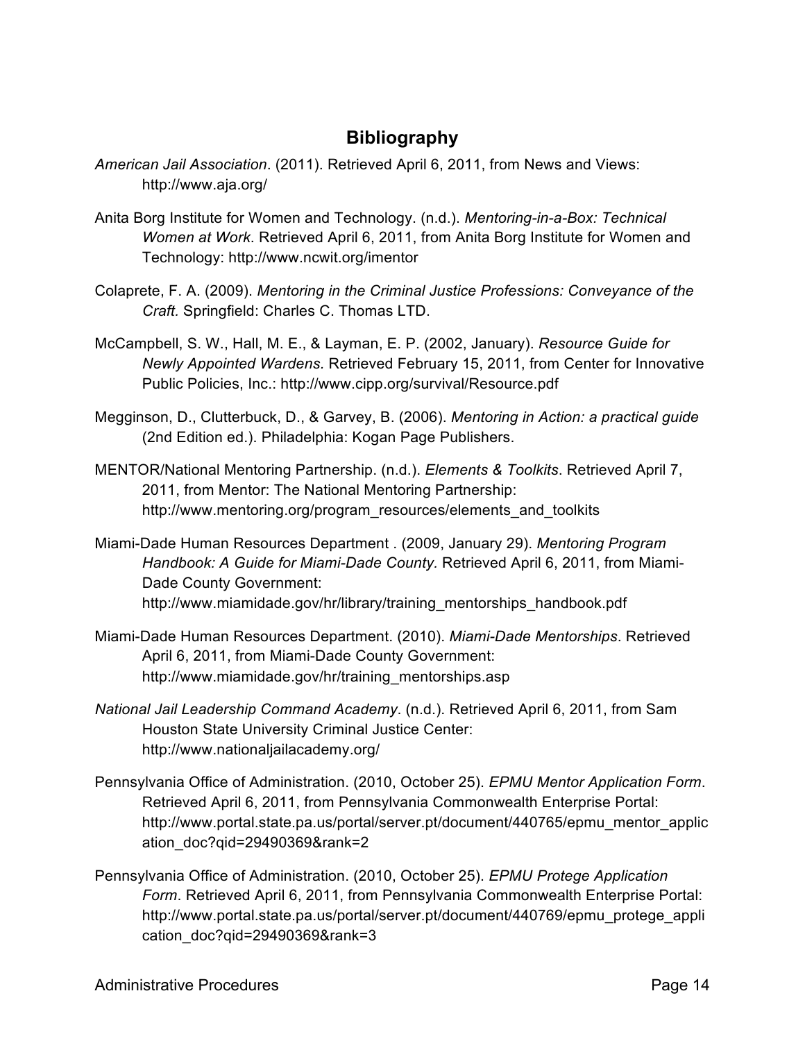# Bibliography

*American Jail Association*. (2011). Retrieved April 6, 2011, from News and Views: http://www.aja.org/

Anita Borg Institute for Women and Technology. (n.d.). *Mentoring-in-a-Box: Technical Women at Work*. Retrieved April 6, 2011, from Anita Borg Institute for Women and Technology: http://www.ncwit.org/imentor

Colaprete, F. A. (2009). *Mentoring in the Criminal Justice Professions: Conveyance of the Craft.* Springfield: Charles C. Thomas LTD.

McCampbell, S. W., Hall, M. E., & Layman, E. P. (2002, January). *Resource Guide for Newly Appointed Wardens.* Retrieved February 15, 2011, from Center for Innovative Public Policies, Inc.: http://www.cipp.org/survival/Resource.pdf

Megginson, D., Clutterbuck, D., & Garvey, B. (2006). *Mentoring in Action: a practical guide* (2nd Edition ed.). Philadelphia: Kogan Page Publishers.

MENTOR/National Mentoring Partnership. (n.d.). *Elements & Toolkits*. Retrieved April 7, 2011, from Mentor: The National Mentoring Partnership: http://www.mentoring.org/program_resources/elements_and_toolkits

Miami-Dade Human Resources Department . (2009, January 29). *Mentoring Program Handbook: A Guide for Miami-Dade County.* Retrieved April 6, 2011, from Miami-Dade County Government: http://www.miamidade.gov/hr/library/training_mentorships_handbook.pdf

Miami-Dade Human Resources Department. (2010). *Miami-Dade Mentorships*. Retrieved April 6, 2011, from Miami-Dade County Government: http://www.miamidade.gov/hr/training_mentorships.asp

*National Jail Leadership Command Academy*. (n.d.). Retrieved April 6, 2011, from Sam Houston State University Criminal Justice Center: http://www.nationaljailacademy.org/

Pennsylvania Office of Administration. (2010, October 25). *EPMU Mentor Application Form*. Retrieved April 6, 2011, from Pennsylvania Commonwealth Enterprise Portal: http://www.portal.state.pa.us/portal/server.pt/document/440765/epmu_mentor_application_doc?qid=29490369&rank=2

Pennsylvania Office of Administration. (2010, October 25). *EPMU Protege Application Form*. Retrieved April 6, 2011, from Pennsylvania Commonwealth Enterprise Portal: http://www.portal.state.pa.us/portal/server.pt/document/440769/epmu_protege_application_doc?qid=29490369&rank=3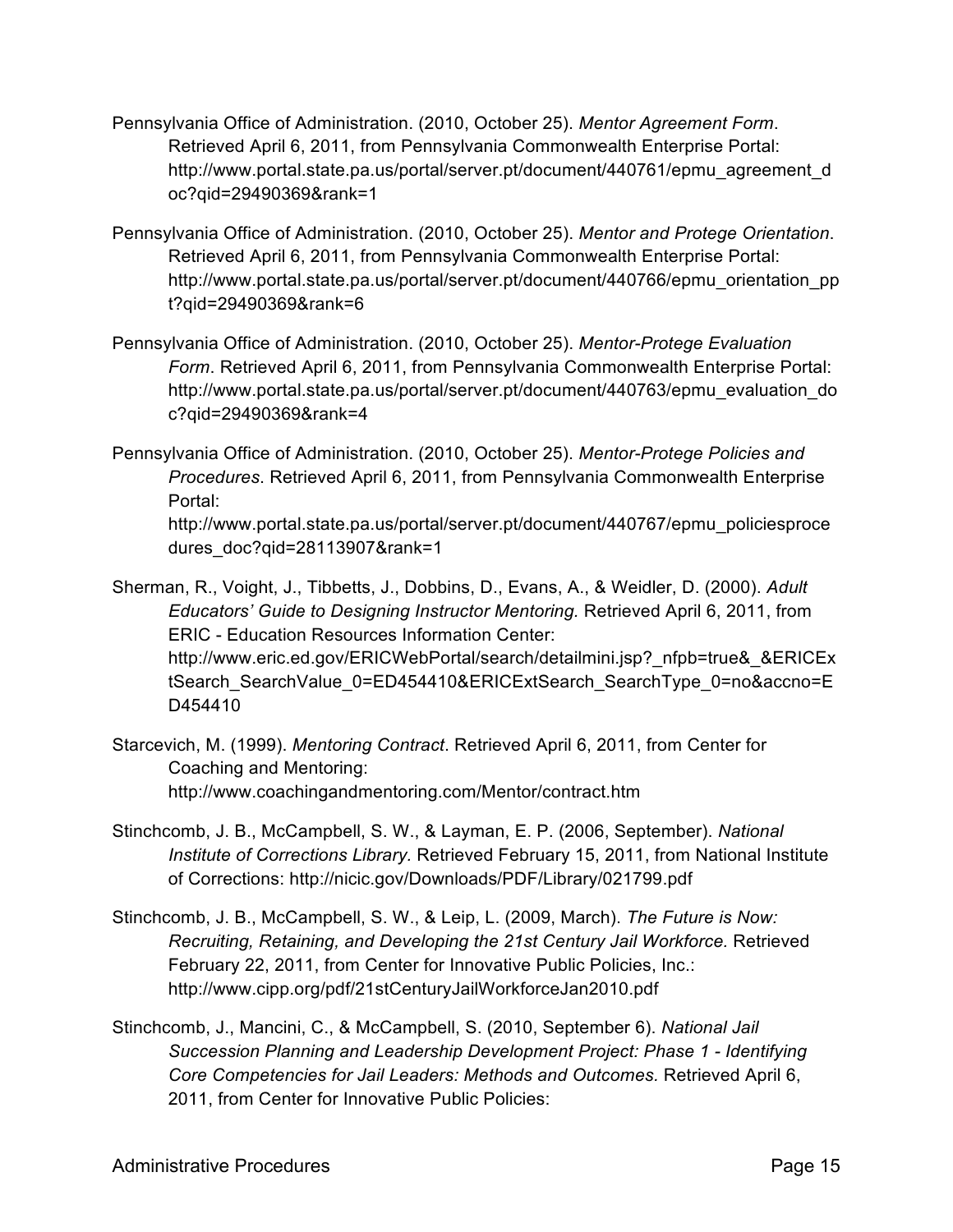Pennsylvania Office of Administration. (2010, October 25). *Mentor Agreement Form*. Retrieved April 6, 2011, from Pennsylvania Commonwealth Enterprise Portal: http://www.portal.state.pa.us/portal/server.pt/document/440761/epmu_agreement_doc?qid=29490369&rank=1

Pennsylvania Office of Administration. (2010, October 25). *Mentor and Protege Orientation*. Retrieved April 6, 2011, from Pennsylvania Commonwealth Enterprise Portal: http://www.portal.state.pa.us/portal/server.pt/document/440766/epmu_orientation_ppt?qid=29490369&rank=6

Pennsylvania Office of Administration. (2010, October 25). *Mentor-Protege Evaluation Form*. Retrieved April 6, 2011, from Pennsylvania Commonwealth Enterprise Portal: http://www.portal.state.pa.us/portal/server.pt/document/440763/epmu_evaluation_doc?qid=29490369&rank=4

Pennsylvania Office of Administration. (2010, October 25). *Mentor-Protege Policies and Procedures*. Retrieved April 6, 2011, from Pennsylvania Commonwealth Enterprise Portal: http://www.portal.state.pa.us/portal/server.pt/document/440767/epmu_policiesprocedures_doc?qid=28113907&rank=1

Sherman, R., Voight, J., Tibbetts, J., Dobbins, D., Evans, A., & Weidler, D. (2000). *Adult Educators' Guide to Designing Instructor Mentoring.* Retrieved April 6, 2011, from ERIC - Education Resources Information Center: http://www.eric.ed.gov/ERICWebPortal/search/detailmini.jsp?_nfpb=true&_&ERICExtSearch_SearchValue_0=ED454410&ERICExtSearch_SearchType_0=no&accno=ED454410

Starcevich, M. (1999). *Mentoring Contract*. Retrieved April 6, 2011, from Center for Coaching and Mentoring: http://www.coachingandmentoring.com/Mentor/contract.htm

Stinchcomb, J. B., McCampbell, S. W., & Layman, E. P. (2006, September). *National Institute of Corrections Library.* Retrieved February 15, 2011, from National Institute of Corrections: http://nicic.gov/Downloads/PDF/Library/021799.pdf

Stinchcomb, J. B., McCampbell, S. W., & Leip, L. (2009, March). *The Future is Now: Recruiting, Retaining, and Developing the 21st Century Jail Workforce.* Retrieved February 22, 2011, from Center for Innovative Public Policies, Inc.: http://www.cipp.org/pdf/21stCenturyJailWorkforceJan2010.pdf

Stinchcomb, J., Mancini, C., & McCampbell, S. (2010, September 6). *National Jail Succession Planning and Leadership Development Project: Phase 1 - Identifying Core Competencies for Jail Leaders: Methods and Outcomes.* Retrieved April 6, 2011, from Center for Innovative Public Policies: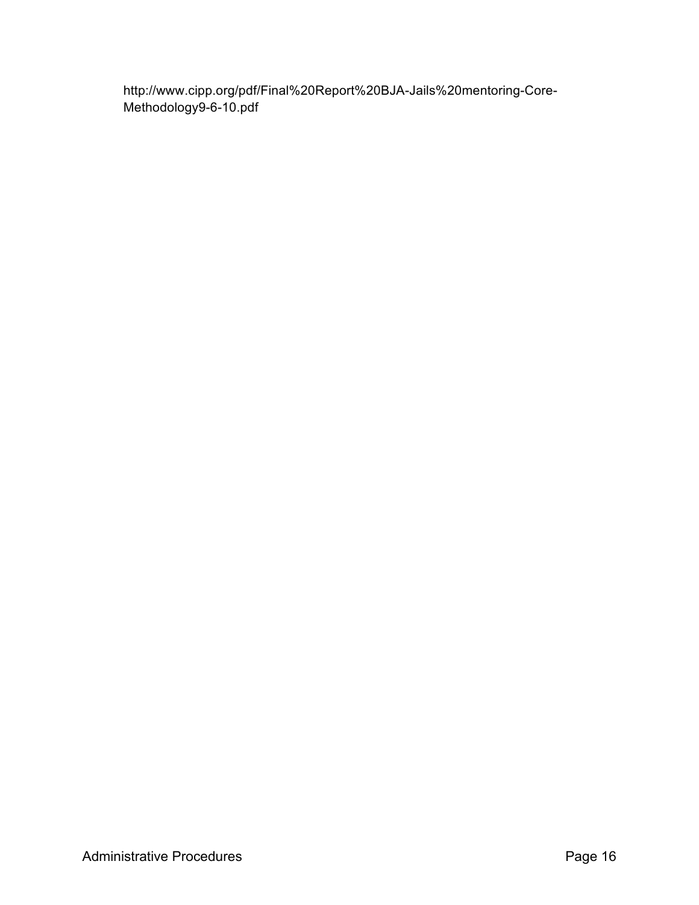http://www.cipp.org/pdf/Final%20Report%20BJA-Jails%20mentoring-Core-Methodology9-6-10.pdf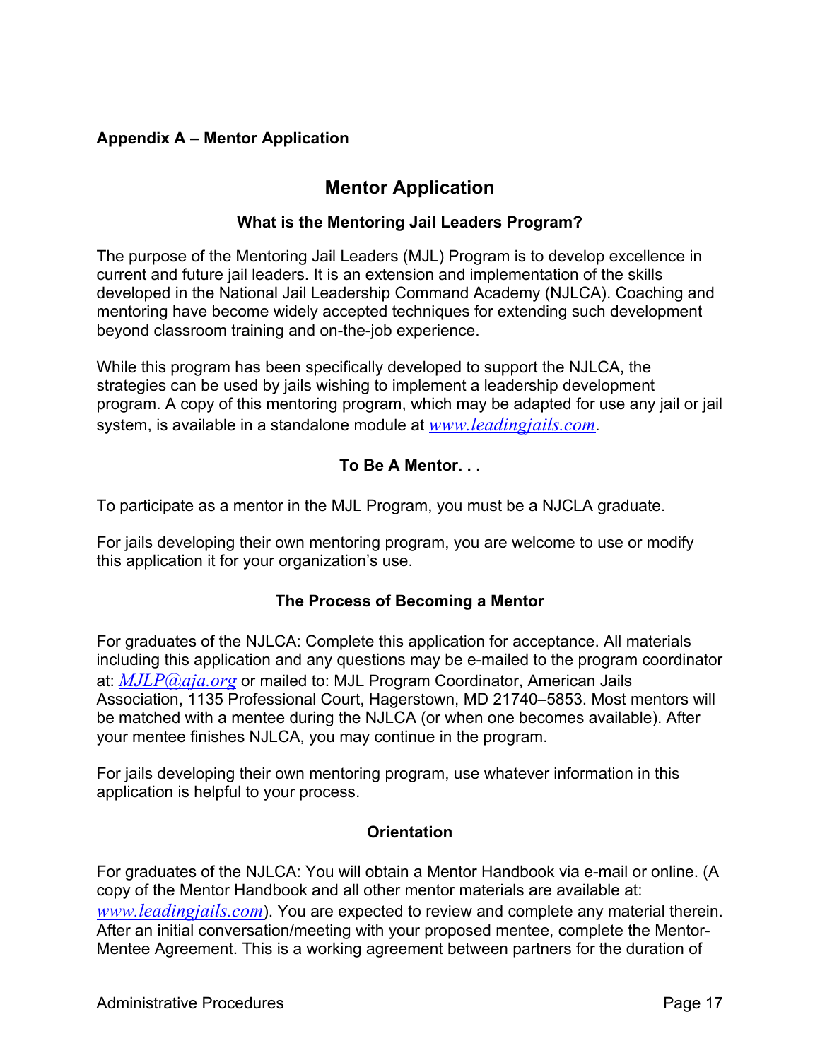**Appendix A – Mentor Application**

# Mentor Application

### What is the Mentoring Jail Leaders Program?

The purpose of the Mentoring Jail Leaders (MJL) Program is to develop excellence in current and future jail leaders. It is an extension and implementation of the skills developed in the National Jail Leadership Command Academy (NJLCA). Coaching and mentoring have become widely accepted techniques for extending such development beyond classroom training and on-the-job experience.

While this program has been specifically developed to support the NJLCA, the strategies can be used by jails wishing to implement a leadership development program. A copy of this mentoring program, which may be adapted for use any jail or jail system, is available in a standalone module at *www.leadingjails.com*.

### To Be A Mentor. . .

To participate as a mentor in the MJL Program, you must be a NJCLA graduate.

For jails developing their own mentoring program, you are welcome to use or modify this application it for your organization's use.

### The Process of Becoming a Mentor

For graduates of the NJLCA: Complete this application for acceptance. All materials including this application and any questions may be e-mailed to the program coordinator at: *MJLP@aja.org* or mailed to: MJL Program Coordinator, American Jails Association, 1135 Professional Court, Hagerstown, MD 21740–5853. Most mentors will be matched with a mentee during the NJLCA (or when one becomes available). After your mentee finishes NJLCA, you may continue in the program.

For jails developing their own mentoring program, use whatever information in this application is helpful to your process.

### Orientation

For graduates of the NJLCA: You will obtain a Mentor Handbook via e-mail or online. (A copy of the Mentor Handbook and all other mentor materials are available at: *www.leadingjails.com*). You are expected to review and complete any material therein. After an initial conversation/meeting with your proposed mentee, complete the Mentor-Mentee Agreement. This is a working agreement between partners for the duration of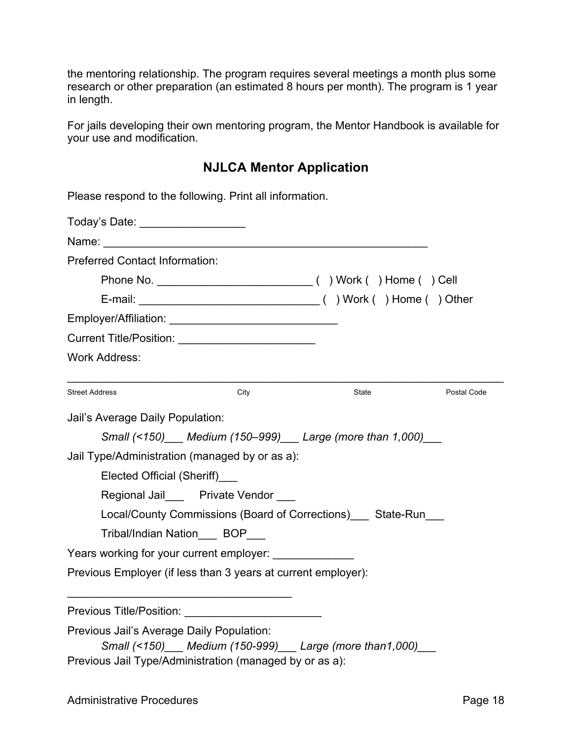the mentoring relationship. The program requires several meetings a month plus some research or other preparation (an estimated 8 hours per month). The program is 1 year in length.

For jails developing their own mentoring program, the Mentor Handbook is available for your use and modification.

## NJLCA Mentor Application

Please respond to the following. Print all information.

Today's Date: _________________

Name: _______________________________________________________

Preferred Contact Information:

Phone No. _________________________ (  ) Work (  ) Home (  ) Cell

E-mail: ______________________________ (  ) Work (  ) Home (  ) Other

Employer/Affiliation: ___________________________

Current Title/Position: ______________________

Work Address:

________________________________________________________________________

Street Address    City    State    Postal Code

Jail's Average Daily Population:

*Small (<150)___ Medium (150–999)___ Large (more than 1,000)___*

Jail Type/Administration (managed by or as a):

Elected Official (Sheriff)___

Regional Jail___ Private Vendor ___

Local/County Commissions (Board of Corrections)___ State-Run___

Tribal/Indian Nation___ BOP___

Years working for your current employer: _____________

Previous Employer (if less than 3 years at current employer):

____________________________________

Previous Title/Position: ______________________

Previous Jail's Average Daily Population:

*Small (<150)___ Medium (150-999)___ Large (more than1,000)___*

Previous Jail Type/Administration (managed by or as a):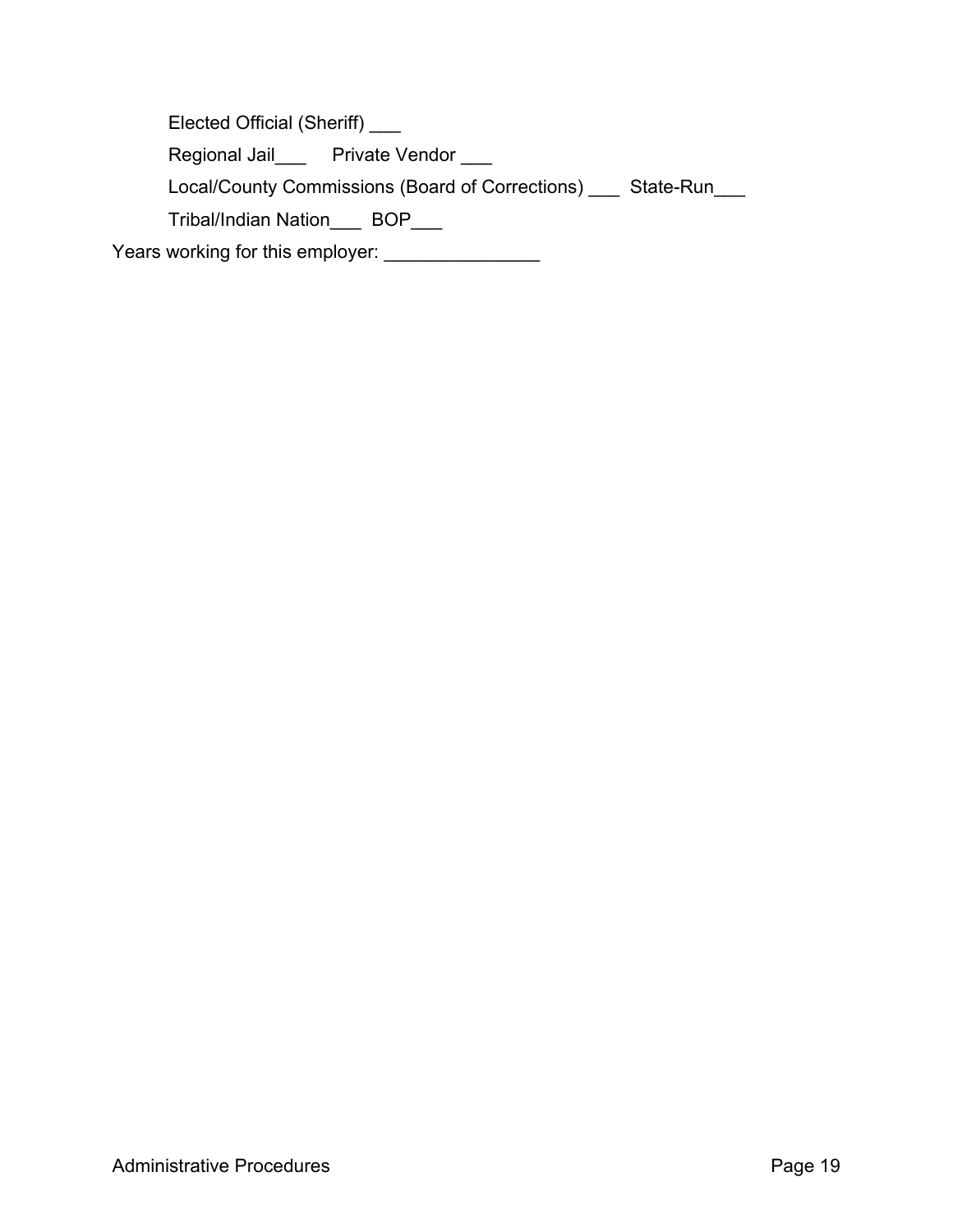Elected Official (Sheriff) ___

Regional Jail___ Private Vendor ___

Local/County Commissions (Board of Corrections) ___ State-Run___

Tribal/Indian Nation___ BOP___

Years working for this employer: _______________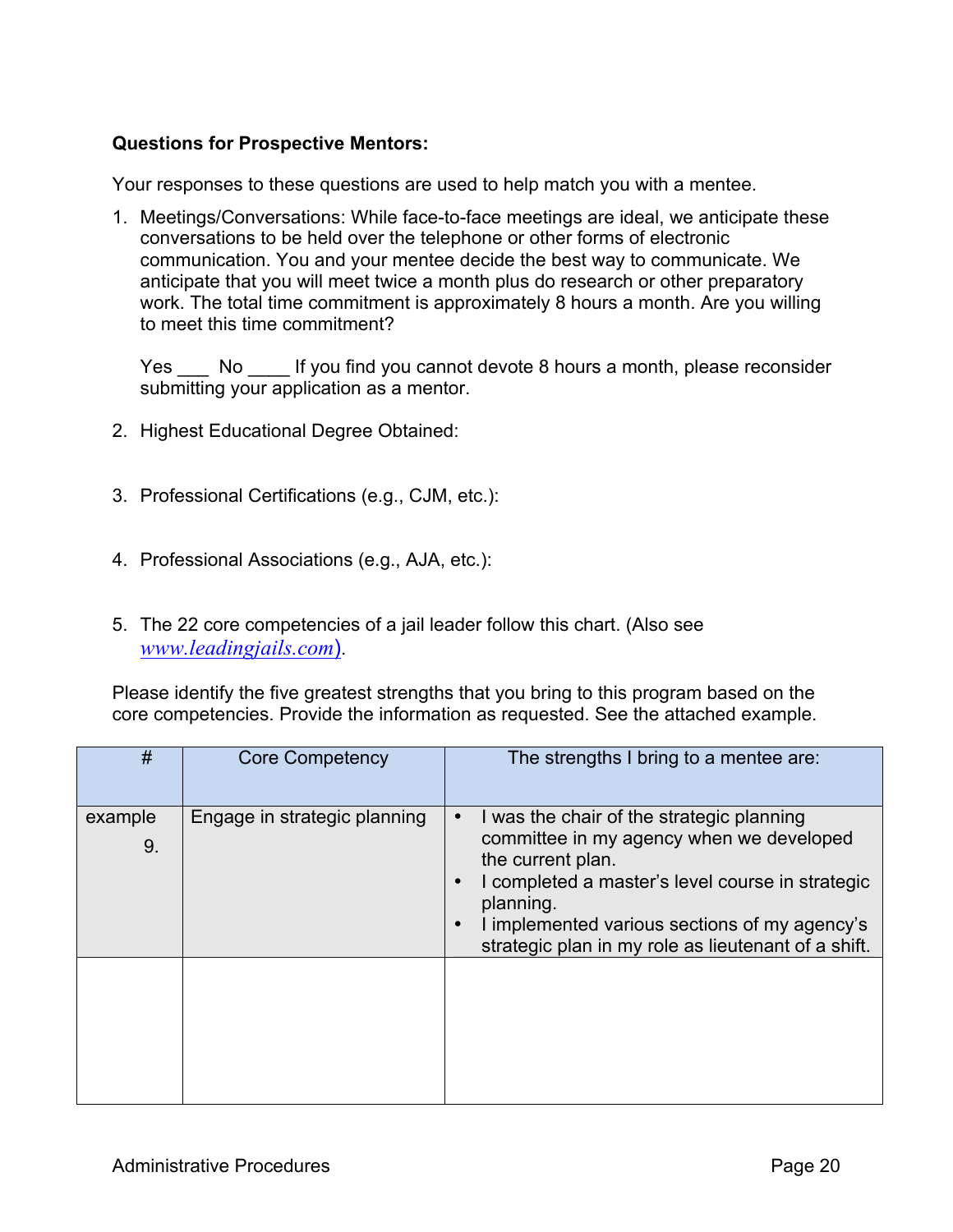**Questions for Prospective Mentors:**

Your responses to these questions are used to help match you with a mentee.

1. Meetings/Conversations: While face-to-face meetings are ideal, we anticipate these conversations to be held over the telephone or other forms of electronic communication. You and your mentee decide the best way to communicate. We anticipate that you will meet twice a month plus do research or other preparatory work. The total time commitment is approximately 8 hours a month. Are you willing to meet this time commitment?

   Yes ___ No ____ If you find you cannot devote 8 hours a month, please reconsider submitting your application as a mentor.

2. Highest Educational Degree Obtained:

3. Professional Certifications (e.g., CJM, etc.):

4. Professional Associations (e.g., AJA, etc.):

5. The 22 core competencies of a jail leader follow this chart. (Also see *www.leadingjails.com*).

Please identify the five greatest strengths that you bring to this program based on the core competencies. Provide the information as requested. See the attached example.

| # | Core Competency | The strengths I bring to a mentee are: |
|---|---|---|
| example 9. | Engage in strategic planning | • I was the chair of the strategic planning committee in my agency when we developed the current plan.<br>• I completed a master's level course in strategic planning.<br>• I implemented various sections of my agency's strategic plan in my role as lieutenant of a shift. |
| | | |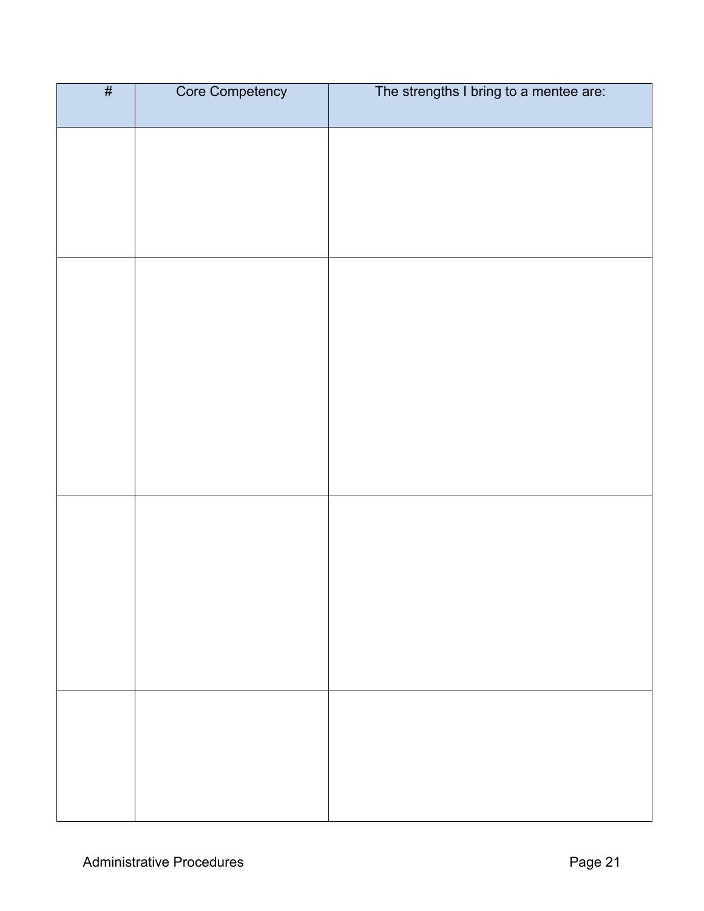| # | Core Competency | The strengths I bring to a mentee are: |
| --- | --- | --- |
| | | |
| | | |
| | | |
| | | |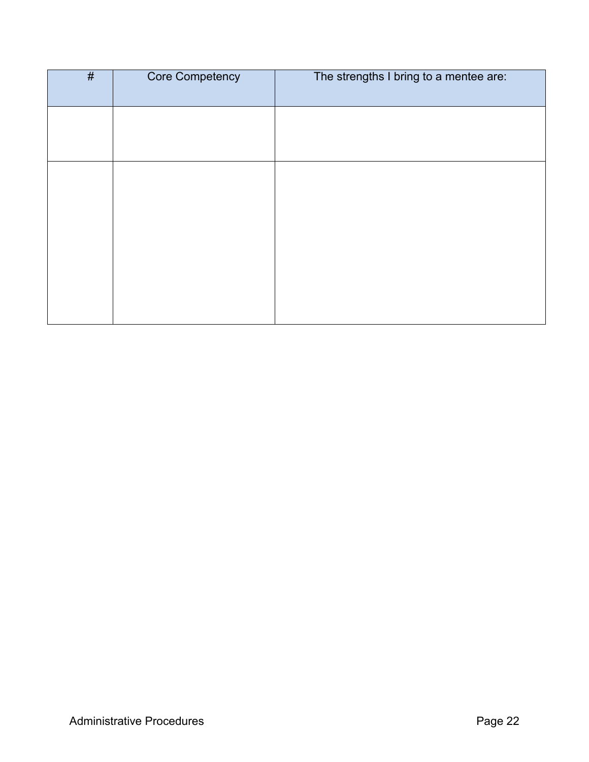| # | Core Competency | The strengths I bring to a mentee are: |
| --- | --- | --- |
| | | |
| | | |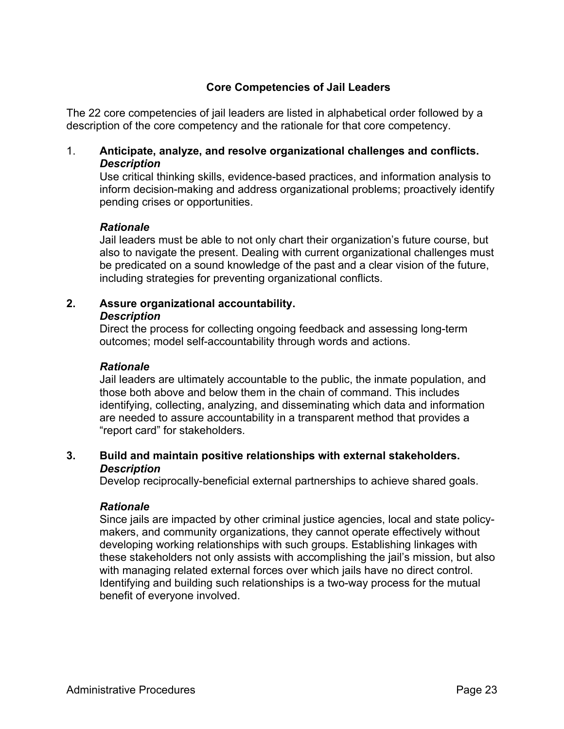## Core Competencies of Jail Leaders

The 22 core competencies of jail leaders are listed in alphabetical order followed by a description of the core competency and the rationale for that core competency.

1. **Anticipate, analyze, and resolve organizational challenges and conflicts.**

   ***Description***

   Use critical thinking skills, evidence-based practices, and information analysis to inform decision-making and address organizational problems; proactively identify pending crises or opportunities.

   ***Rationale***

   Jail leaders must be able to not only chart their organization's future course, but also to navigate the present. Dealing with current organizational challenges must be predicated on a sound knowledge of the past and a clear vision of the future, including strategies for preventing organizational conflicts.

2. **Assure organizational accountability.**

   ***Description***

   Direct the process for collecting ongoing feedback and assessing long-term outcomes; model self-accountability through words and actions.

   ***Rationale***

   Jail leaders are ultimately accountable to the public, the inmate population, and those both above and below them in the chain of command. This includes identifying, collecting, analyzing, and disseminating which data and information are needed to assure accountability in a transparent method that provides a "report card" for stakeholders.

3. **Build and maintain positive relationships with external stakeholders.**

   ***Description***

   Develop reciprocally-beneficial external partnerships to achieve shared goals.

   ***Rationale***

   Since jails are impacted by other criminal justice agencies, local and state policy-makers, and community organizations, they cannot operate effectively without developing working relationships with such groups. Establishing linkages with these stakeholders not only assists with accomplishing the jail's mission, but also with managing related external forces over which jails have no direct control. Identifying and building such relationships is a two-way process for the mutual benefit of everyone involved.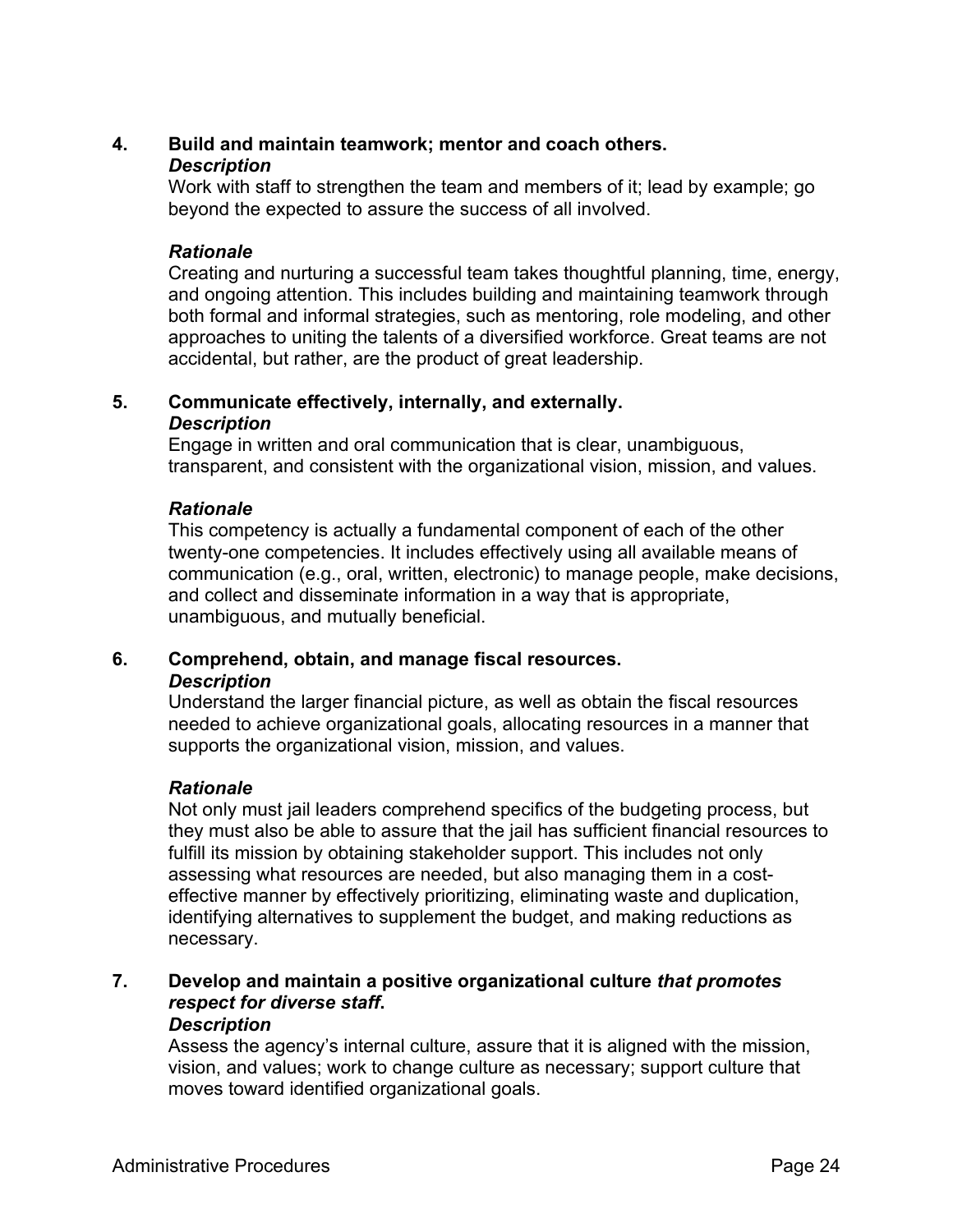**4. Build and maintain teamwork; mentor and coach others.**

***Description***

Work with staff to strengthen the team and members of it; lead by example; go beyond the expected to assure the success of all involved.

***Rationale***

Creating and nurturing a successful team takes thoughtful planning, time, energy, and ongoing attention. This includes building and maintaining teamwork through both formal and informal strategies, such as mentoring, role modeling, and other approaches to uniting the talents of a diversified workforce. Great teams are not accidental, but rather, are the product of great leadership.

**5. Communicate effectively, internally, and externally.**

***Description***

Engage in written and oral communication that is clear, unambiguous, transparent, and consistent with the organizational vision, mission, and values.

***Rationale***

This competency is actually a fundamental component of each of the other twenty-one competencies. It includes effectively using all available means of communication (e.g., oral, written, electronic) to manage people, make decisions, and collect and disseminate information in a way that is appropriate, unambiguous, and mutually beneficial.

**6. Comprehend, obtain, and manage fiscal resources.**

***Description***

Understand the larger financial picture, as well as obtain the fiscal resources needed to achieve organizational goals, allocating resources in a manner that supports the organizational vision, mission, and values.

***Rationale***

Not only must jail leaders comprehend specifics of the budgeting process, but they must also be able to assure that the jail has sufficient financial resources to fulfill its mission by obtaining stakeholder support. This includes not only assessing what resources are needed, but also managing them in a cost-effective manner by effectively prioritizing, eliminating waste and duplication, identifying alternatives to supplement the budget, and making reductions as necessary.

**7. Develop and maintain a positive organizational culture *that promotes respect for diverse staff*.**

***Description***

Assess the agency's internal culture, assure that it is aligned with the mission, vision, and values; work to change culture as necessary; support culture that moves toward identified organizational goals.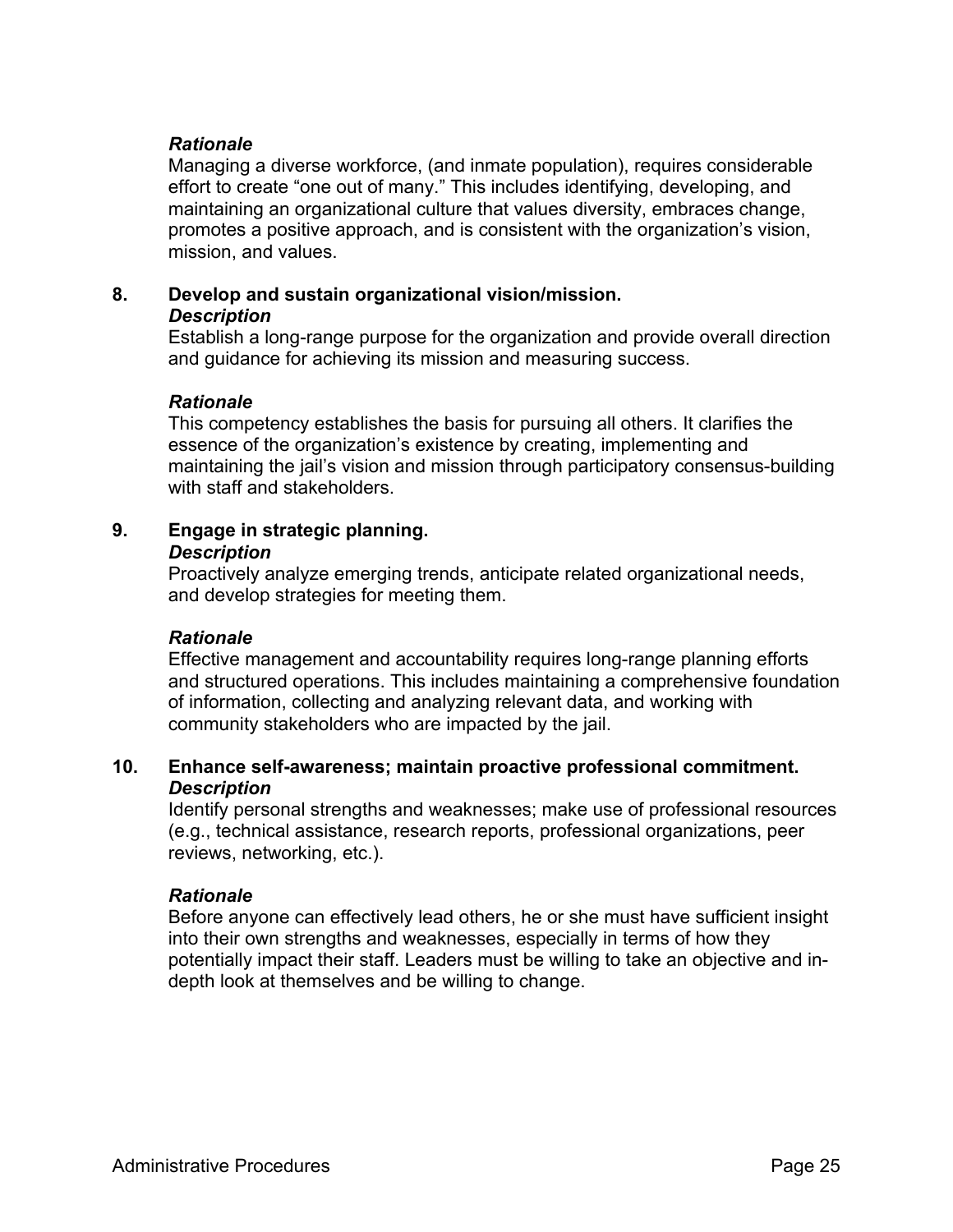***Rationale***

Managing a diverse workforce, (and inmate population), requires considerable effort to create "one out of many." This includes identifying, developing, and maintaining an organizational culture that values diversity, embraces change, promotes a positive approach, and is consistent with the organization's vision, mission, and values.

**8. Develop and sustain organizational vision/mission.**

***Description***

Establish a long-range purpose for the organization and provide overall direction and guidance for achieving its mission and measuring success.

***Rationale***

This competency establishes the basis for pursuing all others. It clarifies the essence of the organization's existence by creating, implementing and maintaining the jail's vision and mission through participatory consensus-building with staff and stakeholders.

**9. Engage in strategic planning.**

***Description***

Proactively analyze emerging trends, anticipate related organizational needs, and develop strategies for meeting them.

***Rationale***

Effective management and accountability requires long-range planning efforts and structured operations. This includes maintaining a comprehensive foundation of information, collecting and analyzing relevant data, and working with community stakeholders who are impacted by the jail.

**10. Enhance self-awareness; maintain proactive professional commitment.**

***Description***

Identify personal strengths and weaknesses; make use of professional resources (e.g., technical assistance, research reports, professional organizations, peer reviews, networking, etc.).

***Rationale***

Before anyone can effectively lead others, he or she must have sufficient insight into their own strengths and weaknesses, especially in terms of how they potentially impact their staff. Leaders must be willing to take an objective and in-depth look at themselves and be willing to change.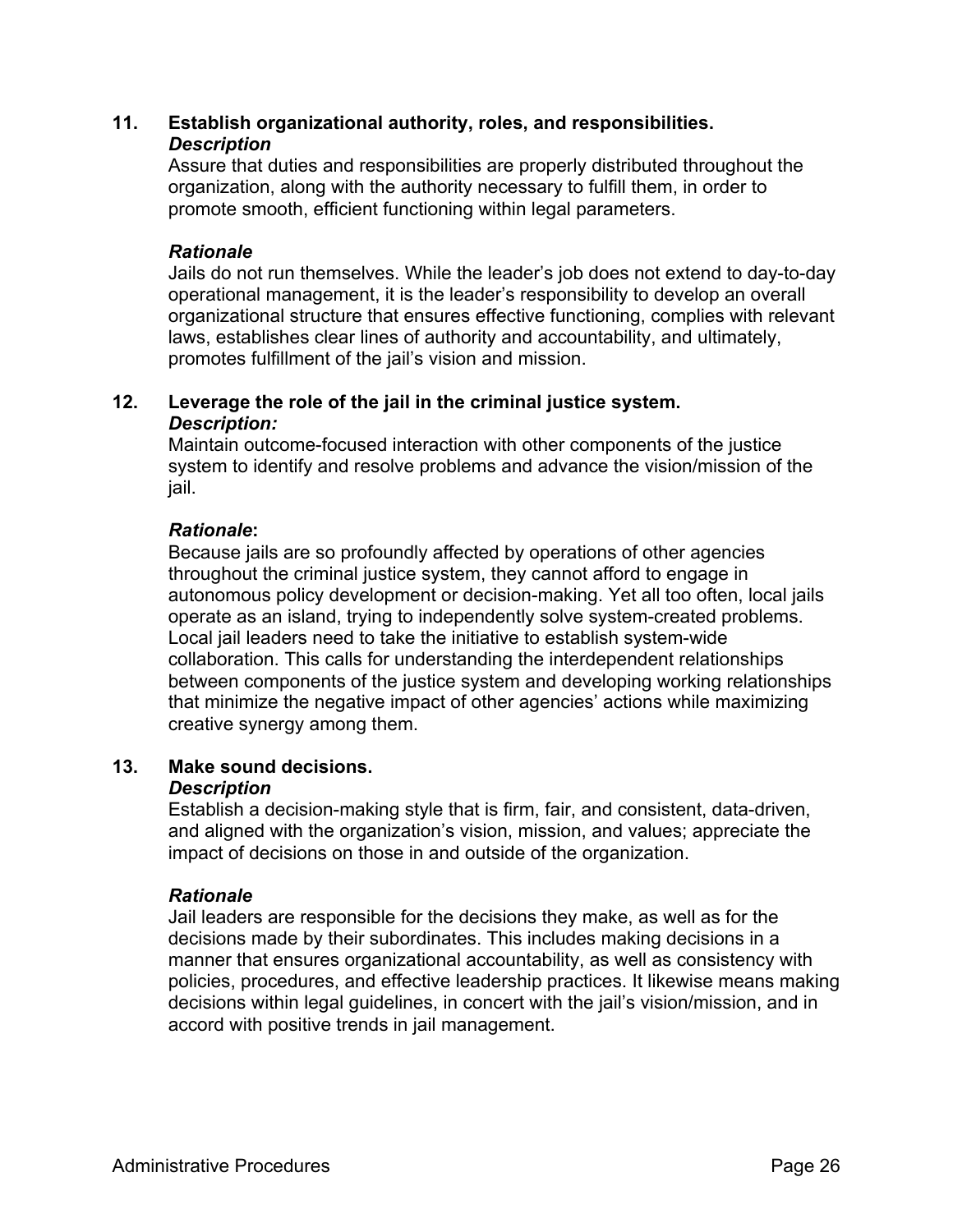**11. Establish organizational authority, roles, and responsibilities.**

***Description***

Assure that duties and responsibilities are properly distributed throughout the organization, along with the authority necessary to fulfill them, in order to promote smooth, efficient functioning within legal parameters.

***Rationale***

Jails do not run themselves. While the leader's job does not extend to day-to-day operational management, it is the leader's responsibility to develop an overall organizational structure that ensures effective functioning, complies with relevant laws, establishes clear lines of authority and accountability, and ultimately, promotes fulfillment of the jail's vision and mission.

**12. Leverage the role of the jail in the criminal justice system.**

***Description:***

Maintain outcome-focused interaction with other components of the justice system to identify and resolve problems and advance the vision/mission of the jail.

***Rationale*:**

Because jails are so profoundly affected by operations of other agencies throughout the criminal justice system, they cannot afford to engage in autonomous policy development or decision-making. Yet all too often, local jails operate as an island, trying to independently solve system-created problems. Local jail leaders need to take the initiative to establish system-wide collaboration. This calls for understanding the interdependent relationships between components of the justice system and developing working relationships that minimize the negative impact of other agencies' actions while maximizing creative synergy among them.

**13. Make sound decisions.**

***Description***

Establish a decision-making style that is firm, fair, and consistent, data-driven, and aligned with the organization's vision, mission, and values; appreciate the impact of decisions on those in and outside of the organization.

***Rationale***

Jail leaders are responsible for the decisions they make, as well as for the decisions made by their subordinates. This includes making decisions in a manner that ensures organizational accountability, as well as consistency with policies, procedures, and effective leadership practices. It likewise means making decisions within legal guidelines, in concert with the jail's vision/mission, and in accord with positive trends in jail management.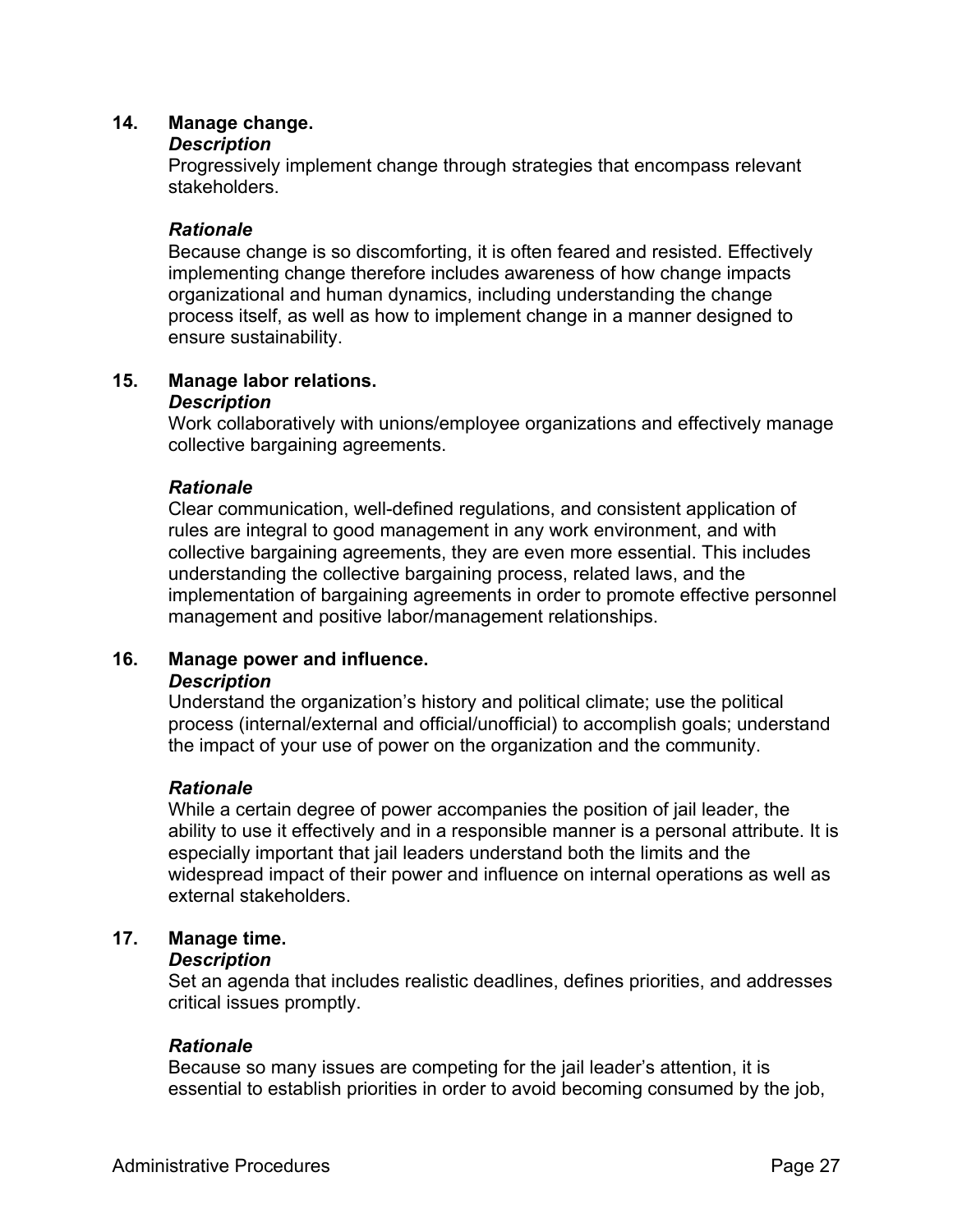**14. Manage change.**

***Description***

Progressively implement change through strategies that encompass relevant stakeholders.

***Rationale***

Because change is so discomforting, it is often feared and resisted. Effectively implementing change therefore includes awareness of how change impacts organizational and human dynamics, including understanding the change process itself, as well as how to implement change in a manner designed to ensure sustainability.

**15. Manage labor relations.**

***Description***

Work collaboratively with unions/employee organizations and effectively manage collective bargaining agreements.

***Rationale***

Clear communication, well-defined regulations, and consistent application of rules are integral to good management in any work environment, and with collective bargaining agreements, they are even more essential. This includes understanding the collective bargaining process, related laws, and the implementation of bargaining agreements in order to promote effective personnel management and positive labor/management relationships.

**16. Manage power and influence.**

***Description***

Understand the organization's history and political climate; use the political process (internal/external and official/unofficial) to accomplish goals; understand the impact of your use of power on the organization and the community.

***Rationale***

While a certain degree of power accompanies the position of jail leader, the ability to use it effectively and in a responsible manner is a personal attribute. It is especially important that jail leaders understand both the limits and the widespread impact of their power and influence on internal operations as well as external stakeholders.

**17. Manage time.**

***Description***

Set an agenda that includes realistic deadlines, defines priorities, and addresses critical issues promptly.

***Rationale***

Because so many issues are competing for the jail leader's attention, it is essential to establish priorities in order to avoid becoming consumed by the job,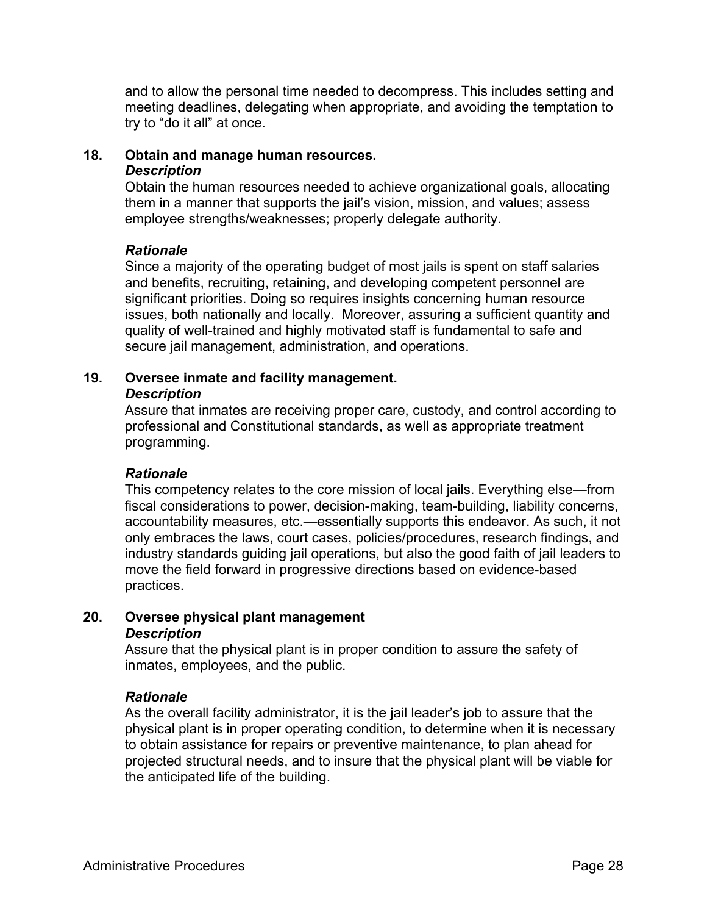and to allow the personal time needed to decompress. This includes setting and meeting deadlines, delegating when appropriate, and avoiding the temptation to try to "do it all" at once.

### 18. Obtain and manage human resources.

***Description***

Obtain the human resources needed to achieve organizational goals, allocating them in a manner that supports the jail's vision, mission, and values; assess employee strengths/weaknesses; properly delegate authority.

***Rationale***

Since a majority of the operating budget of most jails is spent on staff salaries and benefits, recruiting, retaining, and developing competent personnel are significant priorities. Doing so requires insights concerning human resource issues, both nationally and locally. Moreover, assuring a sufficient quantity and quality of well-trained and highly motivated staff is fundamental to safe and secure jail management, administration, and operations.

### 19. Oversee inmate and facility management.

***Description***

Assure that inmates are receiving proper care, custody, and control according to professional and Constitutional standards, as well as appropriate treatment programming.

***Rationale***

This competency relates to the core mission of local jails. Everything else—from fiscal considerations to power, decision-making, team-building, liability concerns, accountability measures, etc.—essentially supports this endeavor. As such, it not only embraces the laws, court cases, policies/procedures, research findings, and industry standards guiding jail operations, but also the good faith of jail leaders to move the field forward in progressive directions based on evidence-based practices.

### 20. Oversee physical plant management

***Description***

Assure that the physical plant is in proper condition to assure the safety of inmates, employees, and the public.

***Rationale***

As the overall facility administrator, it is the jail leader's job to assure that the physical plant is in proper operating condition, to determine when it is necessary to obtain assistance for repairs or preventive maintenance, to plan ahead for projected structural needs, and to insure that the physical plant will be viable for the anticipated life of the building.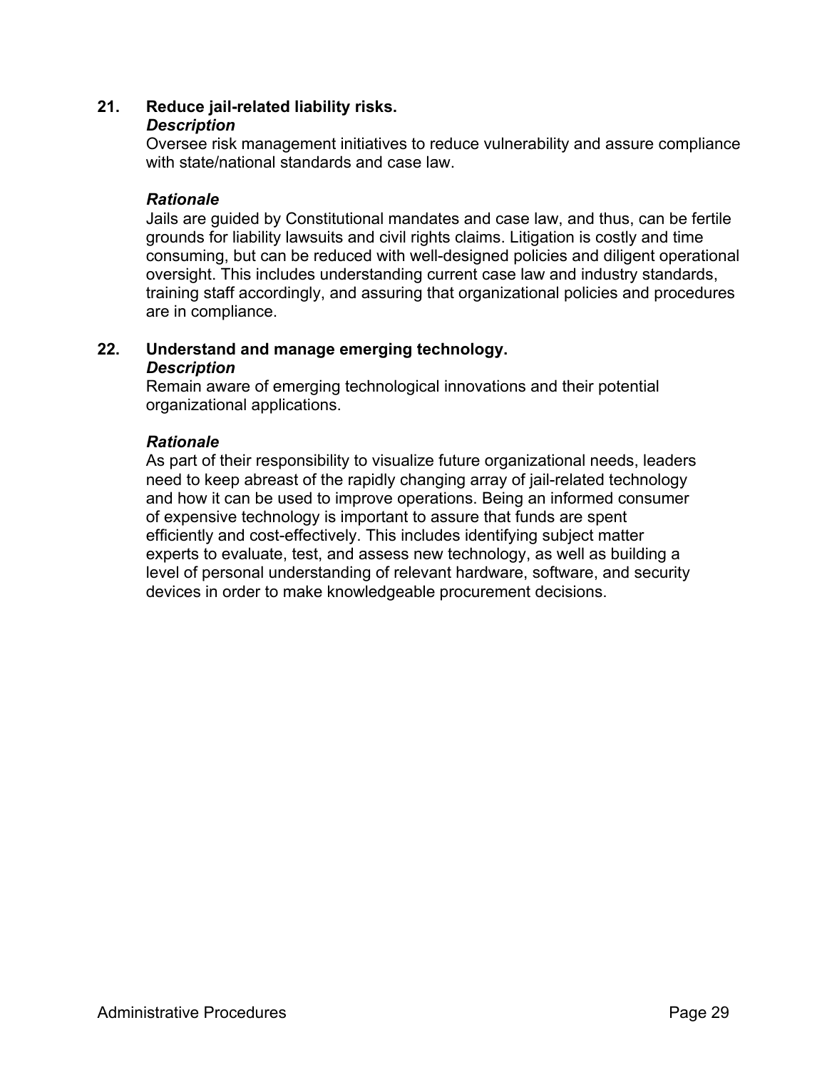**21. Reduce jail-related liability risks.**

***Description***

Oversee risk management initiatives to reduce vulnerability and assure compliance with state/national standards and case law.

***Rationale***

Jails are guided by Constitutional mandates and case law, and thus, can be fertile grounds for liability lawsuits and civil rights claims. Litigation is costly and time consuming, but can be reduced with well-designed policies and diligent operational oversight. This includes understanding current case law and industry standards, training staff accordingly, and assuring that organizational policies and procedures are in compliance.

**22. Understand and manage emerging technology.**

***Description***

Remain aware of emerging technological innovations and their potential organizational applications.

***Rationale***

As part of their responsibility to visualize future organizational needs, leaders need to keep abreast of the rapidly changing array of jail-related technology and how it can be used to improve operations. Being an informed consumer of expensive technology is important to assure that funds are spent efficiently and cost-effectively. This includes identifying subject matter experts to evaluate, test, and assess new technology, as well as building a level of personal understanding of relevant hardware, software, and security devices in order to make knowledgeable procurement decisions.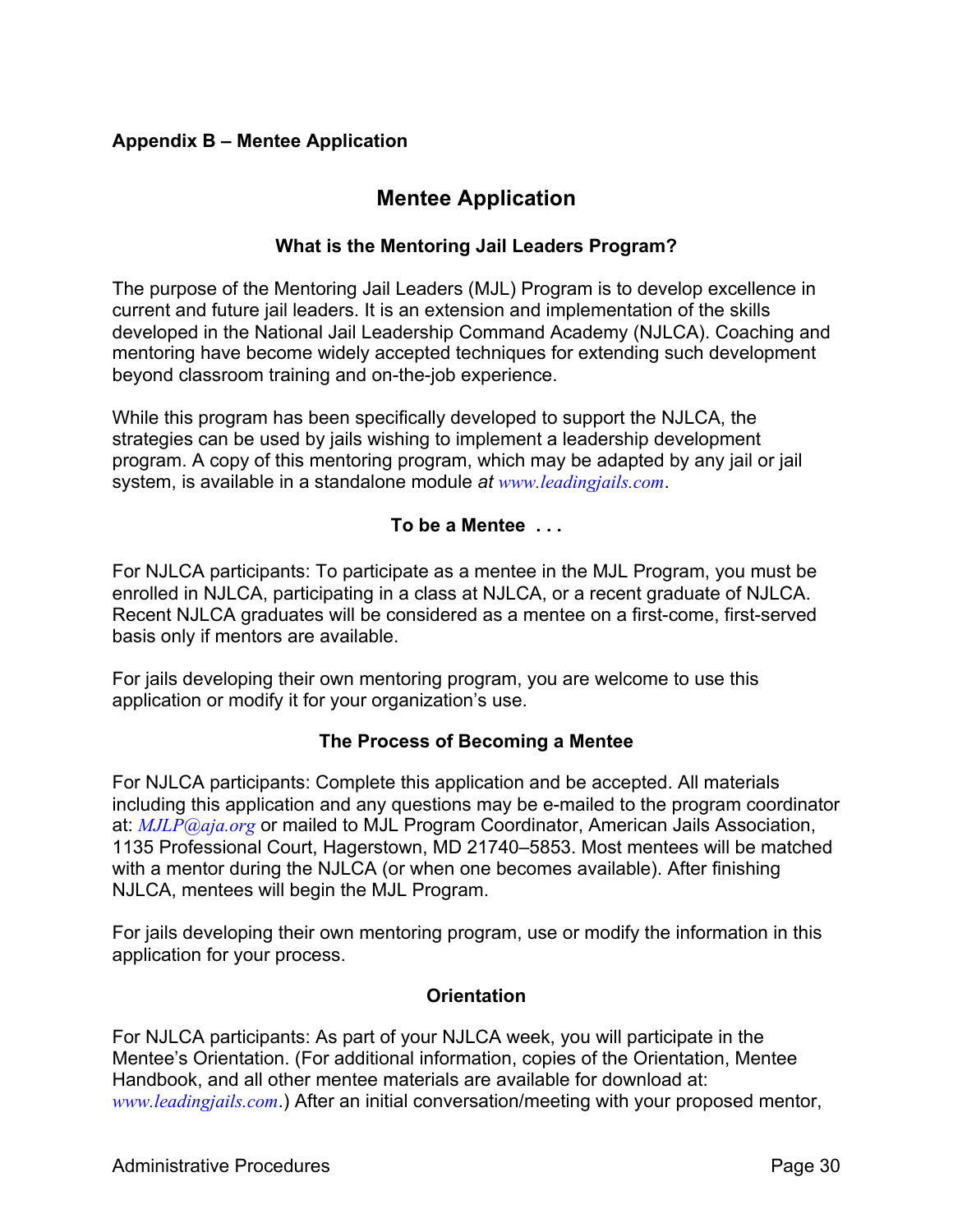**Appendix B – Mentee Application**

# Mentee Application

### What is the Mentoring Jail Leaders Program?

The purpose of the Mentoring Jail Leaders (MJL) Program is to develop excellence in current and future jail leaders. It is an extension and implementation of the skills developed in the National Jail Leadership Command Academy (NJLCA). Coaching and mentoring have become widely accepted techniques for extending such development beyond classroom training and on-the-job experience.

While this program has been specifically developed to support the NJLCA, the strategies can be used by jails wishing to implement a leadership development program. A copy of this mentoring program, which may be adapted by any jail or jail system, is available in a standalone module *at* *www.leadingjails.com*.

### To be a Mentee . . .

For NJLCA participants: To participate as a mentee in the MJL Program, you must be enrolled in NJLCA, participating in a class at NJLCA, or a recent graduate of NJLCA. Recent NJLCA graduates will be considered as a mentee on a first-come, first-served basis only if mentors are available.

For jails developing their own mentoring program, you are welcome to use this application or modify it for your organization's use.

### The Process of Becoming a Mentee

For NJLCA participants: Complete this application and be accepted. All materials including this application and any questions may be e-mailed to the program coordinator at: *MJLP@aja.org* or mailed to MJL Program Coordinator, American Jails Association, 1135 Professional Court, Hagerstown, MD 21740–5853. Most mentees will be matched with a mentor during the NJLCA (or when one becomes available). After finishing NJLCA, mentees will begin the MJL Program.

For jails developing their own mentoring program, use or modify the information in this application for your process.

### Orientation

For NJLCA participants: As part of your NJLCA week, you will participate in the Mentee's Orientation. (For additional information, copies of the Orientation, Mentee Handbook, and all other mentee materials are available for download at: *www.leadingjails.com*.) After an initial conversation/meeting with your proposed mentor,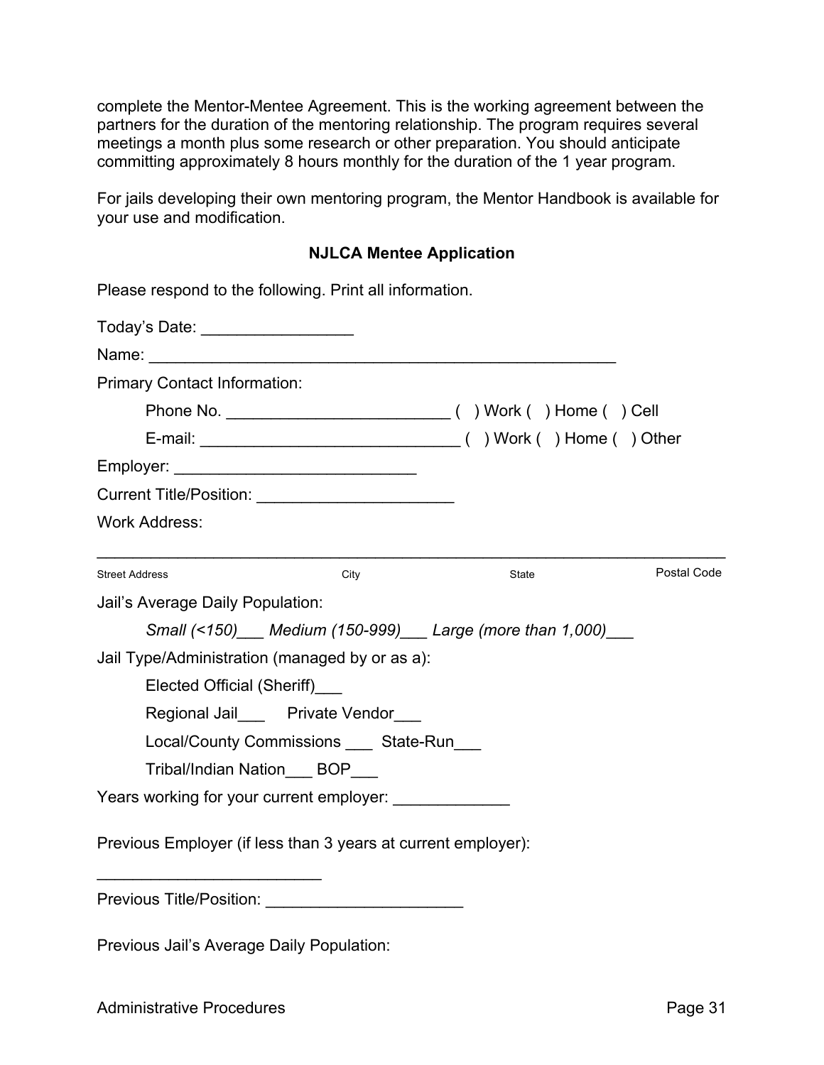complete the Mentor-Mentee Agreement. This is the working agreement between the partners for the duration of the mentoring relationship. The program requires several meetings a month plus some research or other preparation. You should anticipate committing approximately 8 hours monthly for the duration of the 1 year program.

For jails developing their own mentoring program, the Mentor Handbook is available for your use and modification.

**NJLCA Mentee Application**

Please respond to the following. Print all information.

Today's Date: _________________

Name: ____________________________________________________

Primary Contact Information:

Phone No. _________________________ (   ) Work (   ) Home (   ) Cell

E-mail: _____________________________ (   ) Work (   ) Home (   ) Other

Employer: ___________________________

Current Title/Position: ______________________

Work Address:

_________________________________________________________________________

Street Address          City          State          Postal Code

Jail's Average Daily Population:

*Small (<150)___ Medium (150-999)___ Large (more than 1,000)___*

Jail Type/Administration (managed by or as a):

Elected Official (Sheriff)___

Regional Jail___     Private Vendor___

Local/County Commissions ___  State-Run___

Tribal/Indian Nation___ BOP___

Years working for your current employer: _____________

Previous Employer (if less than 3 years at current employer):

_________________________

Previous Title/Position: ______________________

Previous Jail's Average Daily Population: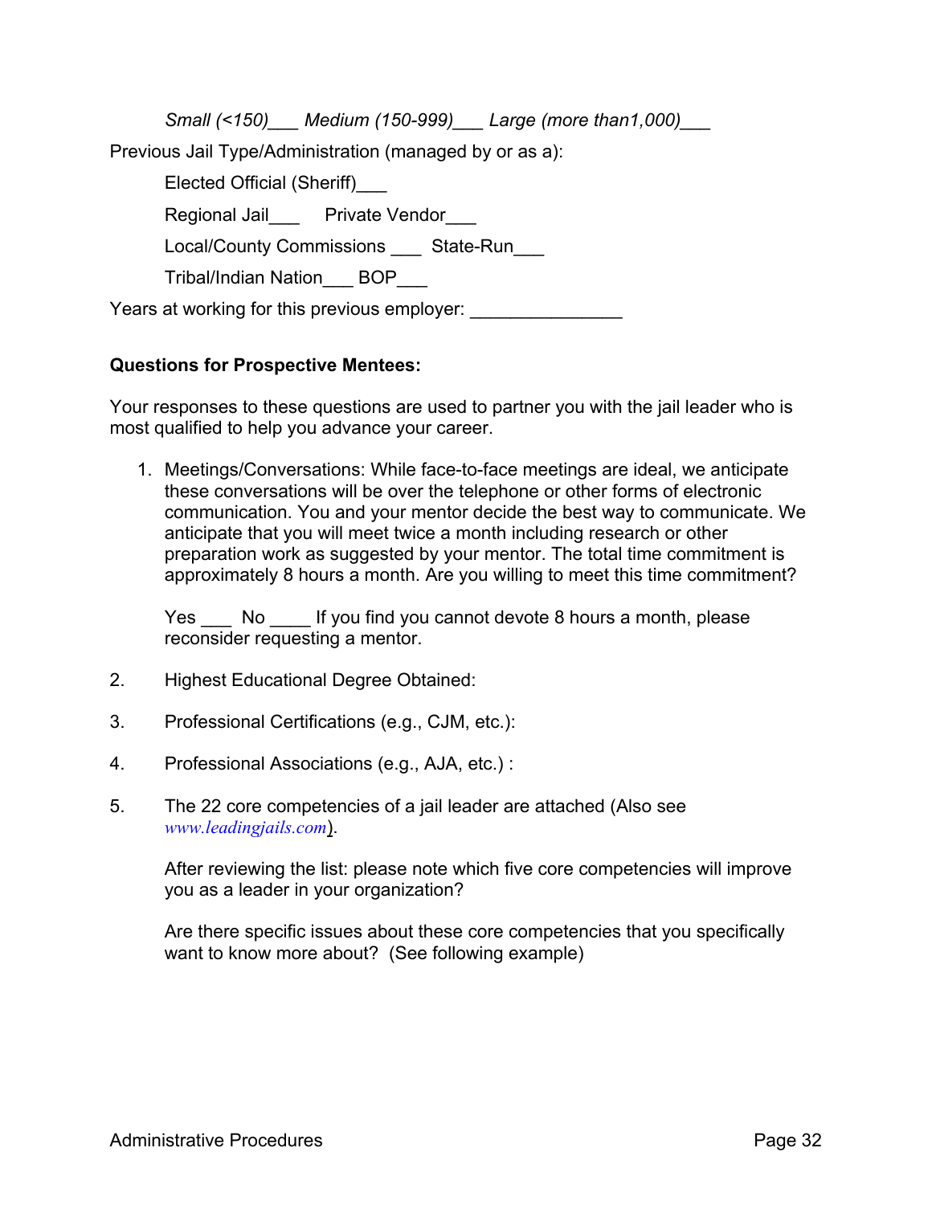*Small (<150)___ Medium (150-999)___ Large (more than1,000)___*

Previous Jail Type/Administration (managed by or as a):

Elected Official (Sheriff)___

Regional Jail___ Private Vendor___

Local/County Commissions ___ State-Run___

Tribal/Indian Nation___ BOP___

Years at working for this previous employer: _______________

**Questions for Prospective Mentees:**

Your responses to these questions are used to partner you with the jail leader who is most qualified to help you advance your career.

1. Meetings/Conversations: While face-to-face meetings are ideal, we anticipate these conversations will be over the telephone or other forms of electronic communication. You and your mentor decide the best way to communicate. We anticipate that you will meet twice a month including research or other preparation work as suggested by your mentor. The total time commitment is approximately 8 hours a month. Are you willing to meet this time commitment?

   Yes ___ No ____ If you find you cannot devote 8 hours a month, please reconsider requesting a mentor.

2. Highest Educational Degree Obtained:

3. Professional Certifications (e.g., CJM, etc.):

4. Professional Associations (e.g., AJA, etc.) :

5. The 22 core competencies of a jail leader are attached (Also see *www.leadingjails.com*).

   After reviewing the list: please note which five core competencies will improve you as a leader in your organization?

   Are there specific issues about these core competencies that you specifically want to know more about? (See following example)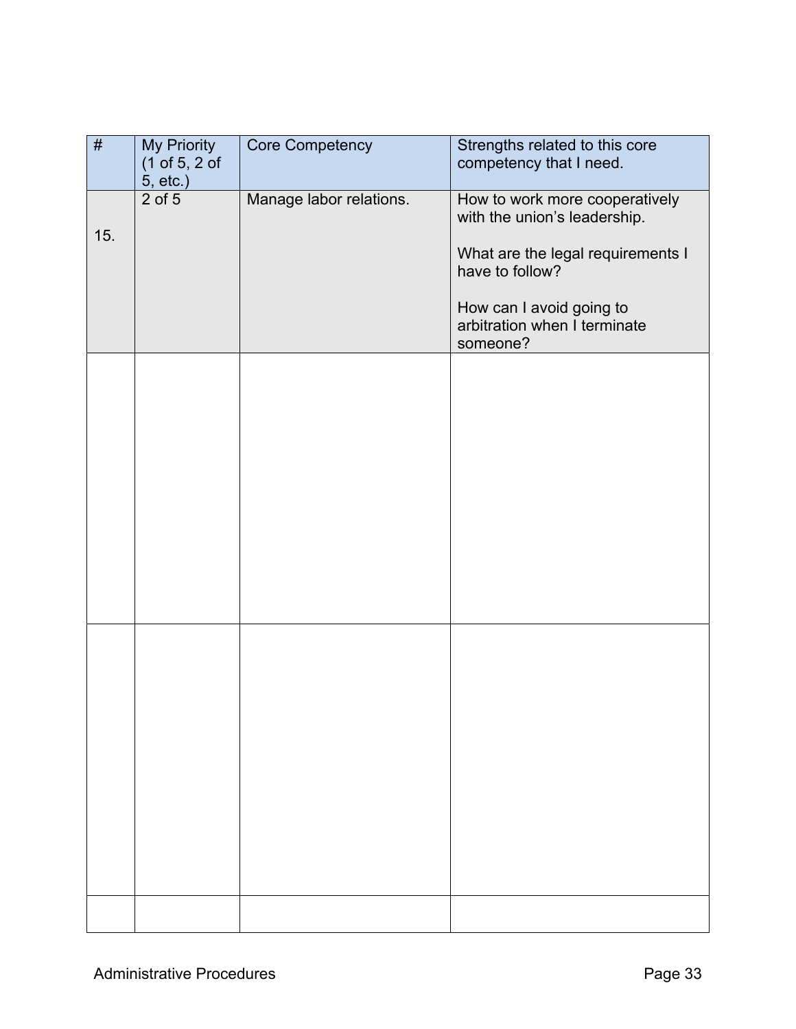| # | My Priority (1 of 5, 2 of 5, etc.) | Core Competency | Strengths related to this core competency that I need. |
|---|---|---|---|
| 15. | 2 of 5 | Manage labor relations. | How to work more cooperatively with the union's leadership.<br><br>What are the legal requirements I have to follow?<br><br>How can I avoid going to arbitration when I terminate someone? |
| | | | |
| | | | |
| | | | |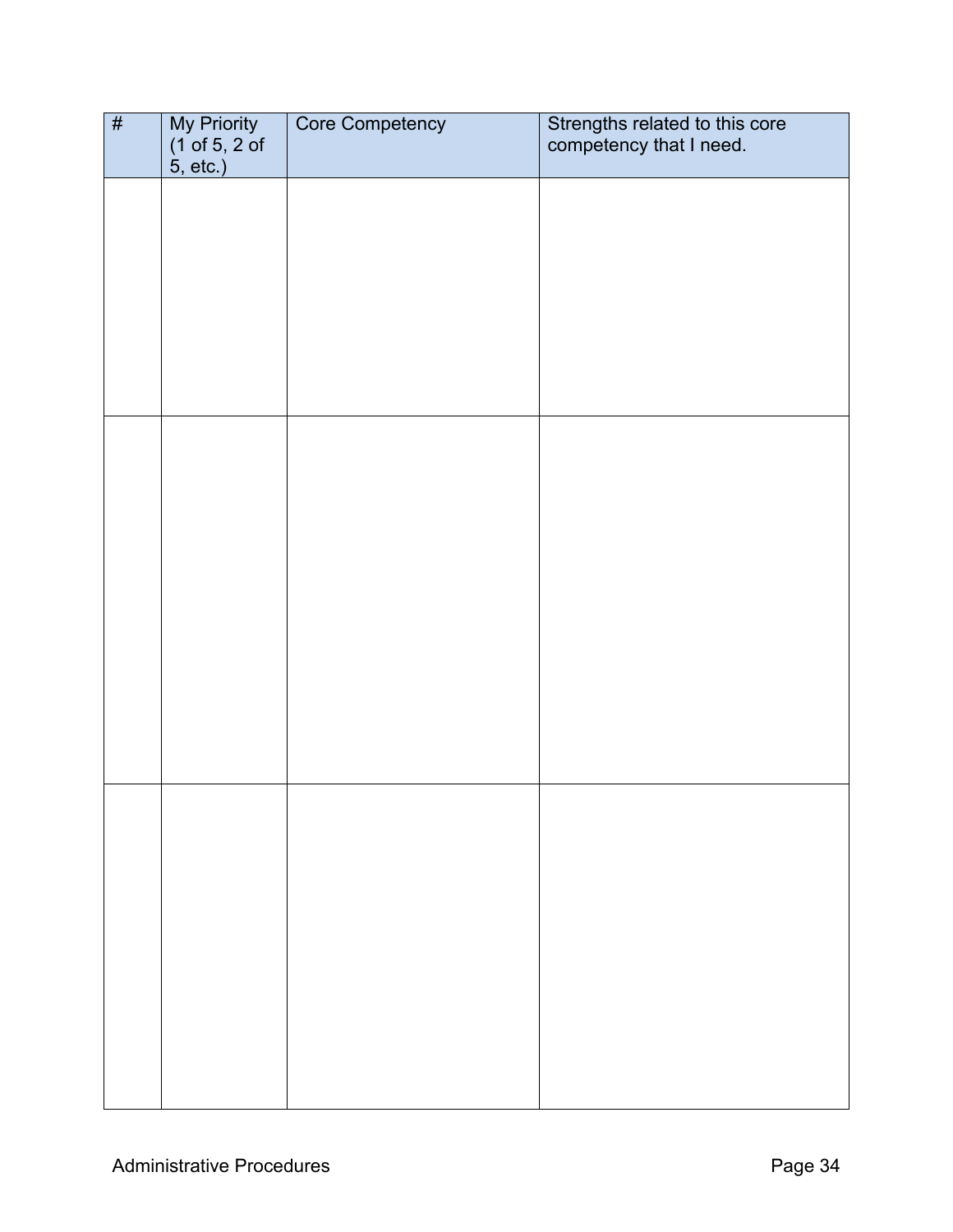| # | My Priority (1 of 5, 2 of 5, etc.) | Core Competency | Strengths related to this core competency that I need. |
| --- | --- | --- | --- |
| | | | |
| | | | |
| | | | |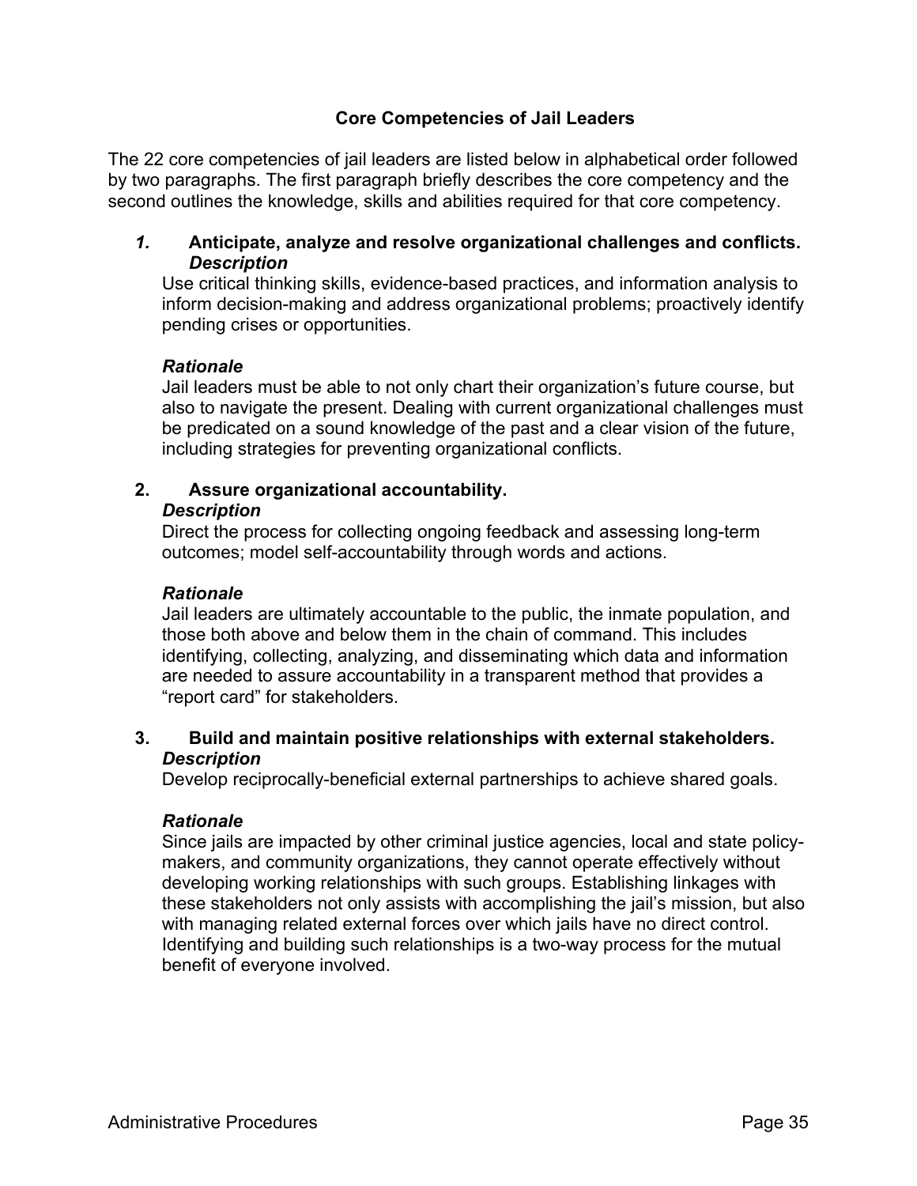## Core Competencies of Jail Leaders

The 22 core competencies of jail leaders are listed below in alphabetical order followed by two paragraphs. The first paragraph briefly describes the core competency and the second outlines the knowledge, skills and abilities required for that core competency.

### *1.* Anticipate, analyze and resolve organizational challenges and conflicts.

***Description***

Use critical thinking skills, evidence-based practices, and information analysis to inform decision-making and address organizational problems; proactively identify pending crises or opportunities.

***Rationale***

Jail leaders must be able to not only chart their organization's future course, but also to navigate the present. Dealing with current organizational challenges must be predicated on a sound knowledge of the past and a clear vision of the future, including strategies for preventing organizational conflicts.

### 2. Assure organizational accountability.

***Description***

Direct the process for collecting ongoing feedback and assessing long-term outcomes; model self-accountability through words and actions.

***Rationale***

Jail leaders are ultimately accountable to the public, the inmate population, and those both above and below them in the chain of command. This includes identifying, collecting, analyzing, and disseminating which data and information are needed to assure accountability in a transparent method that provides a "report card" for stakeholders.

### 3. Build and maintain positive relationships with external stakeholders.

***Description***

Develop reciprocally-beneficial external partnerships to achieve shared goals.

***Rationale***

Since jails are impacted by other criminal justice agencies, local and state policy-makers, and community organizations, they cannot operate effectively without developing working relationships with such groups. Establishing linkages with these stakeholders not only assists with accomplishing the jail's mission, but also with managing related external forces over which jails have no direct control. Identifying and building such relationships is a two-way process for the mutual benefit of everyone involved.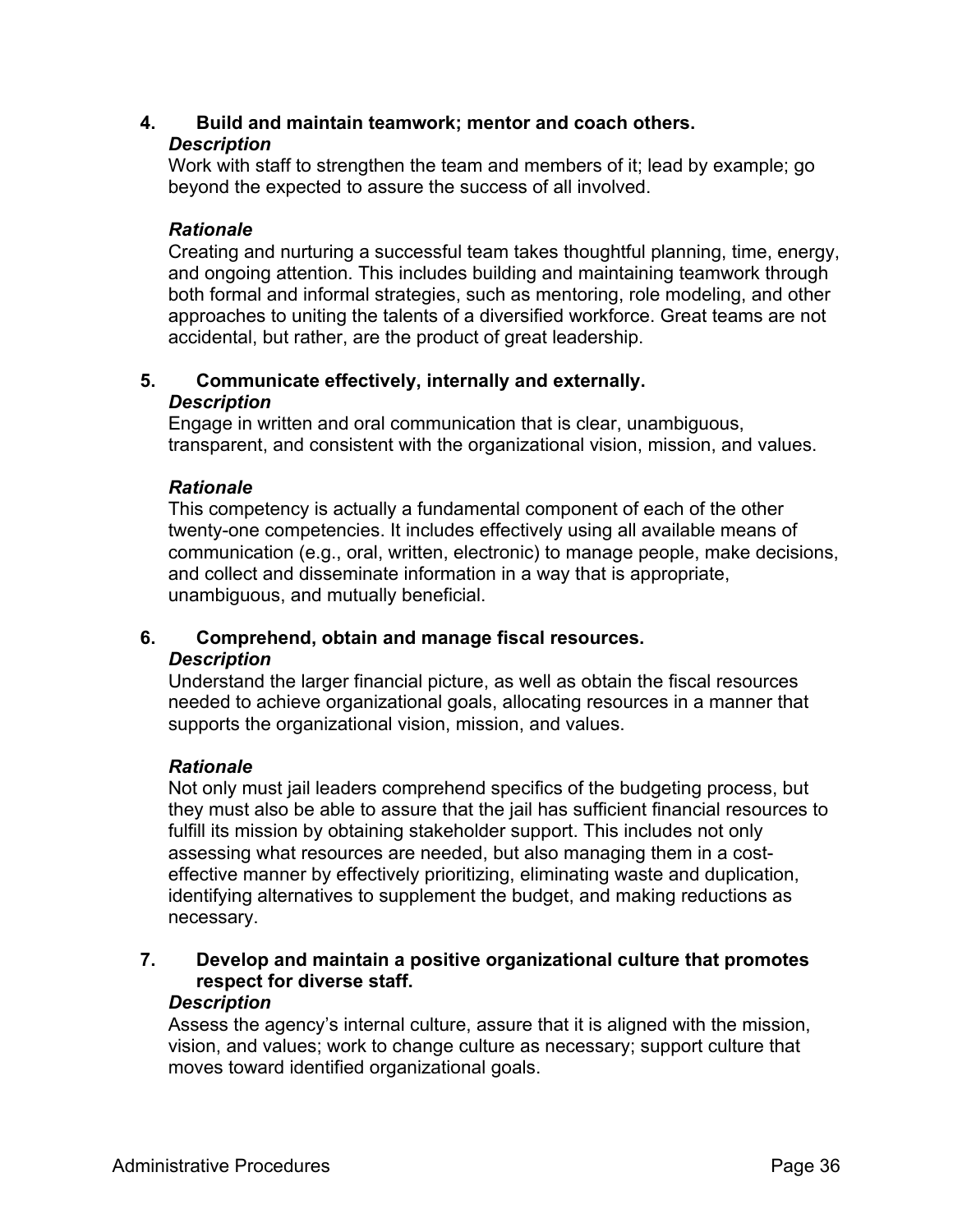**4. Build and maintain teamwork; mentor and coach others.**

***Description***

Work with staff to strengthen the team and members of it; lead by example; go beyond the expected to assure the success of all involved.

***Rationale***

Creating and nurturing a successful team takes thoughtful planning, time, energy, and ongoing attention. This includes building and maintaining teamwork through both formal and informal strategies, such as mentoring, role modeling, and other approaches to uniting the talents of a diversified workforce. Great teams are not accidental, but rather, are the product of great leadership.

**5. Communicate effectively, internally and externally.**

***Description***

Engage in written and oral communication that is clear, unambiguous, transparent, and consistent with the organizational vision, mission, and values.

***Rationale***

This competency is actually a fundamental component of each of the other twenty-one competencies. It includes effectively using all available means of communication (e.g., oral, written, electronic) to manage people, make decisions, and collect and disseminate information in a way that is appropriate, unambiguous, and mutually beneficial.

**6. Comprehend, obtain and manage fiscal resources.**

***Description***

Understand the larger financial picture, as well as obtain the fiscal resources needed to achieve organizational goals, allocating resources in a manner that supports the organizational vision, mission, and values.

***Rationale***

Not only must jail leaders comprehend specifics of the budgeting process, but they must also be able to assure that the jail has sufficient financial resources to fulfill its mission by obtaining stakeholder support. This includes not only assessing what resources are needed, but also managing them in a cost-effective manner by effectively prioritizing, eliminating waste and duplication, identifying alternatives to supplement the budget, and making reductions as necessary.

**7. Develop and maintain a positive organizational culture that promotes respect for diverse staff.**

***Description***

Assess the agency's internal culture, assure that it is aligned with the mission, vision, and values; work to change culture as necessary; support culture that moves toward identified organizational goals.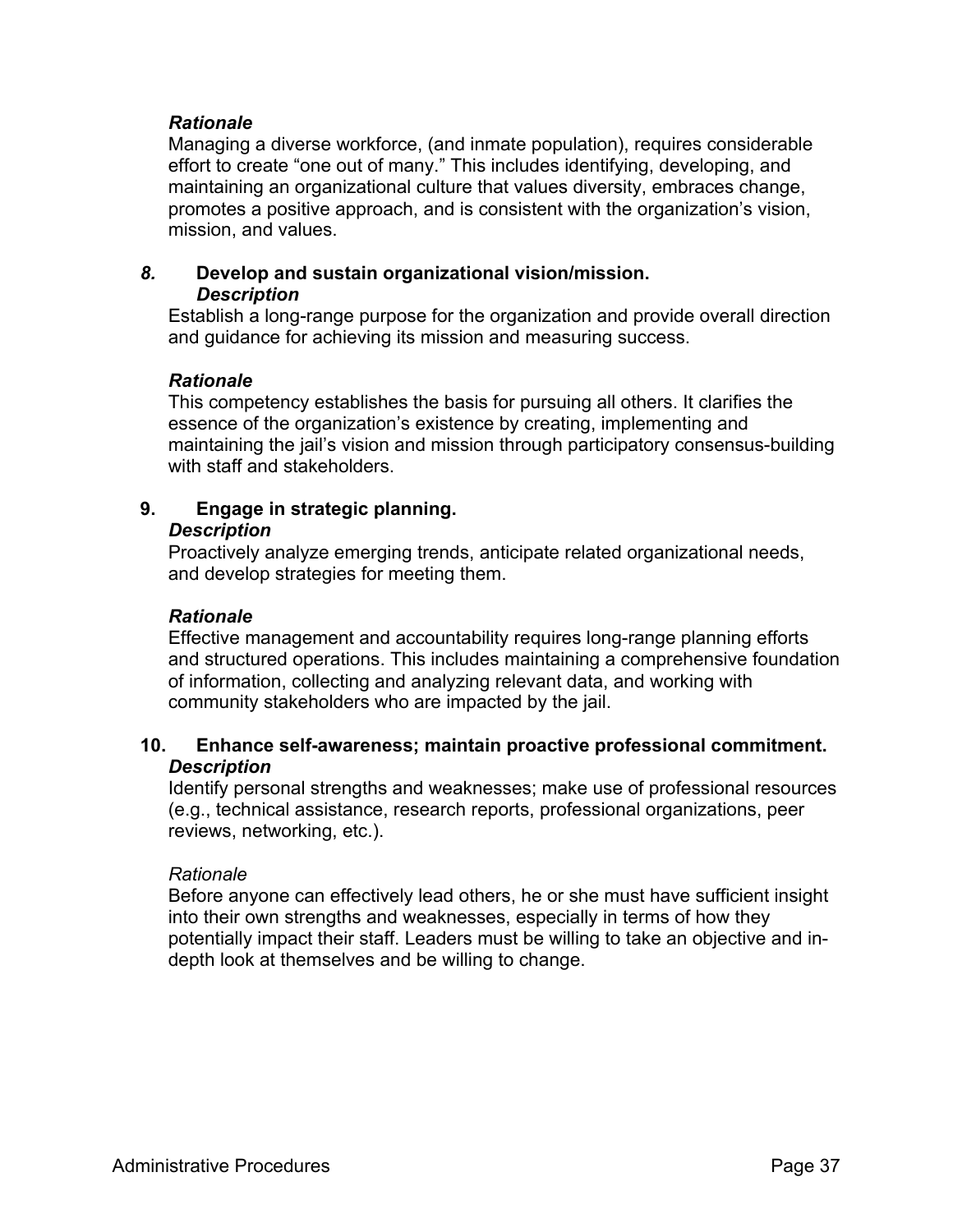***Rationale***

Managing a diverse workforce, (and inmate population), requires considerable effort to create “one out of many.” This includes identifying, developing, and maintaining an organizational culture that values diversity, embraces change, promotes a positive approach, and is consistent with the organization’s vision, mission, and values.

***8.*** **Develop and sustain organizational vision/mission.**

***Description***

Establish a long-range purpose for the organization and provide overall direction and guidance for achieving its mission and measuring success.

***Rationale***

This competency establishes the basis for pursuing all others. It clarifies the essence of the organization’s existence by creating, implementing and maintaining the jail’s vision and mission through participatory consensus-building with staff and stakeholders.

**9. Engage in strategic planning.**

***Description***

Proactively analyze emerging trends, anticipate related organizational needs, and develop strategies for meeting them.

***Rationale***

Effective management and accountability requires long-range planning efforts and structured operations. This includes maintaining a comprehensive foundation of information, collecting and analyzing relevant data, and working with community stakeholders who are impacted by the jail.

**10. Enhance self-awareness; maintain proactive professional commitment.**

***Description***

Identify personal strengths and weaknesses; make use of professional resources (e.g., technical assistance, research reports, professional organizations, peer reviews, networking, etc.).

*Rationale*

Before anyone can effectively lead others, he or she must have sufficient insight into their own strengths and weaknesses, especially in terms of how they potentially impact their staff. Leaders must be willing to take an objective and in-depth look at themselves and be willing to change.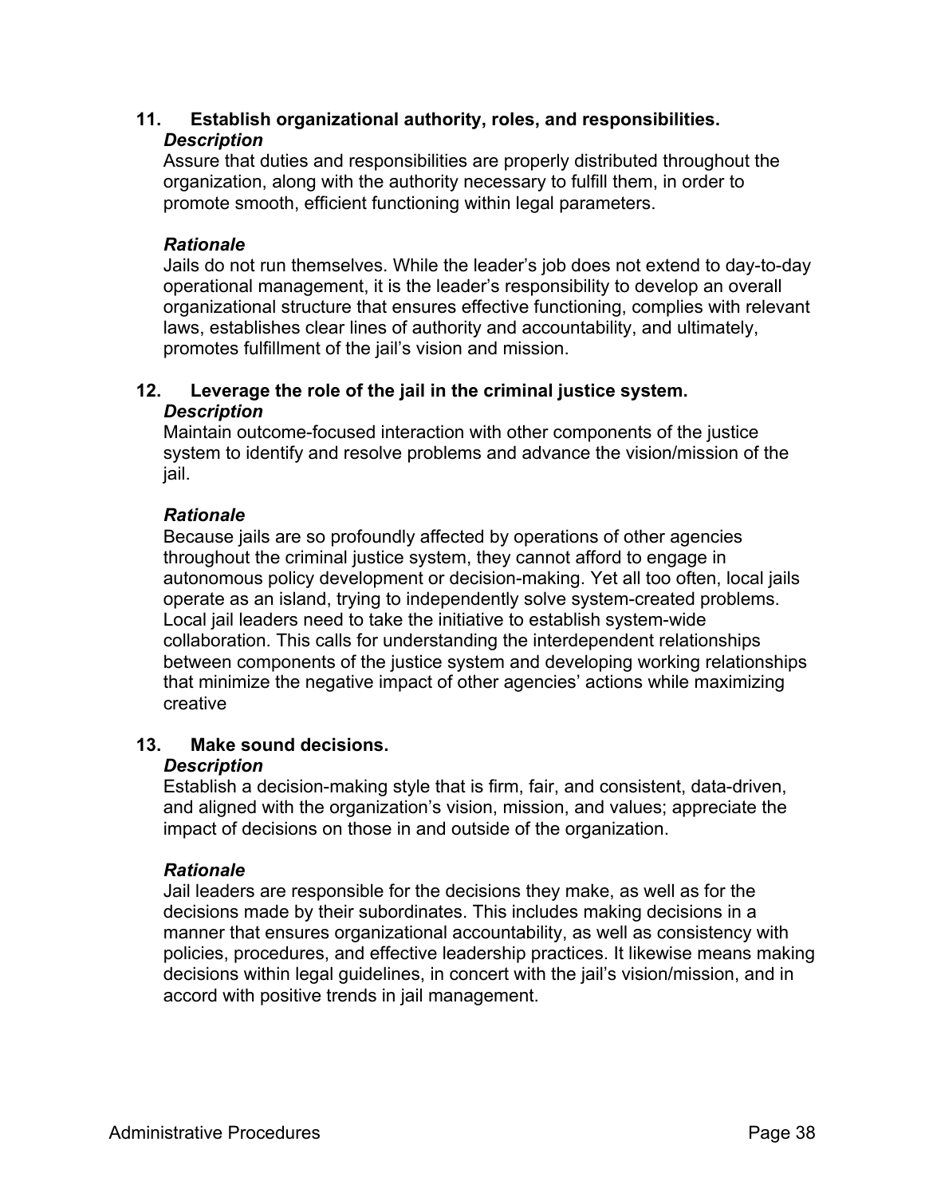**11. Establish organizational authority, roles, and responsibilities.**

***Description***

Assure that duties and responsibilities are properly distributed throughout the organization, along with the authority necessary to fulfill them, in order to promote smooth, efficient functioning within legal parameters.

***Rationale***

Jails do not run themselves. While the leader's job does not extend to day-to-day operational management, it is the leader's responsibility to develop an overall organizational structure that ensures effective functioning, complies with relevant laws, establishes clear lines of authority and accountability, and ultimately, promotes fulfillment of the jail's vision and mission.

**12. Leverage the role of the jail in the criminal justice system.**

***Description***

Maintain outcome-focused interaction with other components of the justice system to identify and resolve problems and advance the vision/mission of the jail.

***Rationale***

Because jails are so profoundly affected by operations of other agencies throughout the criminal justice system, they cannot afford to engage in autonomous policy development or decision-making. Yet all too often, local jails operate as an island, trying to independently solve system-created problems. Local jail leaders need to take the initiative to establish system-wide collaboration. This calls for understanding the interdependent relationships between components of the justice system and developing working relationships that minimize the negative impact of other agencies' actions while maximizing creative

**13. Make sound decisions.**

***Description***

Establish a decision-making style that is firm, fair, and consistent, data-driven, and aligned with the organization's vision, mission, and values; appreciate the impact of decisions on those in and outside of the organization.

***Rationale***

Jail leaders are responsible for the decisions they make, as well as for the decisions made by their subordinates. This includes making decisions in a manner that ensures organizational accountability, as well as consistency with policies, procedures, and effective leadership practices. It likewise means making decisions within legal guidelines, in concert with the jail's vision/mission, and in accord with positive trends in jail management.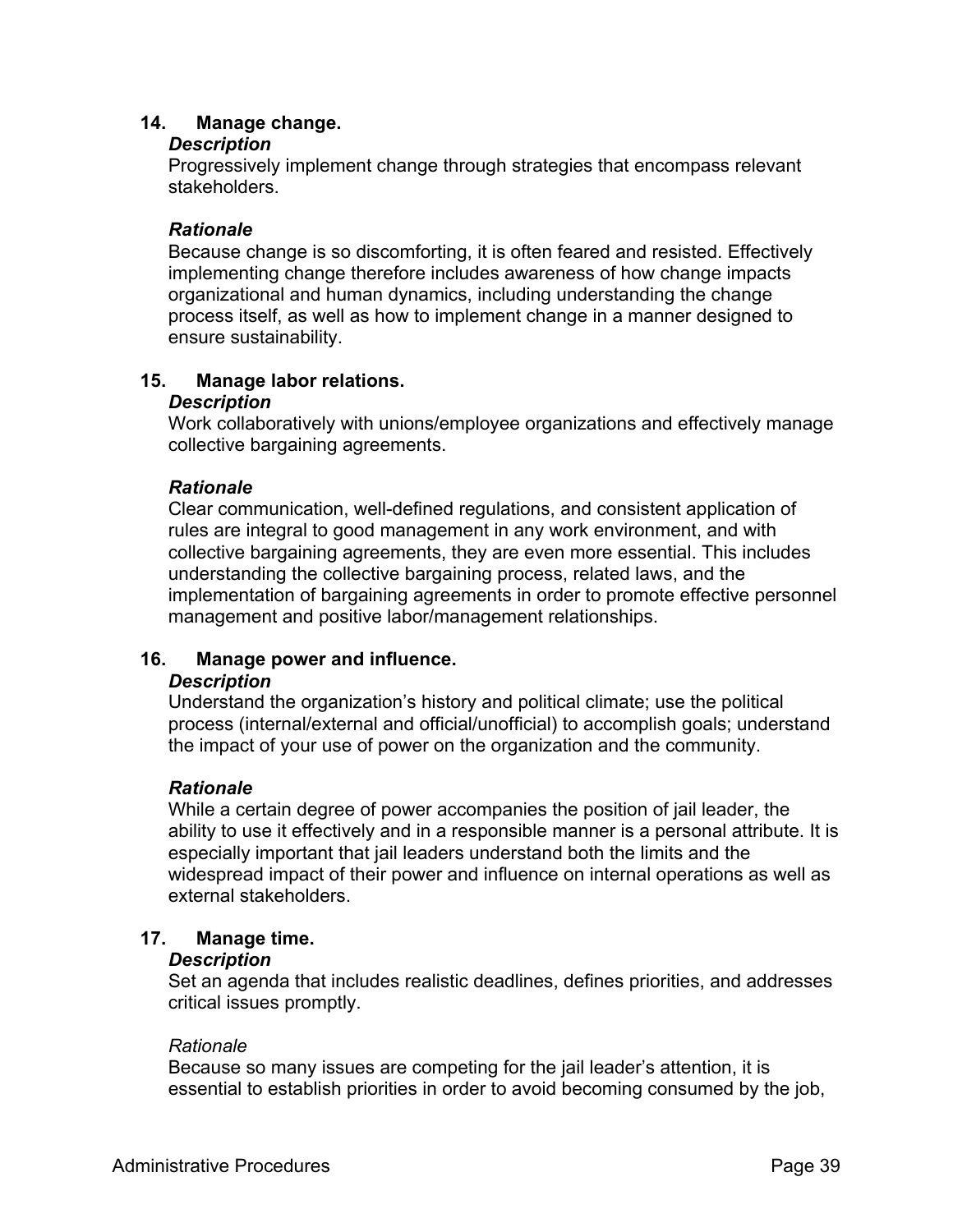**14. Manage change.**

***Description***

Progressively implement change through strategies that encompass relevant stakeholders.

***Rationale***

Because change is so discomforting, it is often feared and resisted. Effectively implementing change therefore includes awareness of how change impacts organizational and human dynamics, including understanding the change process itself, as well as how to implement change in a manner designed to ensure sustainability.

**15. Manage labor relations.**

***Description***

Work collaboratively with unions/employee organizations and effectively manage collective bargaining agreements.

***Rationale***

Clear communication, well-defined regulations, and consistent application of rules are integral to good management in any work environment, and with collective bargaining agreements, they are even more essential. This includes understanding the collective bargaining process, related laws, and the implementation of bargaining agreements in order to promote effective personnel management and positive labor/management relationships.

**16. Manage power and influence.**

***Description***

Understand the organization's history and political climate; use the political process (internal/external and official/unofficial) to accomplish goals; understand the impact of your use of power on the organization and the community.

***Rationale***

While a certain degree of power accompanies the position of jail leader, the ability to use it effectively and in a responsible manner is a personal attribute. It is especially important that jail leaders understand both the limits and the widespread impact of their power and influence on internal operations as well as external stakeholders.

**17. Manage time.**

***Description***

Set an agenda that includes realistic deadlines, defines priorities, and addresses critical issues promptly.

*Rationale*

Because so many issues are competing for the jail leader's attention, it is essential to establish priorities in order to avoid becoming consumed by the job,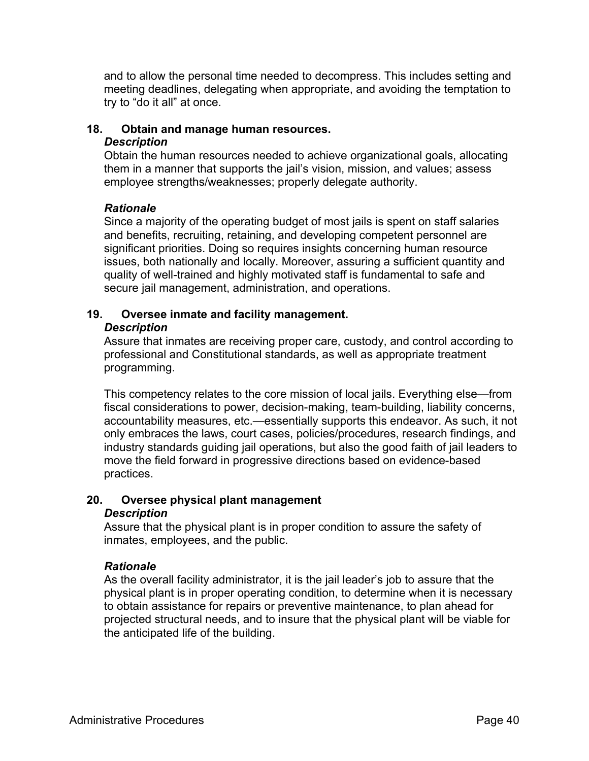and to allow the personal time needed to decompress. This includes setting and meeting deadlines, delegating when appropriate, and avoiding the temptation to try to "do it all" at once.

**18. Obtain and manage human resources.**

***Description***

Obtain the human resources needed to achieve organizational goals, allocating them in a manner that supports the jail's vision, mission, and values; assess employee strengths/weaknesses; properly delegate authority.

***Rationale***

Since a majority of the operating budget of most jails is spent on staff salaries and benefits, recruiting, retaining, and developing competent personnel are significant priorities. Doing so requires insights concerning human resource issues, both nationally and locally. Moreover, assuring a sufficient quantity and quality of well-trained and highly motivated staff is fundamental to safe and secure jail management, administration, and operations.

**19. Oversee inmate and facility management.**

***Description***

Assure that inmates are receiving proper care, custody, and control according to professional and Constitutional standards, as well as appropriate treatment programming.

This competency relates to the core mission of local jails. Everything else—from fiscal considerations to power, decision-making, team-building, liability concerns, accountability measures, etc.—essentially supports this endeavor. As such, it not only embraces the laws, court cases, policies/procedures, research findings, and industry standards guiding jail operations, but also the good faith of jail leaders to move the field forward in progressive directions based on evidence-based practices.

**20. Oversee physical plant management**

***Description***

Assure that the physical plant is in proper condition to assure the safety of inmates, employees, and the public.

***Rationale***

As the overall facility administrator, it is the jail leader's job to assure that the physical plant is in proper operating condition, to determine when it is necessary to obtain assistance for repairs or preventive maintenance, to plan ahead for projected structural needs, and to insure that the physical plant will be viable for the anticipated life of the building.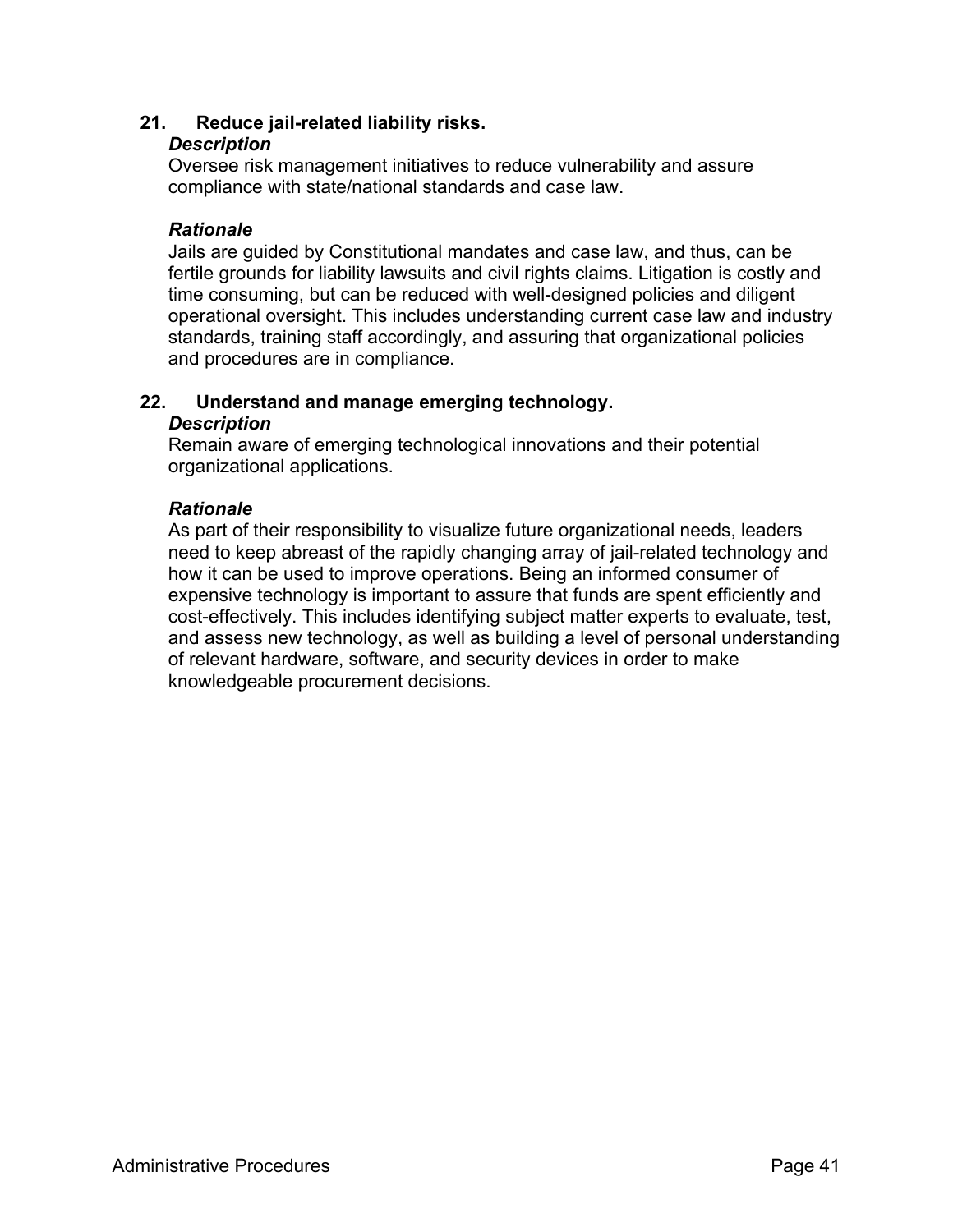**21. Reduce jail-related liability risks.**

***Description***

Oversee risk management initiatives to reduce vulnerability and assure compliance with state/national standards and case law.

***Rationale***

Jails are guided by Constitutional mandates and case law, and thus, can be fertile grounds for liability lawsuits and civil rights claims. Litigation is costly and time consuming, but can be reduced with well-designed policies and diligent operational oversight. This includes understanding current case law and industry standards, training staff accordingly, and assuring that organizational policies and procedures are in compliance.

**22. Understand and manage emerging technology.**

***Description***

Remain aware of emerging technological innovations and their potential organizational applications.

***Rationale***

As part of their responsibility to visualize future organizational needs, leaders need to keep abreast of the rapidly changing array of jail-related technology and how it can be used to improve operations. Being an informed consumer of expensive technology is important to assure that funds are spent efficiently and cost-effectively. This includes identifying subject matter experts to evaluate, test, and assess new technology, as well as building a level of personal understanding of relevant hardware, software, and security devices in order to make knowledgeable procurement decisions.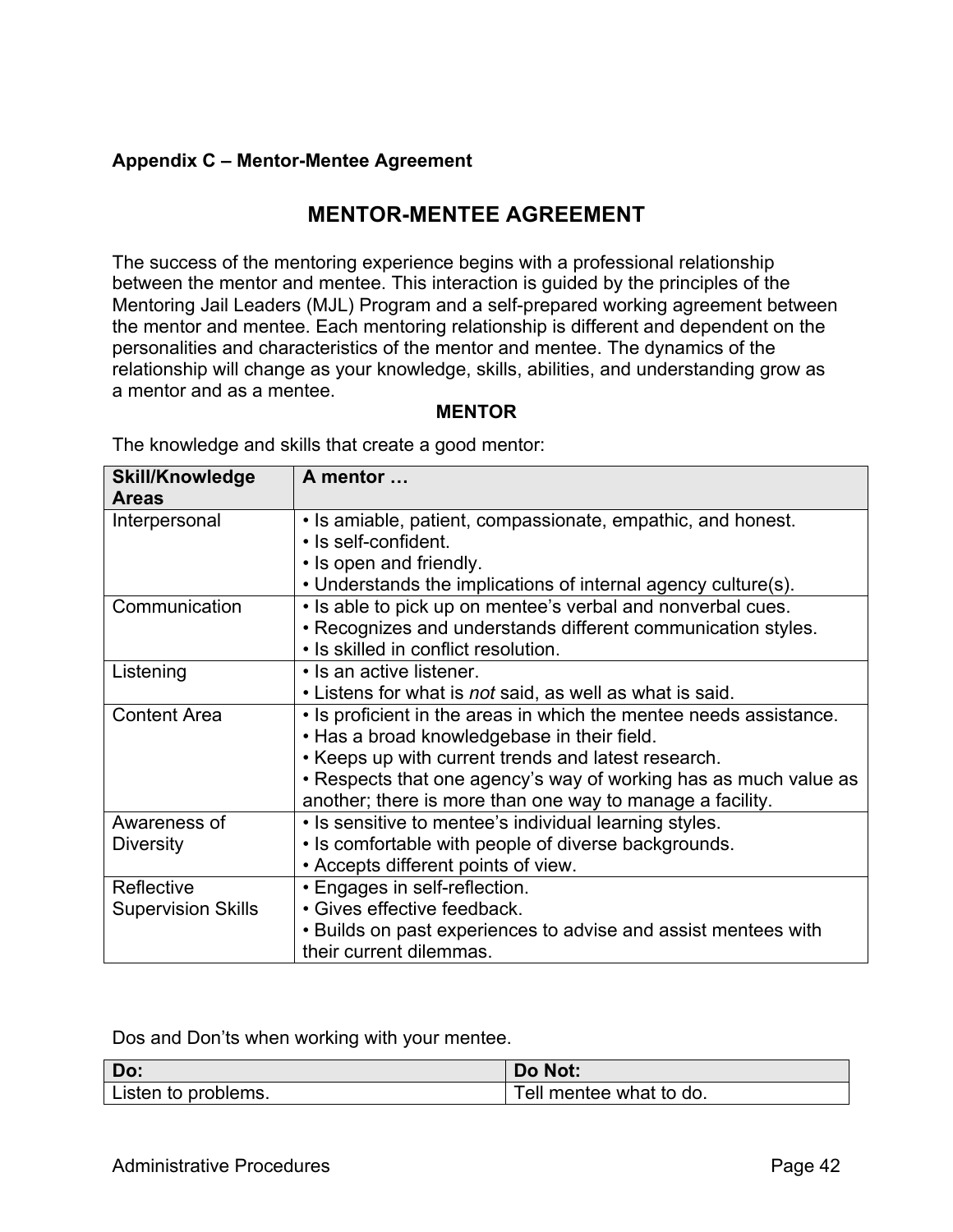**Appendix C – Mentor-Mentee Agreement**

# MENTOR-MENTEE AGREEMENT

The success of the mentoring experience begins with a professional relationship between the mentor and mentee. This interaction is guided by the principles of the Mentoring Jail Leaders (MJL) Program and a self-prepared working agreement between the mentor and mentee. Each mentoring relationship is different and dependent on the personalities and characteristics of the mentor and mentee. The dynamics of the relationship will change as your knowledge, skills, abilities, and understanding grow as a mentor and as a mentee.

**MENTOR**

The knowledge and skills that create a good mentor:

| Skill/Knowledge Areas | A mentor … |
|---|---|
| Interpersonal | • Is amiable, patient, compassionate, empathic, and honest.<br>• Is self-confident.<br>• Is open and friendly.<br>• Understands the implications of internal agency culture(s). |
| Communication | • Is able to pick up on mentee's verbal and nonverbal cues.<br>• Recognizes and understands different communication styles.<br>• Is skilled in conflict resolution. |
| Listening | • Is an active listener.<br>• Listens for what is *not* said, as well as what is said. |
| Content Area | • Is proficient in the areas in which the mentee needs assistance.<br>• Has a broad knowledgebase in their field.<br>• Keeps up with current trends and latest research.<br>• Respects that one agency's way of working has as much value as another; there is more than one way to manage a facility. |
| Awareness of Diversity | • Is sensitive to mentee's individual learning styles.<br>• Is comfortable with people of diverse backgrounds.<br>• Accepts different points of view. |
| Reflective Supervision Skills | • Engages in self-reflection.<br>• Gives effective feedback.<br>• Builds on past experiences to advise and assist mentees with their current dilemmas. |

Dos and Don'ts when working with your mentee.

| Do: | Do Not: |
|---|---|
| Listen to problems. | Tell mentee what to do. |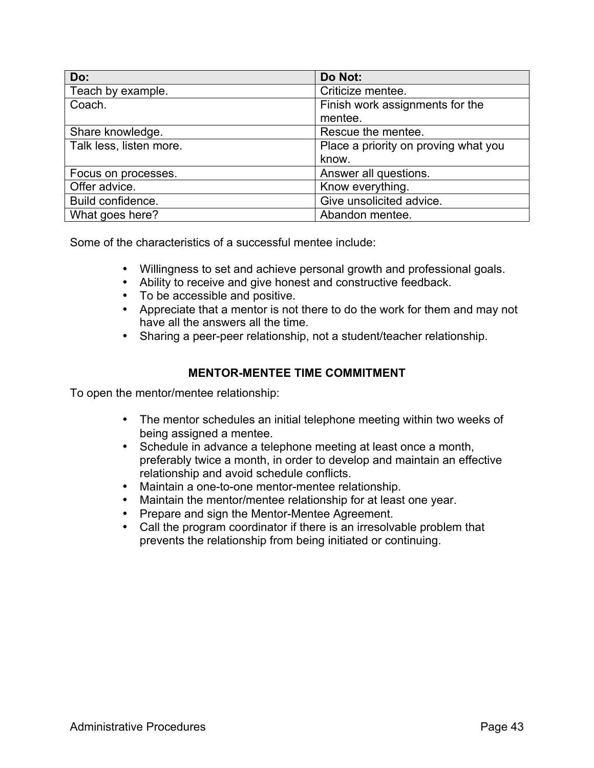| Do: | Do Not: |
| --- | --- |
| Teach by example. | Criticize mentee. |
| Coach. | Finish work assignments for the mentee. |
| Share knowledge. | Rescue the mentee. |
| Talk less, listen more. | Place a priority on proving what you know. |
| Focus on processes. | Answer all questions. |
| Offer advice. | Know everything. |
| Build confidence. | Give unsolicited advice. |
| What goes here? | Abandon mentee. |

Some of the characteristics of a successful mentee include:

- Willingness to set and achieve personal growth and professional goals.
- Ability to receive and give honest and constructive feedback.
- To be accessible and positive.
- Appreciate that a mentor is not there to do the work for them and may not have all the answers all the time.
- Sharing a peer-peer relationship, not a student/teacher relationship.

## MENTOR-MENTEE TIME COMMITMENT

To open the mentor/mentee relationship:

- The mentor schedules an initial telephone meeting within two weeks of being assigned a mentee.
- Schedule in advance a telephone meeting at least once a month, preferably twice a month, in order to develop and maintain an effective relationship and avoid schedule conflicts.
- Maintain a one-to-one mentor-mentee relationship.
- Maintain the mentor/mentee relationship for at least one year.
- Prepare and sign the Mentor-Mentee Agreement.
- Call the program coordinator if there is an irresolvable problem that prevents the relationship from being initiated or continuing.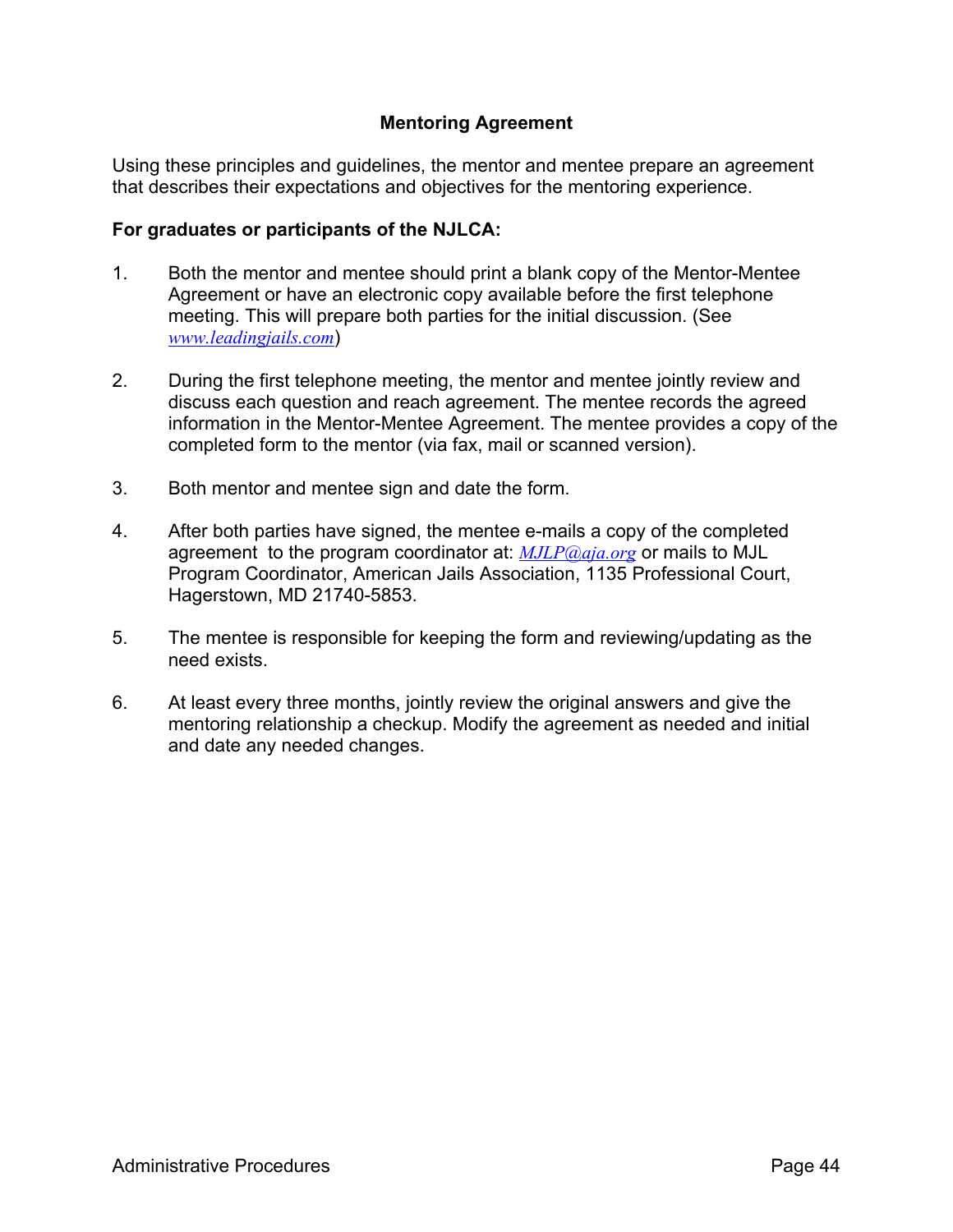## Mentoring Agreement

Using these principles and guidelines, the mentor and mentee prepare an agreement that describes their expectations and objectives for the mentoring experience.

**For graduates or participants of the NJLCA:**

1. Both the mentor and mentee should print a blank copy of the Mentor-Mentee Agreement or have an electronic copy available before the first telephone meeting. This will prepare both parties for the initial discussion. (See www.leadingjails.com)

2. During the first telephone meeting, the mentor and mentee jointly review and discuss each question and reach agreement. The mentee records the agreed information in the Mentor-Mentee Agreement. The mentee provides a copy of the completed form to the mentor (via fax, mail or scanned version).

3. Both mentor and mentee sign and date the form.

4. After both parties have signed, the mentee e-mails a copy of the completed agreement to the program coordinator at: MJLP@aja.org or mails to MJL Program Coordinator, American Jails Association, 1135 Professional Court, Hagerstown, MD 21740-5853.

5. The mentee is responsible for keeping the form and reviewing/updating as the need exists.

6. At least every three months, jointly review the original answers and give the mentoring relationship a checkup. Modify the agreement as needed and initial and date any needed changes.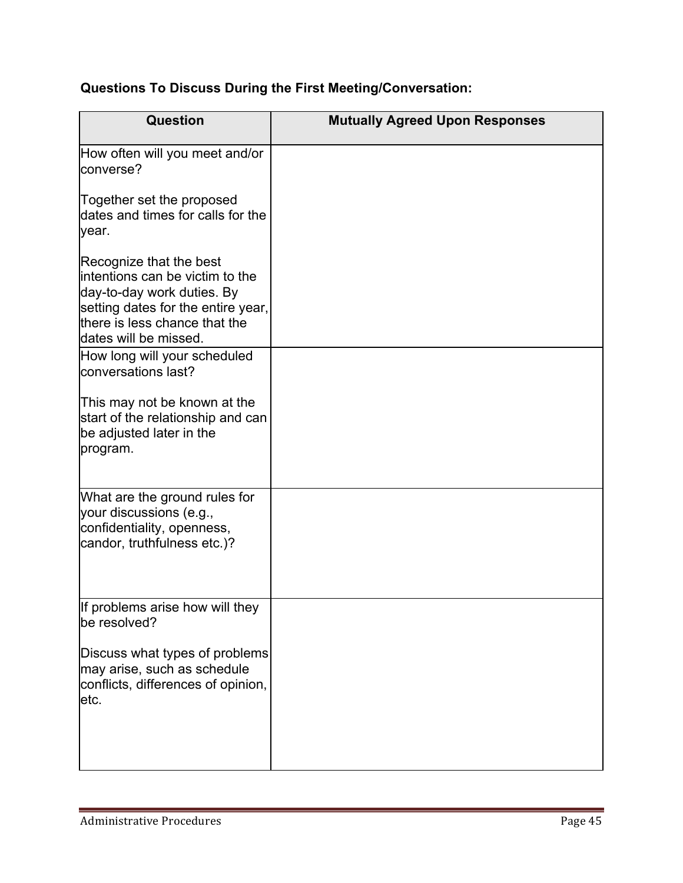**Questions To Discuss During the First Meeting/Conversation:**

| Question | Mutually Agreed Upon Responses |
| --- | --- |
| How often will you meet and/or converse?<br><br>Together set the proposed dates and times for calls for the year.<br><br>Recognize that the best intentions can be victim to the day-to-day work duties. By setting dates for the entire year, there is less chance that the dates will be missed. | |
| How long will your scheduled conversations last?<br><br>This may not be known at the start of the relationship and can be adjusted later in the program. | |
| What are the ground rules for your discussions (e.g., confidentiality, openness, candor, truthfulness etc.)? | |
| If problems arise how will they be resolved?<br><br>Discuss what types of problems may arise, such as schedule conflicts, differences of opinion, etc. | |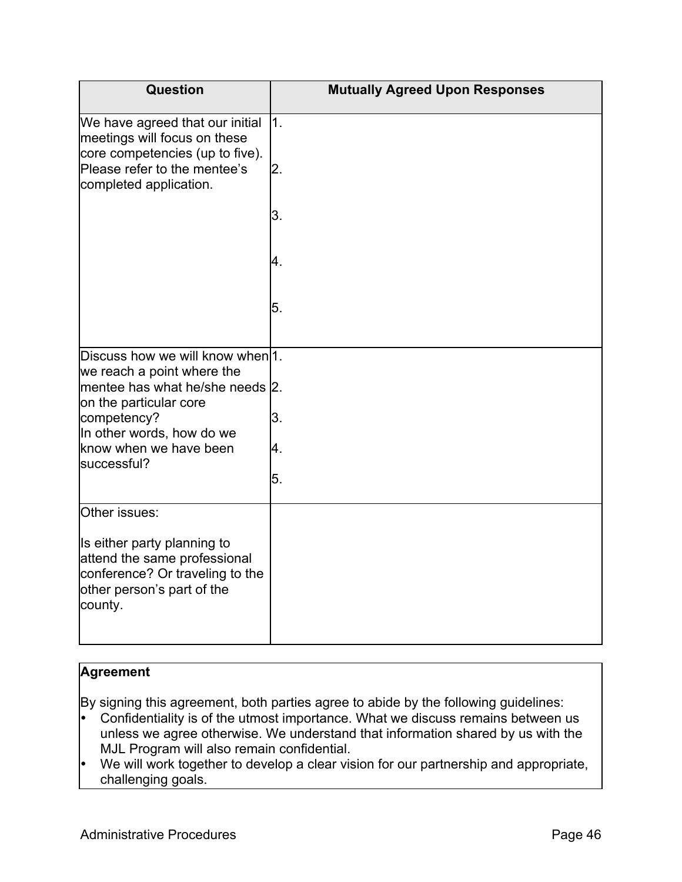| Question | Mutually Agreed Upon Responses |
|---|---|
| We have agreed that our initial meetings will focus on these core competencies (up to five). Please refer to the mentee's completed application. | 1.<br><br>2.<br><br>3.<br><br>4.<br><br>5. |
| Discuss how we will know when we reach a point where the mentee has what he/she needs on the particular core competency?<br>In other words, how do we know when we have been successful? | 1.<br>2.<br>3.<br>4.<br>5. |
| Other issues:<br><br>Is either party planning to attend the same professional conference? Or traveling to the other person's part of the county. | |

**Agreement**

By signing this agreement, both parties agree to abide by the following guidelines:

- Confidentiality is of the utmost importance. What we discuss remains between us unless we agree otherwise. We understand that information shared by us with the MJL Program will also remain confidential.
- We will work together to develop a clear vision for our partnership and appropriate, challenging goals.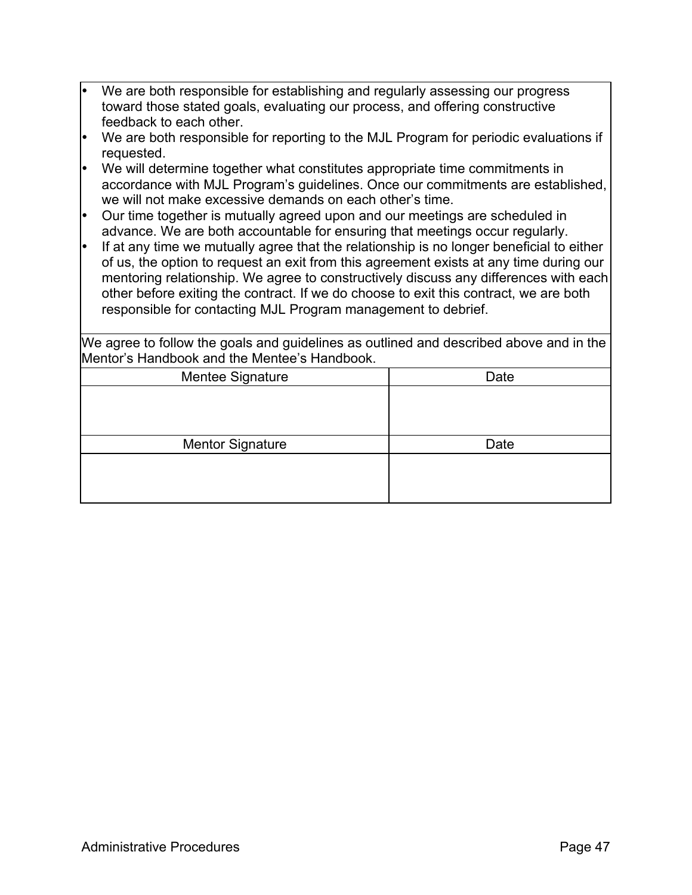- We are both responsible for establishing and regularly assessing our progress toward those stated goals, evaluating our process, and offering constructive feedback to each other.
- We are both responsible for reporting to the MJL Program for periodic evaluations if requested.
- We will determine together what constitutes appropriate time commitments in accordance with MJL Program's guidelines. Once our commitments are established, we will not make excessive demands on each other's time.
- Our time together is mutually agreed upon and our meetings are scheduled in advance. We are both accountable for ensuring that meetings occur regularly.
- If at any time we mutually agree that the relationship is no longer beneficial to either of us, the option to request an exit from this agreement exists at any time during our mentoring relationship. We agree to constructively discuss any differences with each other before exiting the contract. If we do choose to exit this contract, we are both responsible for contacting MJL Program management to debrief.

We agree to follow the goals and guidelines as outlined and described above and in the Mentor's Handbook and the Mentee's Handbook.

| Mentee Signature | Date |
|---|---|
| | |

| Mentor Signature | Date |
|---|---|
| | |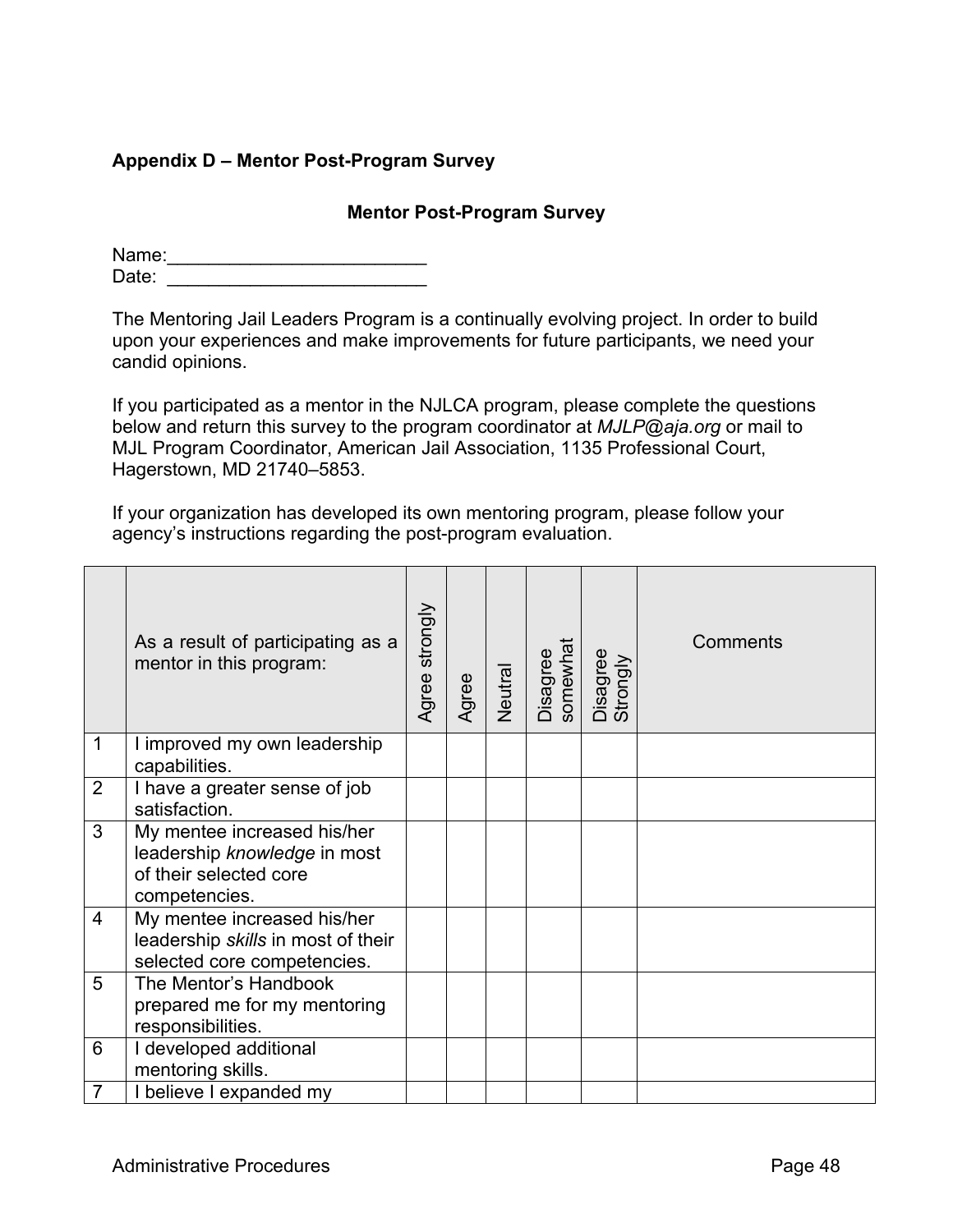## Appendix D – Mentor Post-Program Survey

### Mentor Post-Program Survey

Name:_________________________
Date: _________________________

The Mentoring Jail Leaders Program is a continually evolving project. In order to build upon your experiences and make improvements for future participants, we need your candid opinions.

If you participated as a mentor in the NJLCA program, please complete the questions below and return this survey to the program coordinator at *MJLP@aja.org* or mail to MJL Program Coordinator, American Jail Association, 1135 Professional Court, Hagerstown, MD 21740–5853.

If your organization has developed its own mentoring program, please follow your agency's instructions regarding the post-program evaluation.

| | As a result of participating as a mentor in this program: | Agree strongly | Agree | Neutral | Disagree somewhat | Disagree Strongly | Comments |
|---|---|---|---|---|---|---|---|
| 1 | I improved my own leadership capabilities. | | | | | | |
| 2 | I have a greater sense of job satisfaction. | | | | | | |
| 3 | My mentee increased his/her leadership *knowledge* in most of their selected core competencies. | | | | | | |
| 4 | My mentee increased his/her leadership *skills* in most of their selected core competencies. | | | | | | |
| 5 | The Mentor's Handbook prepared me for my mentoring responsibilities. | | | | | | |
| 6 | I developed additional mentoring skills. | | | | | | |
| 7 | I believe I expanded my | | | | | | |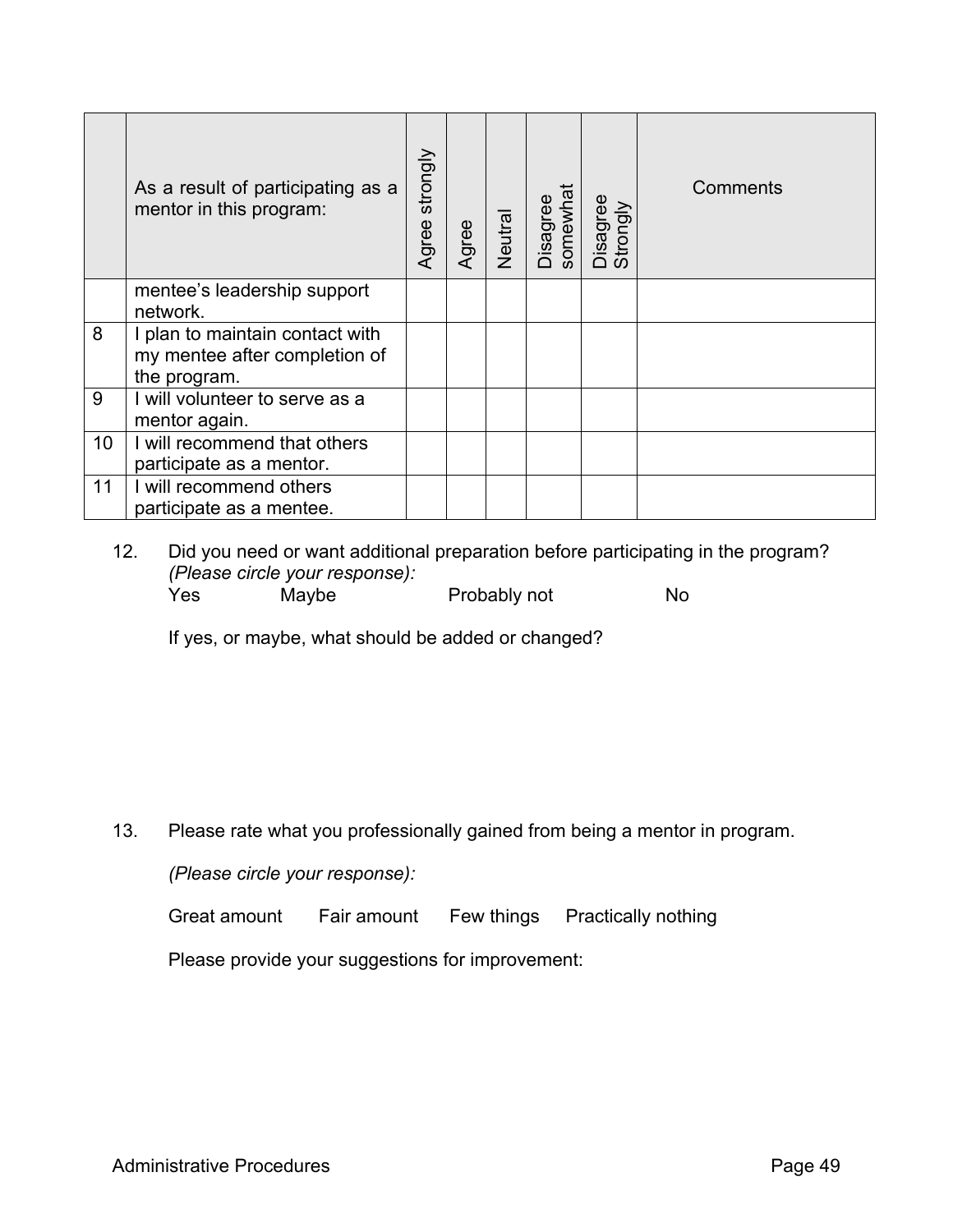| | As a result of participating as a mentor in this program: | Agree strongly | Agree | Neutral | Disagree somewhat | Disagree Strongly | Comments |
|---|---|---|---|---|---|---|---|
| | mentee's leadership support network. | | | | | | |
| 8 | I plan to maintain contact with my mentee after completion of the program. | | | | | | |
| 9 | I will volunteer to serve as a mentor again. | | | | | | |
| 10 | I will recommend that others participate as a mentor. | | | | | | |
| 11 | I will recommend others participate as a mentee. | | | | | | |

12. Did you need or want additional preparation before participating in the program? *(Please circle your response):*

    Yes Maybe Probably not No

    If yes, or maybe, what should be added or changed?

13. Please rate what you professionally gained from being a mentor in program.

    *(Please circle your response):*

    Great amount Fair amount Few things Practically nothing

    Please provide your suggestions for improvement: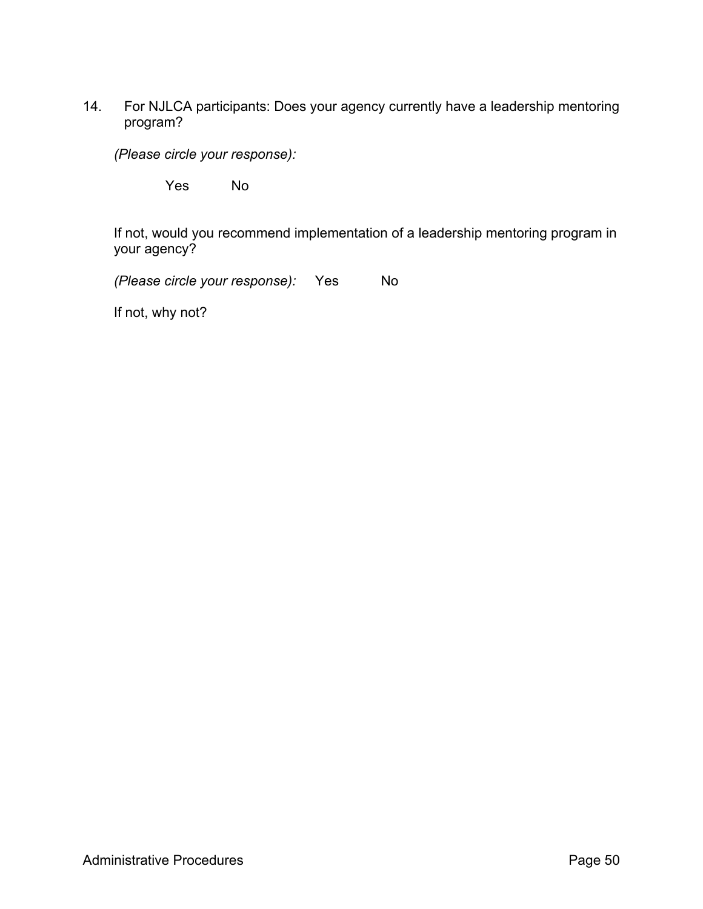14. For NJLCA participants: Does your agency currently have a leadership mentoring program?

    *(Please circle your response):*

    Yes No

    If not, would you recommend implementation of a leadership mentoring program in your agency?

    *(Please circle your response):* Yes No

    If not, why not?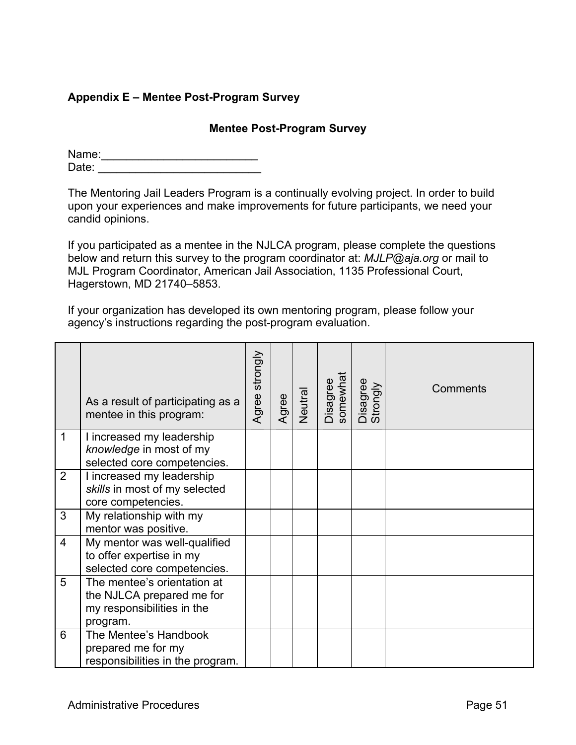**Appendix E – Mentee Post-Program Survey**

## Mentee Post-Program Survey

Name:_________________________
Date: __________________________

The Mentoring Jail Leaders Program is a continually evolving project. In order to build upon your experiences and make improvements for future participants, we need your candid opinions.

If you participated as a mentee in the NJLCA program, please complete the questions below and return this survey to the program coordinator at: *MJLP@aja.org* or mail to MJL Program Coordinator, American Jail Association, 1135 Professional Court, Hagerstown, MD 21740–5853.

If your organization has developed its own mentoring program, please follow your agency's instructions regarding the post-program evaluation.

| | As a result of participating as a mentee in this program: | Agree strongly | Agree | Neutral | Disagree somewhat | Disagree Strongly | Comments |
|---|---|---|---|---|---|---|---|
| 1 | I increased my leadership *knowledge* in most of my selected core competencies. | | | | | | |
| 2 | I increased my leadership *skills* in most of my selected core competencies. | | | | | | |
| 3 | My relationship with my mentor was positive. | | | | | | |
| 4 | My mentor was well-qualified to offer expertise in my selected core competencies. | | | | | | |
| 5 | The mentee's orientation at the NJLCA prepared me for my responsibilities in the program. | | | | | | |
| 6 | The Mentee's Handbook prepared me for my responsibilities in the program. | | | | | | |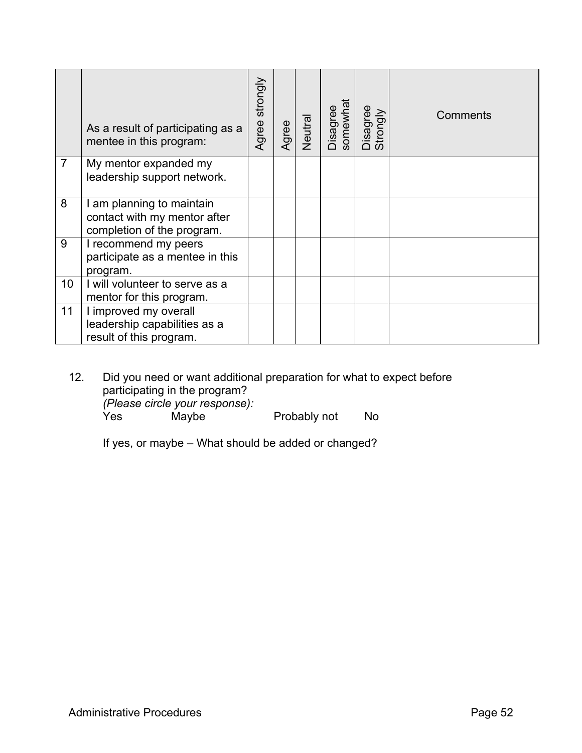| | As a result of participating as a mentee in this program: | Agree strongly | Agree | Neutral | Disagree somewhat | Disagree Strongly | Comments |
|---|---|---|---|---|---|---|---|
| 7 | My mentor expanded my leadership support network. | | | | | | |
| 8 | I am planning to maintain contact with my mentor after completion of the program. | | | | | | |
| 9 | I recommend my peers participate as a mentee in this program. | | | | | | |
| 10 | I will volunteer to serve as a mentor for this program. | | | | | | |
| 11 | I improved my overall leadership capabilities as a result of this program. | | | | | | |

12. Did you need or want additional preparation for what to expect before participating in the program?
    *(Please circle your response):*
    Yes Maybe Probably not No

    If yes, or maybe – What should be added or changed?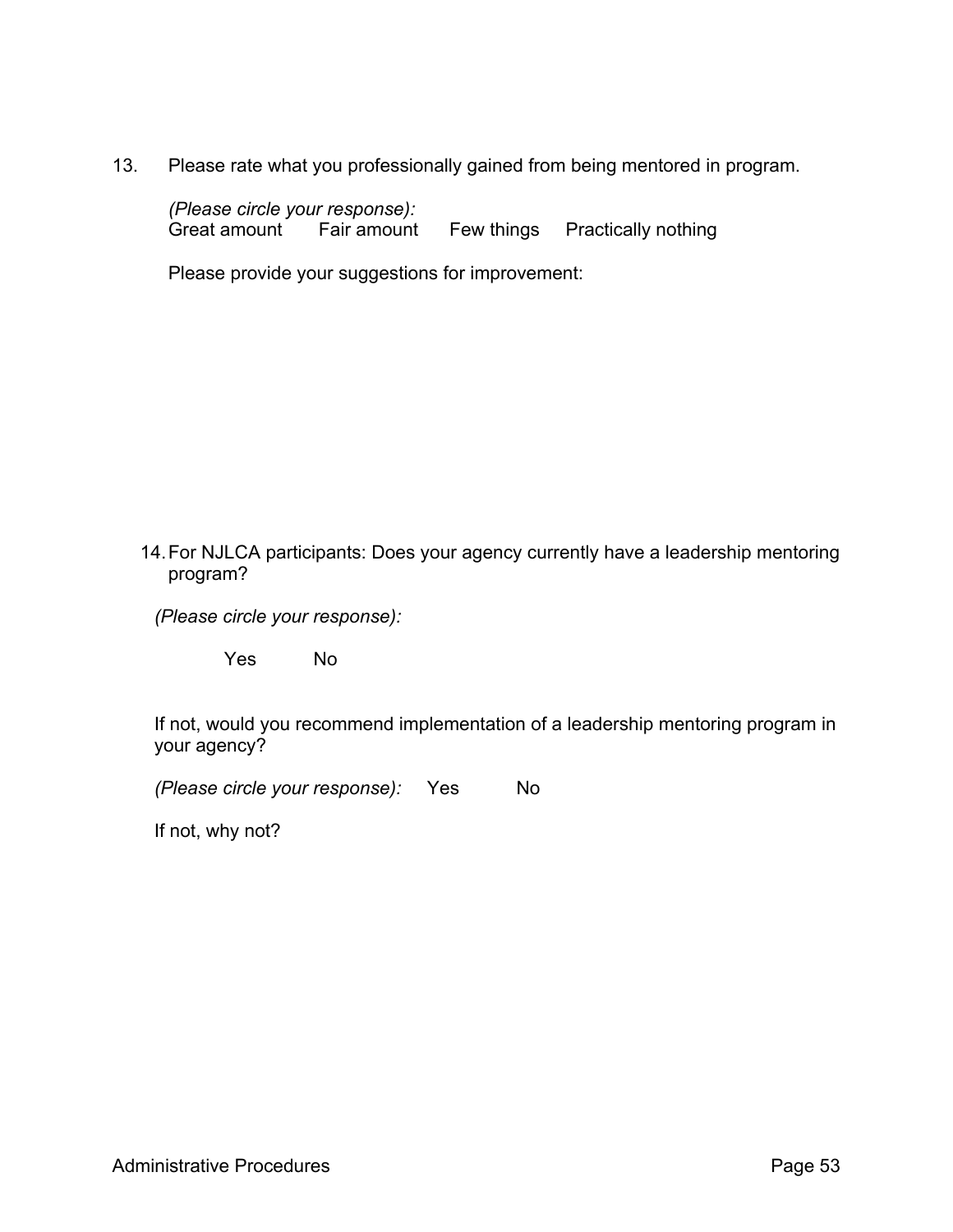13. Please rate what you professionally gained from being mentored in program.

    *(Please circle your response):*
    Great amount    Fair amount    Few things    Practically nothing

    Please provide your suggestions for improvement:

14. For NJLCA participants: Does your agency currently have a leadership mentoring program?

    *(Please circle your response):*

    Yes    No

    If not, would you recommend implementation of a leadership mentoring program in your agency?

    *(Please circle your response):*    Yes    No

    If not, why not?